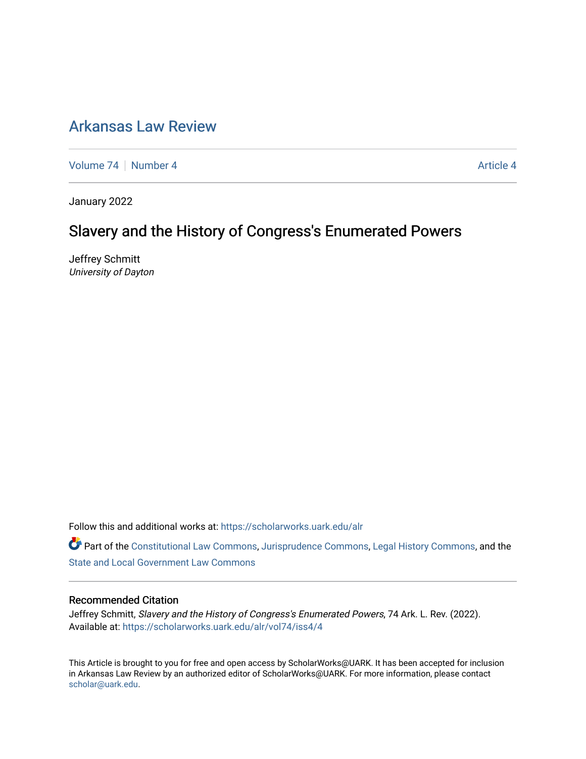# Arkansas Law Review

Volume 74 | Number 4 | Article 4

January 2022

## Slavery and the History of Congress's Enumerated Powers

Jeffrey Schmitt
*University of Dayton*

Follow this and additional works at: https://scholarworks.uark.edu/alr

Part of the Constitutional Law Commons, Jurisprudence Commons, Legal History Commons, and the State and Local Government Law Commons

### Recommended Citation

Jeffrey Schmitt, *Slavery and the History of Congress's Enumerated Powers*, 74 Ark. L. Rev. (2022).
Available at: https://scholarworks.uark.edu/alr/vol74/iss4/4

This Article is brought to you for free and open access by ScholarWorks@UARK. It has been accepted for inclusion in Arkansas Law Review by an authorized editor of ScholarWorks@UARK. For more information, please contact scholar@uark.edu.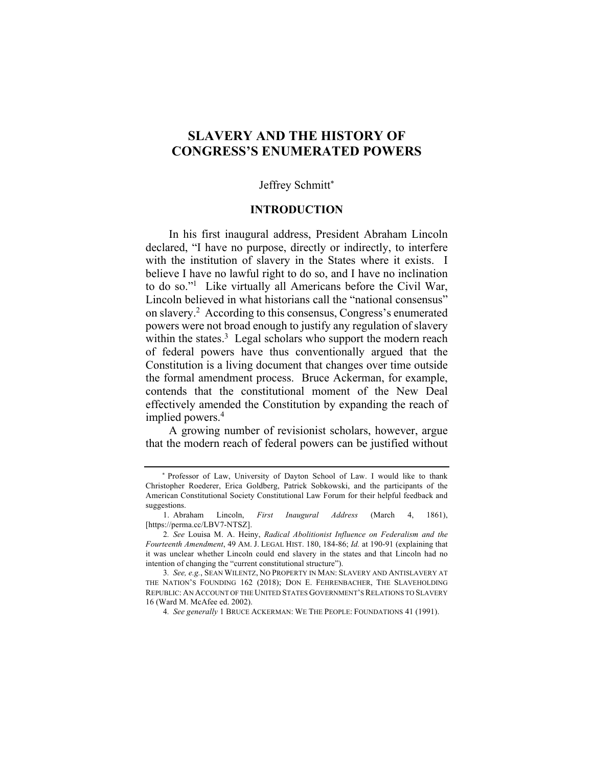# SLAVERY AND THE HISTORY OF CONGRESS'S ENUMERATED POWERS

Jeffrey Schmitt*

## INTRODUCTION

In his first inaugural address, President Abraham Lincoln declared, "I have no purpose, directly or indirectly, to interfere with the institution of slavery in the States where it exists. I believe I have no lawful right to do so, and I have no inclination to do so."[1] Like virtually all Americans before the Civil War, Lincoln believed in what historians call the "national consensus" on slavery.[2] According to this consensus, Congress's enumerated powers were not broad enough to justify any regulation of slavery within the states.[3] Legal scholars who support the modern reach of federal powers have thus conventionally argued that the Constitution is a living document that changes over time outside the formal amendment process. Bruce Ackerman, for example, contends that the constitutional moment of the New Deal effectively amended the Constitution by expanding the reach of implied powers.[4]

A growing number of revisionist scholars, however, argue that the modern reach of federal powers can be justified without

---

\* Professor of Law, University of Dayton School of Law. I would like to thank Christopher Roederer, Erica Goldberg, Patrick Sobkowski, and the participants of the American Constitutional Society Constitutional Law Forum for their helpful feedback and suggestions.

1. Abraham Lincoln, *First Inaugural Address* (March 4, 1861), [https://perma.cc/LBV7-NTSZ].

2. *See* Louisa M. A. Heiny, *Radical Abolitionist Influence on Federalism and the Fourteenth Amendment*, 49 AM. J. LEGAL HIST. 180, 184-86; *Id.* at 190-91 (explaining that it was unclear whether Lincoln could end slavery in the states and that Lincoln had no intention of changing the "current constitutional structure").

3. *See, e.g.*, SEAN WILENTZ, NO PROPERTY IN MAN: SLAVERY AND ANTISLAVERY AT THE NATION'S FOUNDING 162 (2018); DON E. FEHRENBACHER, THE SLAVEHOLDING REPUBLIC: AN ACCOUNT OF THE UNITED STATES GOVERNMENT'S RELATIONS TO SLAVERY 16 (Ward M. McAfee ed. 2002).

4. *See generally* 1 BRUCE ACKERMAN: WE THE PEOPLE: FOUNDATIONS 41 (1991).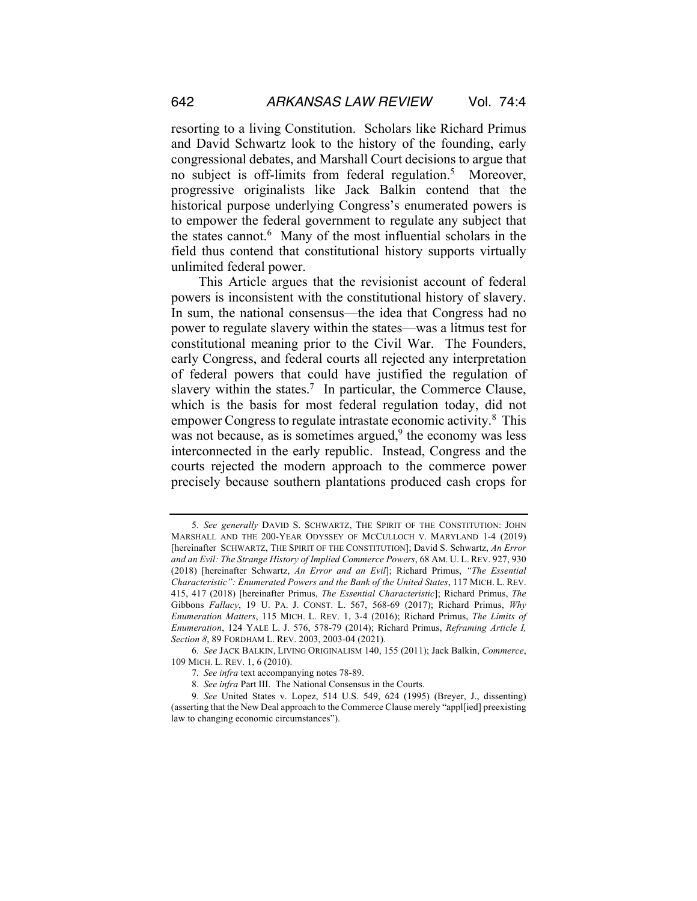resorting to a living Constitution. Scholars like Richard Primus and David Schwartz look to the history of the founding, early congressional debates, and Marshall Court decisions to argue that no subject is off-limits from federal regulation.[5] Moreover, progressive originalists like Jack Balkin contend that the historical purpose underlying Congress's enumerated powers is to empower the federal government to regulate any subject that the states cannot.[6] Many of the most influential scholars in the field thus contend that constitutional history supports virtually unlimited federal power.

This Article argues that the revisionist account of federal powers is inconsistent with the constitutional history of slavery. In sum, the national consensus—the idea that Congress had no power to regulate slavery within the states—was a litmus test for constitutional meaning prior to the Civil War. The Founders, early Congress, and federal courts all rejected any interpretation of federal powers that could have justified the regulation of slavery within the states.[7] In particular, the Commerce Clause, which is the basis for most federal regulation today, did not empower Congress to regulate intrastate economic activity.[8] This was not because, as is sometimes argued,[9] the economy was less interconnected in the early republic. Instead, Congress and the courts rejected the modern approach to the commerce power precisely because southern plantations produced cash crops for

---

5. *See generally* DAVID S. SCHWARTZ, THE SPIRIT OF THE CONSTITUTION: JOHN MARSHALL AND THE 200-YEAR ODYSSEY OF MCCULLOCH V. MARYLAND 1-4 (2019) [hereinafter SCHWARTZ, THE SPIRIT OF THE CONSTITUTION]; David S. Schwartz, *An Error and an Evil: The Strange History of Implied Commerce Powers*, 68 AM. U. L. REV. 927, 930 (2018) [hereinafter Schwartz, *An Error and an Evil*]; Richard Primus, *"The Essential Characteristic": Enumerated Powers and the Bank of the United States*, 117 MICH. L. REV. 415, 417 (2018) [hereinafter Primus, *The Essential Characteristic*]; Richard Primus, *The* Gibbons *Fallacy*, 19 U. PA. J. CONST. L. 567, 568-69 (2017); Richard Primus, *Why Enumeration Matters*, 115 MICH. L. REV. 1, 3-4 (2016); Richard Primus, *The Limits of Enumeration*, 124 YALE L. J. 576, 578-79 (2014); Richard Primus, *Reframing Article I, Section 8*, 89 FORDHAM L. REV. 2003, 2003-04 (2021).

6. *See* JACK BALKIN, LIVING ORIGINALISM 140, 155 (2011); Jack Balkin, *Commerce*, 109 MICH. L. REV. 1, 6 (2010).

7. *See infra* text accompanying notes 78-89.

8. *See infra* Part III. The National Consensus in the Courts.

9. *See* United States v. Lopez, 514 U.S. 549, 624 (1995) (Breyer, J., dissenting) (asserting that the New Deal approach to the Commerce Clause merely "appl[ied] preexisting law to changing economic circumstances").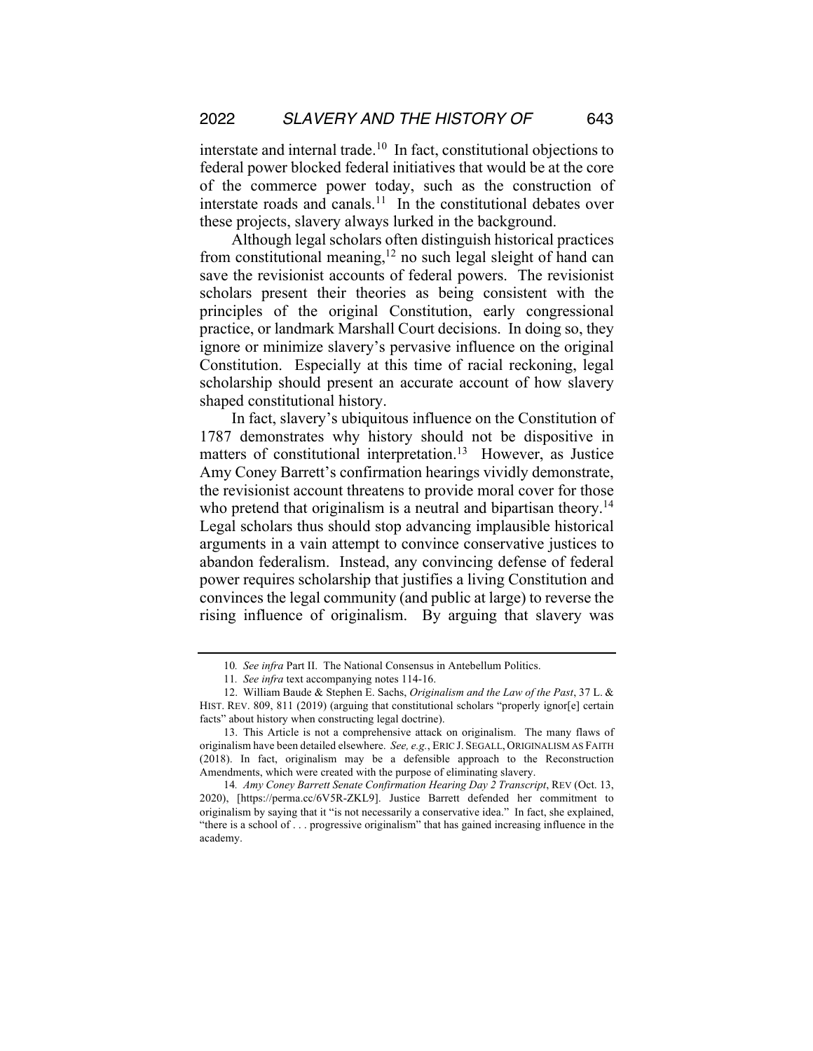interstate and internal trade.[10] In fact, constitutional objections to federal power blocked federal initiatives that would be at the core of the commerce power today, such as the construction of interstate roads and canals.[11] In the constitutional debates over these projects, slavery always lurked in the background.

Although legal scholars often distinguish historical practices from constitutional meaning,[12] no such legal sleight of hand can save the revisionist accounts of federal powers. The revisionist scholars present their theories as being consistent with the principles of the original Constitution, early congressional practice, or landmark Marshall Court decisions. In doing so, they ignore or minimize slavery's pervasive influence on the original Constitution. Especially at this time of racial reckoning, legal scholarship should present an accurate account of how slavery shaped constitutional history.

In fact, slavery's ubiquitous influence on the Constitution of 1787 demonstrates why history should not be dispositive in matters of constitutional interpretation.[13] However, as Justice Amy Coney Barrett's confirmation hearings vividly demonstrate, the revisionist account threatens to provide moral cover for those who pretend that originalism is a neutral and bipartisan theory.[14] Legal scholars thus should stop advancing implausible historical arguments in a vain attempt to convince conservative justices to abandon federalism. Instead, any convincing defense of federal power requires scholarship that justifies a living Constitution and convinces the legal community (and public at large) to reverse the rising influence of originalism. By arguing that slavery was

---

10. *See infra* Part II. The National Consensus in Antebellum Politics.

11. *See infra* text accompanying notes 114-16.

12. William Baude & Stephen E. Sachs, *Originalism and the Law of the Past*, 37 L. & HIST. REV. 809, 811 (2019) (arguing that constitutional scholars "properly ignor[e] certain facts" about history when constructing legal doctrine).

13. This Article is not a comprehensive attack on originalism. The many flaws of originalism have been detailed elsewhere. *See, e.g.*, ERIC J. SEGALL, ORIGINALISM AS FAITH (2018). In fact, originalism may be a defensible approach to the Reconstruction Amendments, which were created with the purpose of eliminating slavery.

14. *Amy Coney Barrett Senate Confirmation Hearing Day 2 Transcript*, REV (Oct. 13, 2020), [https://perma.cc/6V5R-ZKL9]. Justice Barrett defended her commitment to originalism by saying that it "is not necessarily a conservative idea." In fact, she explained, "there is a school of . . . progressive originalism" that has gained increasing influence in the academy.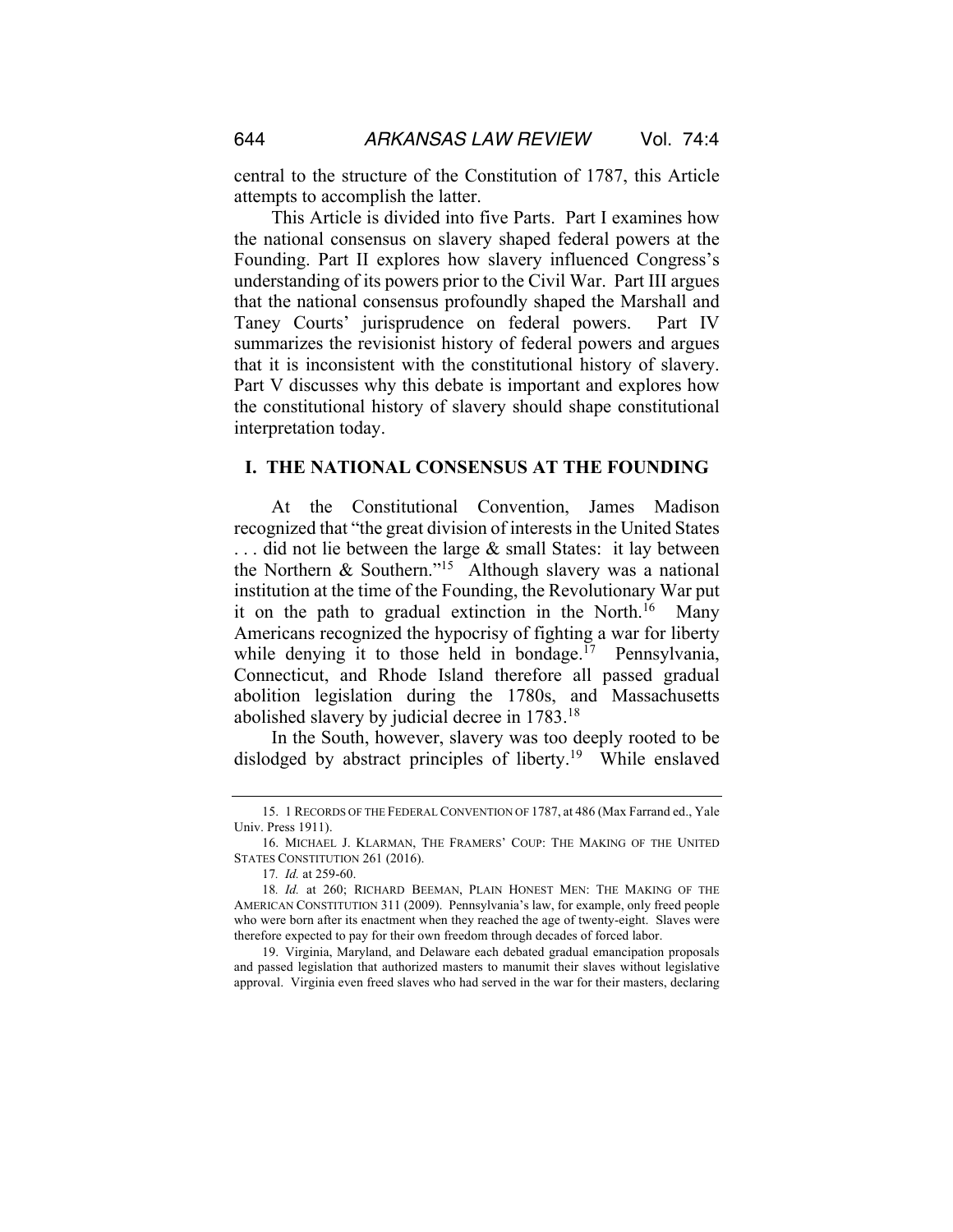central to the structure of the Constitution of 1787, this Article attempts to accomplish the latter.

This Article is divided into five Parts. Part I examines how the national consensus on slavery shaped federal powers at the Founding. Part II explores how slavery influenced Congress's understanding of its powers prior to the Civil War. Part III argues that the national consensus profoundly shaped the Marshall and Taney Courts' jurisprudence on federal powers. Part IV summarizes the revisionist history of federal powers and argues that it is inconsistent with the constitutional history of slavery. Part V discusses why this debate is important and explores how the constitutional history of slavery should shape constitutional interpretation today.

## I. THE NATIONAL CONSENSUS AT THE FOUNDING

At the Constitutional Convention, James Madison recognized that "the great division of interests in the United States . . . did not lie between the large & small States: it lay between the Northern & Southern."[15] Although slavery was a national institution at the time of the Founding, the Revolutionary War put it on the path to gradual extinction in the North.[16] Many Americans recognized the hypocrisy of fighting a war for liberty while denying it to those held in bondage.[17] Pennsylvania, Connecticut, and Rhode Island therefore all passed gradual abolition legislation during the 1780s, and Massachusetts abolished slavery by judicial decree in 1783.[18]

In the South, however, slavery was too deeply rooted to be dislodged by abstract principles of liberty.[19] While enslaved

---

15. 1 RECORDS OF THE FEDERAL CONVENTION OF 1787, at 486 (Max Farrand ed., Yale Univ. Press 1911).

16. MICHAEL J. KLARMAN, THE FRAMERS' COUP: THE MAKING OF THE UNITED STATES CONSTITUTION 261 (2016).

17. *Id.* at 259-60.

18. *Id.* at 260; RICHARD BEEMAN, PLAIN HONEST MEN: THE MAKING OF THE AMERICAN CONSTITUTION 311 (2009). Pennsylvania's law, for example, only freed people who were born after its enactment when they reached the age of twenty-eight. Slaves were therefore expected to pay for their own freedom through decades of forced labor.

19. Virginia, Maryland, and Delaware each debated gradual emancipation proposals and passed legislation that authorized masters to manumit their slaves without legislative approval. Virginia even freed slaves who had served in the war for their masters, declaring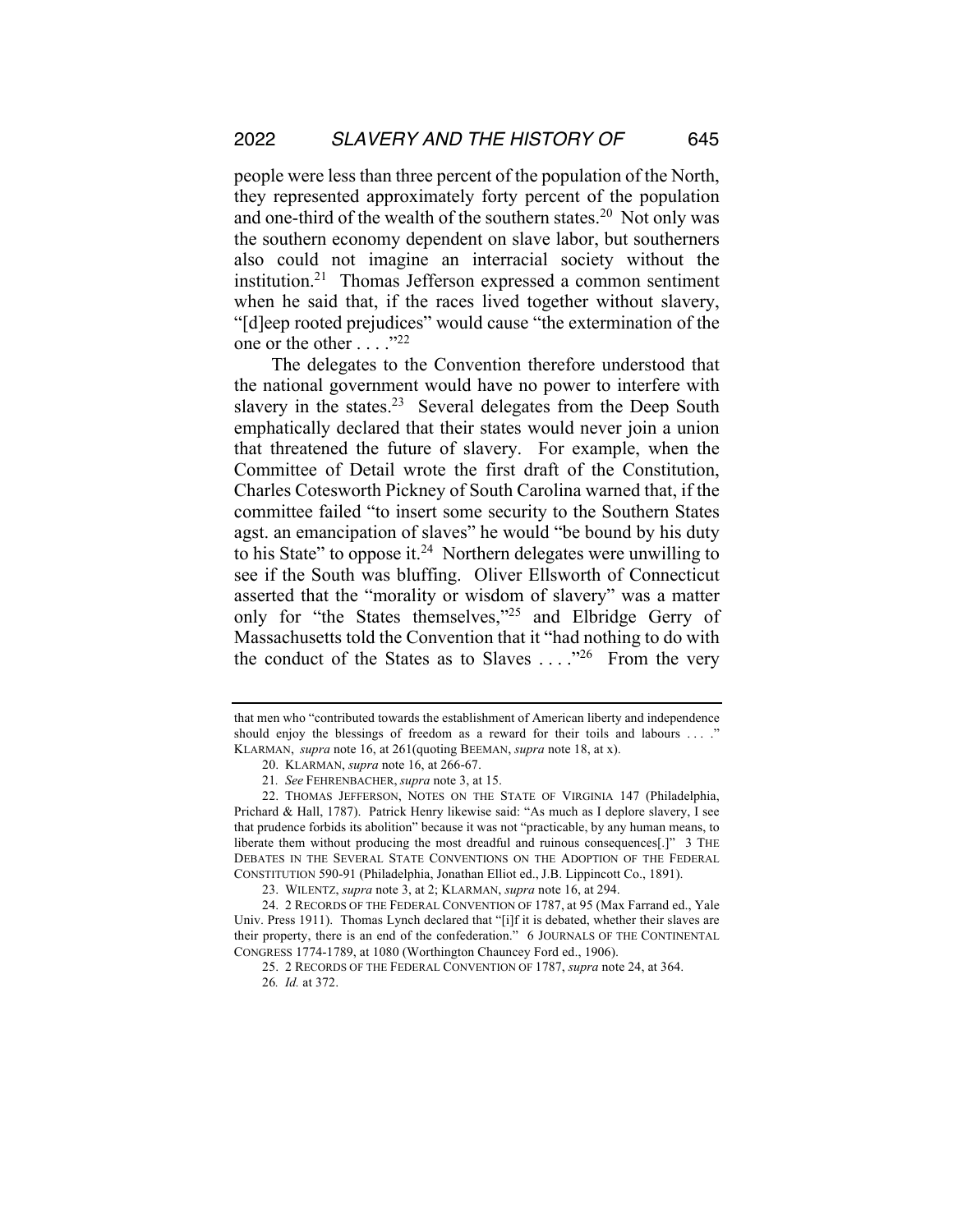people were less than three percent of the population of the North, they represented approximately forty percent of the population and one-third of the wealth of the southern states.[20] Not only was the southern economy dependent on slave labor, but southerners also could not imagine an interracial society without the institution.[21] Thomas Jefferson expressed a common sentiment when he said that, if the races lived together without slavery, "[d]eep rooted prejudices" would cause "the extermination of the one or the other . . . ."[22]

The delegates to the Convention therefore understood that the national government would have no power to interfere with slavery in the states.[23] Several delegates from the Deep South emphatically declared that their states would never join a union that threatened the future of slavery. For example, when the Committee of Detail wrote the first draft of the Constitution, Charles Cotesworth Pickney of South Carolina warned that, if the committee failed "to insert some security to the Southern States agst. an emancipation of slaves" he would "be bound by his duty to his State" to oppose it.[24] Northern delegates were unwilling to see if the South was bluffing. Oliver Ellsworth of Connecticut asserted that the "morality or wisdom of slavery" was a matter only for "the States themselves,"[25] and Elbridge Gerry of Massachusetts told the Convention that it "had nothing to do with the conduct of the States as to Slaves . . . ."[26] From the very

---

that men who "contributed towards the establishment of American liberty and independence should enjoy the blessings of freedom as a reward for their toils and labours . . . ." KLARMAN, *supra* note 16, at 261(quoting BEEMAN, *supra* note 18, at x).

20. KLARMAN, *supra* note 16, at 266-67.

21. *See* FEHRENBACHER, *supra* note 3, at 15.

22. THOMAS JEFFERSON, NOTES ON THE STATE OF VIRGINIA 147 (Philadelphia, Prichard & Hall, 1787). Patrick Henry likewise said: "As much as I deplore slavery, I see that prudence forbids its abolition" because it was not "practicable, by any human means, to liberate them without producing the most dreadful and ruinous consequences[.]" 3 THE DEBATES IN THE SEVERAL STATE CONVENTIONS ON THE ADOPTION OF THE FEDERAL CONSTITUTION 590-91 (Philadelphia, Jonathan Elliot ed., J.B. Lippincott Co., 1891).

23. WILENTZ, *supra* note 3, at 2; KLARMAN, *supra* note 16, at 294.

24. 2 RECORDS OF THE FEDERAL CONVENTION OF 1787, at 95 (Max Farrand ed., Yale Univ. Press 1911). Thomas Lynch declared that "[i]f it is debated, whether their slaves are their property, there is an end of the confederation." 6 JOURNALS OF THE CONTINENTAL CONGRESS 1774-1789, at 1080 (Worthington Chauncey Ford ed., 1906).

25. 2 RECORDS OF THE FEDERAL CONVENTION OF 1787, *supra* note 24, at 364.

26. *Id.* at 372.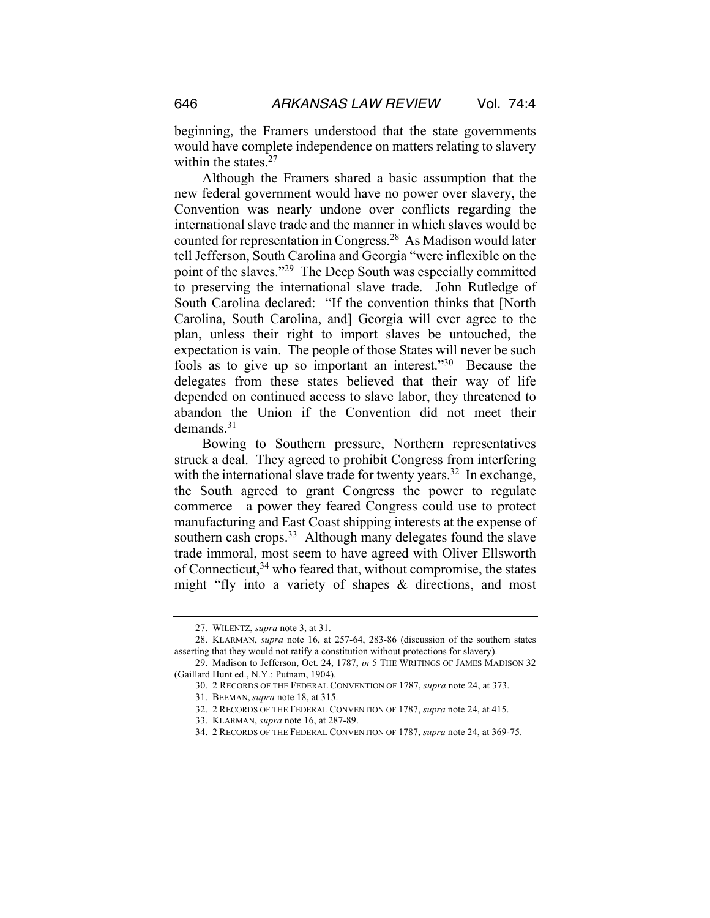beginning, the Framers understood that the state governments would have complete independence on matters relating to slavery within the states.[27]

Although the Framers shared a basic assumption that the new federal government would have no power over slavery, the Convention was nearly undone over conflicts regarding the international slave trade and the manner in which slaves would be counted for representation in Congress.[28] As Madison would later tell Jefferson, South Carolina and Georgia "were inflexible on the point of the slaves."[29] The Deep South was especially committed to preserving the international slave trade. John Rutledge of South Carolina declared: "If the convention thinks that [North Carolina, South Carolina, and] Georgia will ever agree to the plan, unless their right to import slaves be untouched, the expectation is vain. The people of those States will never be such fools as to give up so important an interest."[30] Because the delegates from these states believed that their way of life depended on continued access to slave labor, they threatened to abandon the Union if the Convention did not meet their demands.[31]

Bowing to Southern pressure, Northern representatives struck a deal. They agreed to prohibit Congress from interfering with the international slave trade for twenty years.[32] In exchange, the South agreed to grant Congress the power to regulate commerce—a power they feared Congress could use to protect manufacturing and East Coast shipping interests at the expense of southern cash crops.[33] Although many delegates found the slave trade immoral, most seem to have agreed with Oliver Ellsworth of Connecticut,[34] who feared that, without compromise, the states might "fly into a variety of shapes & directions, and most

---

27. WILENTZ, *supra* note 3, at 31.

28. KLARMAN, *supra* note 16, at 257-64, 283-86 (discussion of the southern states asserting that they would not ratify a constitution without protections for slavery).

29. Madison to Jefferson, Oct. 24, 1787, *in* 5 THE WRITINGS OF JAMES MADISON 32 (Gaillard Hunt ed., N.Y.: Putnam, 1904).

30. 2 RECORDS OF THE FEDERAL CONVENTION OF 1787, *supra* note 24, at 373.

31. BEEMAN, *supra* note 18, at 315.

32. 2 RECORDS OF THE FEDERAL CONVENTION OF 1787, *supra* note 24, at 415.

33. KLARMAN, *supra* note 16, at 287-89.

34. 2 RECORDS OF THE FEDERAL CONVENTION OF 1787, *supra* note 24, at 369-75.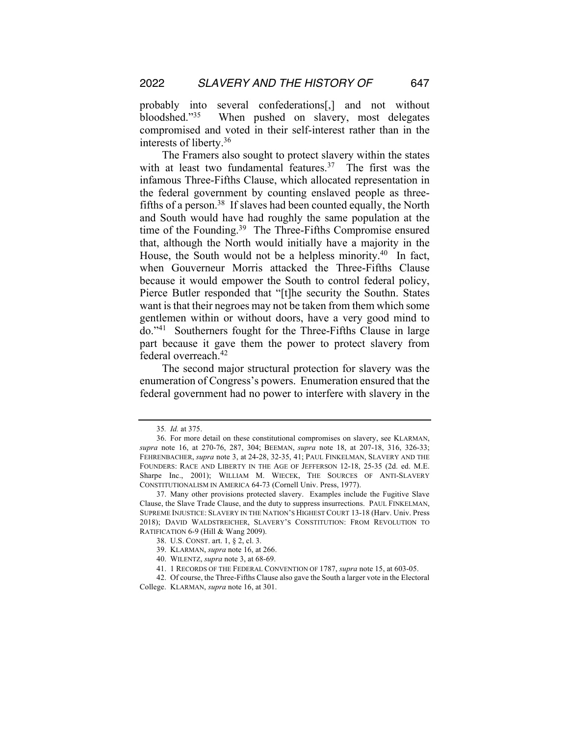probably into several confederations[,] and not without bloodshed."[35] When pushed on slavery, most delegates compromised and voted in their self-interest rather than in the interests of liberty.[36]

The Framers also sought to protect slavery within the states with at least two fundamental features.[37] The first was the infamous Three-Fifths Clause, which allocated representation in the federal government by counting enslaved people as three-fifths of a person.[38] If slaves had been counted equally, the North and South would have had roughly the same population at the time of the Founding.[39] The Three-Fifths Compromise ensured that, although the North would initially have a majority in the House, the South would not be a helpless minority.[40] In fact, when Gouverneur Morris attacked the Three-Fifths Clause because it would empower the South to control federal policy, Pierce Butler responded that "[t]he security the Southn. States want is that their negroes may not be taken from them which some gentlemen within or without doors, have a very good mind to do."[41] Southerners fought for the Three-Fifths Clause in large part because it gave them the power to protect slavery from federal overreach.[42]

The second major structural protection for slavery was the enumeration of Congress's powers. Enumeration ensured that the federal government had no power to interfere with slavery in the

---

35. *Id.* at 375.

36. For more detail on these constitutional compromises on slavery, see KLARMAN, *supra* note 16, at 270-76, 287, 304; BEEMAN, *supra* note 18, at 207-18, 316, 326-33; FEHRENBACHER, *supra* note 3, at 24-28, 32-35, 41; PAUL FINKELMAN, SLAVERY AND THE FOUNDERS: RACE AND LIBERTY IN THE AGE OF JEFFERSON 12-18, 25-35 (2d. ed. M.E. Sharpe Inc., 2001); WILLIAM M. WIECEK, THE SOURCES OF ANTI-SLAVERY CONSTITUTIONALISM IN AMERICA 64-73 (Cornell Univ. Press, 1977).

37. Many other provisions protected slavery. Examples include the Fugitive Slave Clause, the Slave Trade Clause, and the duty to suppress insurrections. PAUL FINKELMAN, SUPREME INJUSTICE: SLAVERY IN THE NATION'S HIGHEST COURT 13-18 (Harv. Univ. Press 2018); DAVID WALDSTREICHER, SLAVERY'S CONSTITUTION: FROM REVOLUTION TO RATIFICATION 6-9 (Hill & Wang 2009).

38. U.S. CONST. art. 1, § 2, cl. 3.

39. KLARMAN, *supra* note 16, at 266.

40. WILENTZ, *supra* note 3, at 68-69.

41. 1 RECORDS OF THE FEDERAL CONVENTION OF 1787, *supra* note 15, at 603-05.

42. Of course, the Three-Fifths Clause also gave the South a larger vote in the Electoral College. KLARMAN, *supra* note 16, at 301.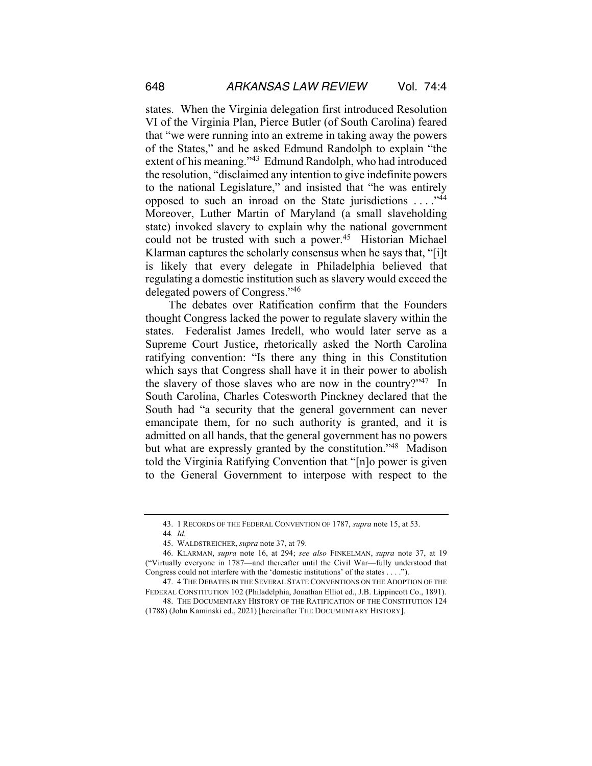states. When the Virginia delegation first introduced Resolution VI of the Virginia Plan, Pierce Butler (of South Carolina) feared that "we were running into an extreme in taking away the powers of the States," and he asked Edmund Randolph to explain "the extent of his meaning."[43] Edmund Randolph, who had introduced the resolution, "disclaimed any intention to give indefinite powers to the national Legislature," and insisted that "he was entirely opposed to such an inroad on the State jurisdictions . . . ."[44] Moreover, Luther Martin of Maryland (a small slaveholding state) invoked slavery to explain why the national government could not be trusted with such a power.[45] Historian Michael Klarman captures the scholarly consensus when he says that, "[i]t is likely that every delegate in Philadelphia believed that regulating a domestic institution such as slavery would exceed the delegated powers of Congress."[46]

The debates over Ratification confirm that the Founders thought Congress lacked the power to regulate slavery within the states. Federalist James Iredell, who would later serve as a Supreme Court Justice, rhetorically asked the North Carolina ratifying convention: "Is there any thing in this Constitution which says that Congress shall have it in their power to abolish the slavery of those slaves who are now in the country?"[47] In South Carolina, Charles Cotesworth Pinckney declared that the South had "a security that the general government can never emancipate them, for no such authority is granted, and it is admitted on all hands, that the general government has no powers but what are expressly granted by the constitution."[48] Madison told the Virginia Ratifying Convention that "[n]o power is given to the General Government to interpose with respect to the

---

43. 1 RECORDS OF THE FEDERAL CONVENTION OF 1787, *supra* note 15, at 53.

44. *Id.*

45. WALDSTREICHER, *supra* note 37, at 79.

46. KLARMAN, *supra* note 16, at 294; *see also* FINKELMAN, *supra* note 37, at 19 ("Virtually everyone in 1787—and thereafter until the Civil War—fully understood that Congress could not interfere with the 'domestic institutions' of the states . . . .").

47. 4 THE DEBATES IN THE SEVERAL STATE CONVENTIONS ON THE ADOPTION OF THE FEDERAL CONSTITUTION 102 (Philadelphia, Jonathan Elliot ed., J.B. Lippincott Co., 1891).

48. THE DOCUMENTARY HISTORY OF THE RATIFICATION OF THE CONSTITUTION 124 (1788) (John Kaminski ed., 2021) [hereinafter THE DOCUMENTARY HISTORY].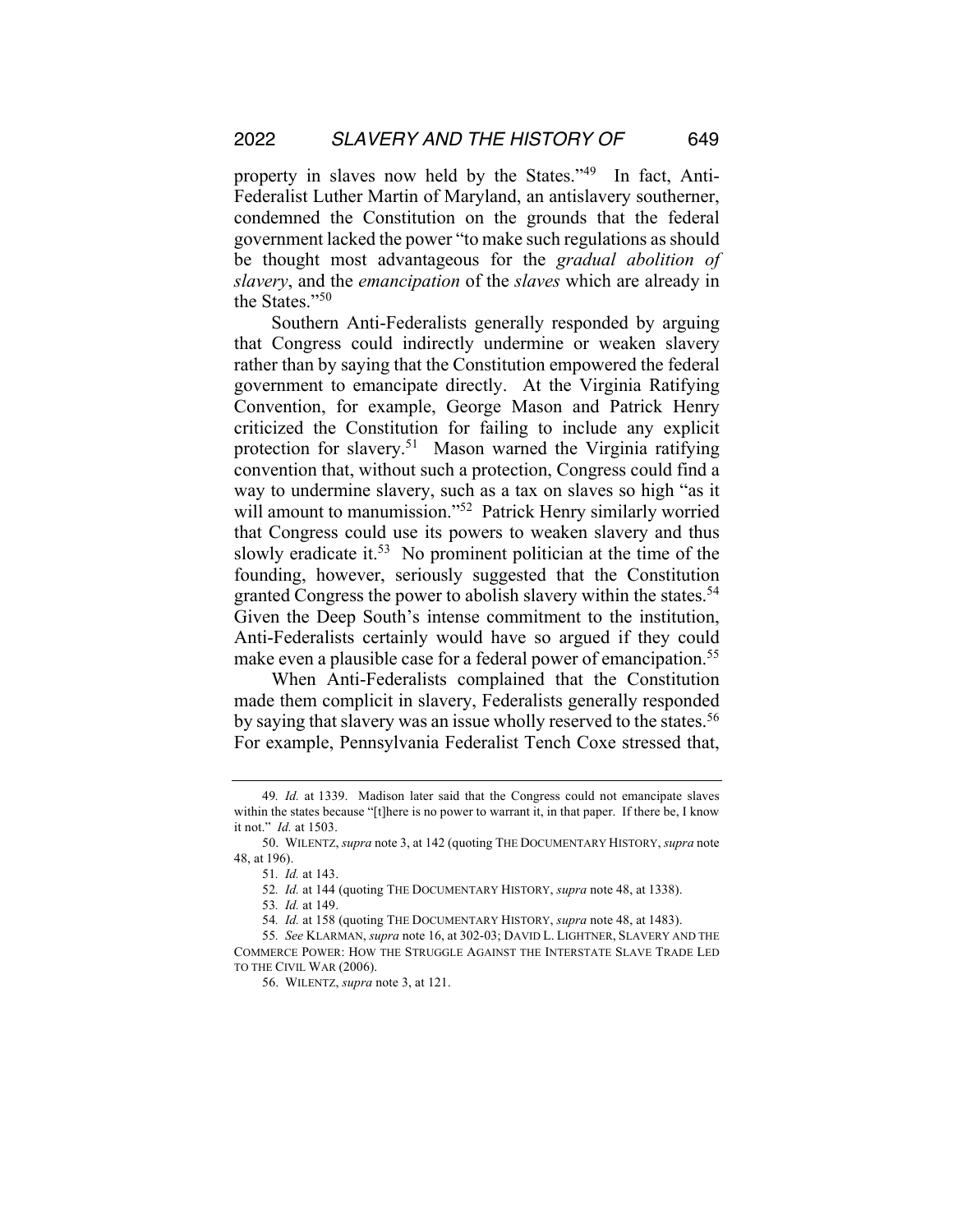property in slaves now held by the States."[49] In fact, Anti-Federalist Luther Martin of Maryland, an antislavery southerner, condemned the Constitution on the grounds that the federal government lacked the power "to make such regulations as should be thought most advantageous for the *gradual abolition of slavery*, and the *emancipation* of the *slaves* which are already in the States."[50]

Southern Anti-Federalists generally responded by arguing that Congress could indirectly undermine or weaken slavery rather than by saying that the Constitution empowered the federal government to emancipate directly. At the Virginia Ratifying Convention, for example, George Mason and Patrick Henry criticized the Constitution for failing to include any explicit protection for slavery.[51] Mason warned the Virginia ratifying convention that, without such a protection, Congress could find a way to undermine slavery, such as a tax on slaves so high "as it will amount to manumission."[52] Patrick Henry similarly worried that Congress could use its powers to weaken slavery and thus slowly eradicate it.[53] No prominent politician at the time of the founding, however, seriously suggested that the Constitution granted Congress the power to abolish slavery within the states.[54] Given the Deep South's intense commitment to the institution, Anti-Federalists certainly would have so argued if they could make even a plausible case for a federal power of emancipation.[55]

When Anti-Federalists complained that the Constitution made them complicit in slavery, Federalists generally responded by saying that slavery was an issue wholly reserved to the states.[56] For example, Pennsylvania Federalist Tench Coxe stressed that,

---

49. *Id.* at 1339. Madison later said that the Congress could not emancipate slaves within the states because "[t]here is no power to warrant it, in that paper. If there be, I know it not." *Id.* at 1503.

50. WILENTZ, *supra* note 3, at 142 (quoting THE DOCUMENTARY HISTORY, *supra* note 48, at 196).

51. *Id.* at 143.

52. *Id.* at 144 (quoting THE DOCUMENTARY HISTORY, *supra* note 48, at 1338).

53. *Id.* at 149.

54. *Id.* at 158 (quoting THE DOCUMENTARY HISTORY, *supra* note 48, at 1483).

55. *See* KLARMAN, *supra* note 16, at 302-03; DAVID L. LIGHTNER, SLAVERY AND THE COMMERCE POWER: HOW THE STRUGGLE AGAINST THE INTERSTATE SLAVE TRADE LED TO THE CIVIL WAR (2006).

56. WILENTZ, *supra* note 3, at 121.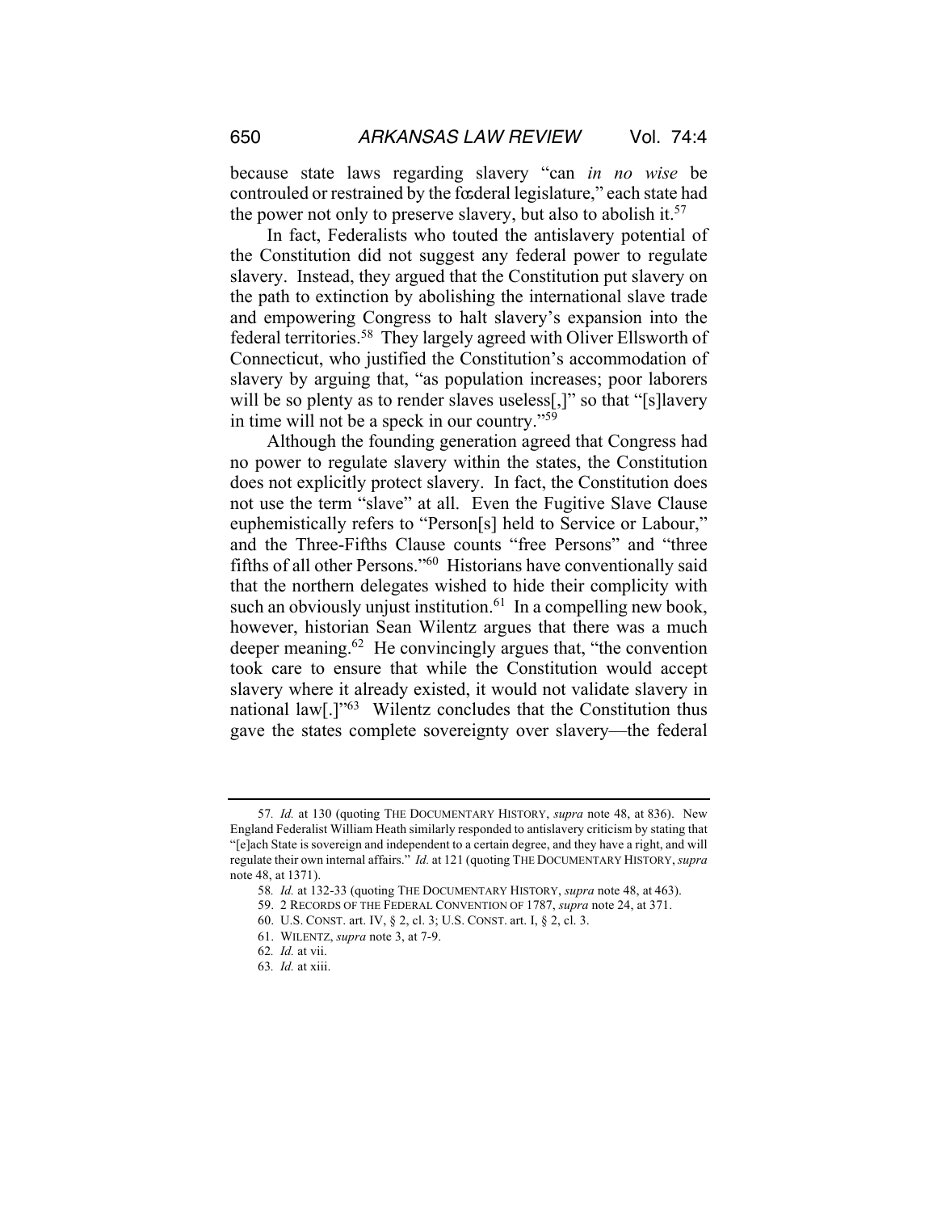because state laws regarding slavery "can *in no wise* be controuled or restrained by the fœderal legislature," each state had the power not only to preserve slavery, but also to abolish it.[57]

In fact, Federalists who touted the antislavery potential of the Constitution did not suggest any federal power to regulate slavery. Instead, they argued that the Constitution put slavery on the path to extinction by abolishing the international slave trade and empowering Congress to halt slavery's expansion into the federal territories.[58] They largely agreed with Oliver Ellsworth of Connecticut, who justified the Constitution's accommodation of slavery by arguing that, "as population increases; poor laborers will be so plenty as to render slaves useless[,]" so that "[s]lavery in time will not be a speck in our country."[59]

Although the founding generation agreed that Congress had no power to regulate slavery within the states, the Constitution does not explicitly protect slavery. In fact, the Constitution does not use the term "slave" at all. Even the Fugitive Slave Clause euphemistically refers to "Person[s] held to Service or Labour," and the Three-Fifths Clause counts "free Persons" and "three fifths of all other Persons."[60] Historians have conventionally said that the northern delegates wished to hide their complicity with such an obviously unjust institution.[61] In a compelling new book, however, historian Sean Wilentz argues that there was a much deeper meaning.[62] He convincingly argues that, "the convention took care to ensure that while the Constitution would accept slavery where it already existed, it would not validate slavery in national law[.]"[63] Wilentz concludes that the Constitution thus gave the states complete sovereignty over slavery—the federal

---

57. *Id.* at 130 (quoting THE DOCUMENTARY HISTORY, *supra* note 48, at 836). New England Federalist William Heath similarly responded to antislavery criticism by stating that "[e]ach State is sovereign and independent to a certain degree, and they have a right, and will regulate their own internal affairs." *Id.* at 121 (quoting THE DOCUMENTARY HISTORY, *supra* note 48, at 1371).

58. *Id.* at 132-33 (quoting THE DOCUMENTARY HISTORY, *supra* note 48, at 463).

59. 2 RECORDS OF THE FEDERAL CONVENTION OF 1787, *supra* note 24, at 371.

60. U.S. CONST. art. IV, § 2, cl. 3; U.S. CONST. art. I, § 2, cl. 3.

61. WILENTZ, *supra* note 3, at 7-9.

62. *Id.* at vii.

63. *Id.* at xiii.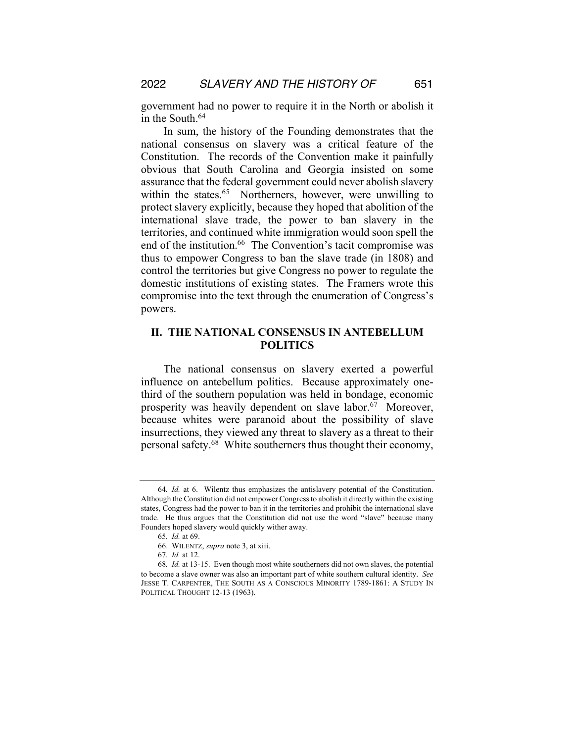government had no power to require it in the North or abolish it in the South.[64]

In sum, the history of the Founding demonstrates that the national consensus on slavery was a critical feature of the Constitution. The records of the Convention make it painfully obvious that South Carolina and Georgia insisted on some assurance that the federal government could never abolish slavery within the states.[65] Northerners, however, were unwilling to protect slavery explicitly, because they hoped that abolition of the international slave trade, the power to ban slavery in the territories, and continued white immigration would soon spell the end of the institution.[66] The Convention's tacit compromise was thus to empower Congress to ban the slave trade (in 1808) and control the territories but give Congress no power to regulate the domestic institutions of existing states. The Framers wrote this compromise into the text through the enumeration of Congress's powers.

## II. THE NATIONAL CONSENSUS IN ANTEBELLUM POLITICS

The national consensus on slavery exerted a powerful influence on antebellum politics. Because approximately one-third of the southern population was held in bondage, economic prosperity was heavily dependent on slave labor.[67] Moreover, because whites were paranoid about the possibility of slave insurrections, they viewed any threat to slavery as a threat to their personal safety.[68] White southerners thus thought their economy,

---

64. *Id.* at 6. Wilentz thus emphasizes the antislavery potential of the Constitution. Although the Constitution did not empower Congress to abolish it directly within the existing states, Congress had the power to ban it in the territories and prohibit the international slave trade. He thus argues that the Constitution did not use the word "slave" because many Founders hoped slavery would quickly wither away.

65. *Id.* at 69.

66. WILENTZ, *supra* note 3, at xiii.

67. *Id.* at 12.

68. *Id.* at 13-15. Even though most white southerners did not own slaves, the potential to become a slave owner was also an important part of white southern cultural identity. *See* JESSE T. CARPENTER, THE SOUTH AS A CONSCIOUS MINORITY 1789-1861: A STUDY IN POLITICAL THOUGHT 12-13 (1963).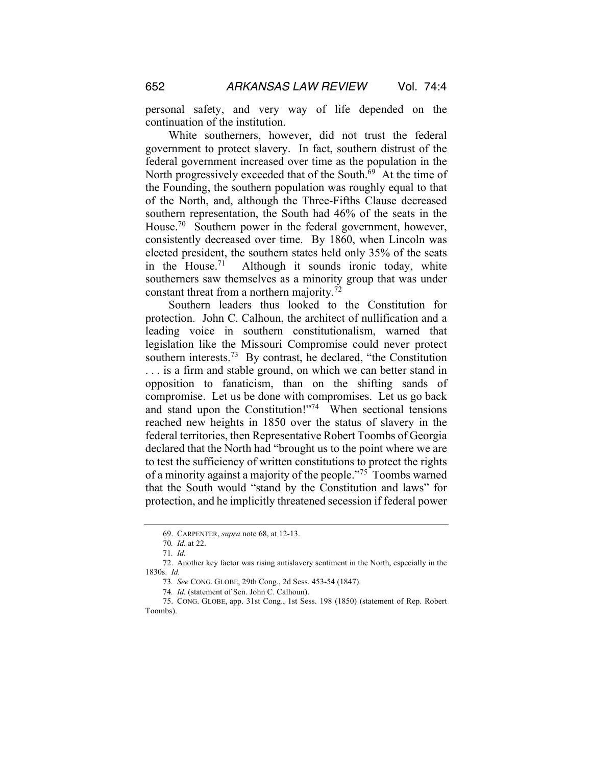personal safety, and very way of life depended on the continuation of the institution.

White southerners, however, did not trust the federal government to protect slavery. In fact, southern distrust of the federal government increased over time as the population in the North progressively exceeded that of the South.[69] At the time of the Founding, the southern population was roughly equal to that of the North, and, although the Three-Fifths Clause decreased southern representation, the South had 46% of the seats in the House.[70] Southern power in the federal government, however, consistently decreased over time. By 1860, when Lincoln was elected president, the southern states held only 35% of the seats in the House.[71] Although it sounds ironic today, white southerners saw themselves as a minority group that was under constant threat from a northern majority.[72]

Southern leaders thus looked to the Constitution for protection. John C. Calhoun, the architect of nullification and a leading voice in southern constitutionalism, warned that legislation like the Missouri Compromise could never protect southern interests.[73] By contrast, he declared, "the Constitution . . . is a firm and stable ground, on which we can better stand in opposition to fanaticism, than on the shifting sands of compromise. Let us be done with compromises. Let us go back and stand upon the Constitution!"[74] When sectional tensions reached new heights in 1850 over the status of slavery in the federal territories, then Representative Robert Toombs of Georgia declared that the North had "brought us to the point where we are to test the sufficiency of written constitutions to protect the rights of a minority against a majority of the people."[75] Toombs warned that the South would "stand by the Constitution and laws" for protection, and he implicitly threatened secession if federal power

---

69. CARPENTER, *supra* note 68, at 12-13.

70. *Id.* at 22.

71. *Id.*

72. Another key factor was rising antislavery sentiment in the North, especially in the 1830s. *Id.*

73. *See* CONG. GLOBE, 29th Cong., 2d Sess. 453-54 (1847).

74. *Id.* (statement of Sen. John C. Calhoun).

75. CONG. GLOBE, app. 31st Cong., 1st Sess. 198 (1850) (statement of Rep. Robert Toombs).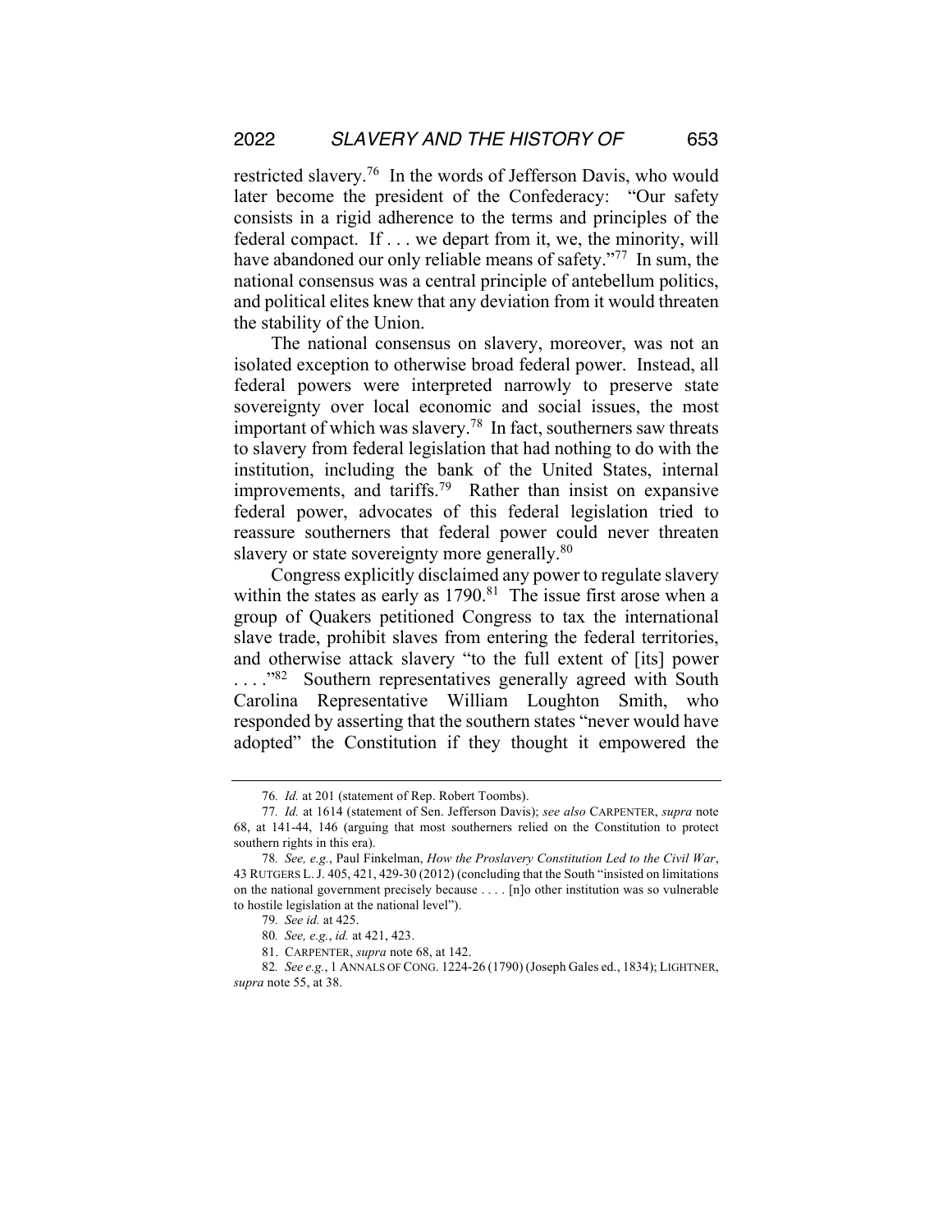restricted slavery.[76] In the words of Jefferson Davis, who would later become the president of the Confederacy: "Our safety consists in a rigid adherence to the terms and principles of the federal compact. If . . . we depart from it, we, the minority, will have abandoned our only reliable means of safety."[77] In sum, the national consensus was a central principle of antebellum politics, and political elites knew that any deviation from it would threaten the stability of the Union.

The national consensus on slavery, moreover, was not an isolated exception to otherwise broad federal power. Instead, all federal powers were interpreted narrowly to preserve state sovereignty over local economic and social issues, the most important of which was slavery.[78] In fact, southerners saw threats to slavery from federal legislation that had nothing to do with the institution, including the bank of the United States, internal improvements, and tariffs.[79] Rather than insist on expansive federal power, advocates of this federal legislation tried to reassure southerners that federal power could never threaten slavery or state sovereignty more generally.[80]

Congress explicitly disclaimed any power to regulate slavery within the states as early as 1790.[81] The issue first arose when a group of Quakers petitioned Congress to tax the international slave trade, prohibit slaves from entering the federal territories, and otherwise attack slavery "to the full extent of [its] power . . . ."[82] Southern representatives generally agreed with South Carolina Representative William Loughton Smith, who responded by asserting that the southern states "never would have adopted" the Constitution if they thought it empowered the

---

76. *Id.* at 201 (statement of Rep. Robert Toombs).

77. *Id.* at 1614 (statement of Sen. Jefferson Davis); *see also* CARPENTER, *supra* note 68, at 141-44, 146 (arguing that most southerners relied on the Constitution to protect southern rights in this era).

78. *See, e.g.*, Paul Finkelman, *How the Proslavery Constitution Led to the Civil War*, 43 RUTGERS L. J. 405, 421, 429-30 (2012) (concluding that the South "insisted on limitations on the national government precisely because . . . . [n]o other institution was so vulnerable to hostile legislation at the national level").

79. *See id.* at 425.

80. *See, e.g.*, *id.* at 421, 423.

81. CARPENTER, *supra* note 68, at 142.

82. *See e.g.*, 1 ANNALS OF CONG. 1224-26 (1790) (Joseph Gales ed., 1834); LIGHTNER, *supra* note 55, at 38.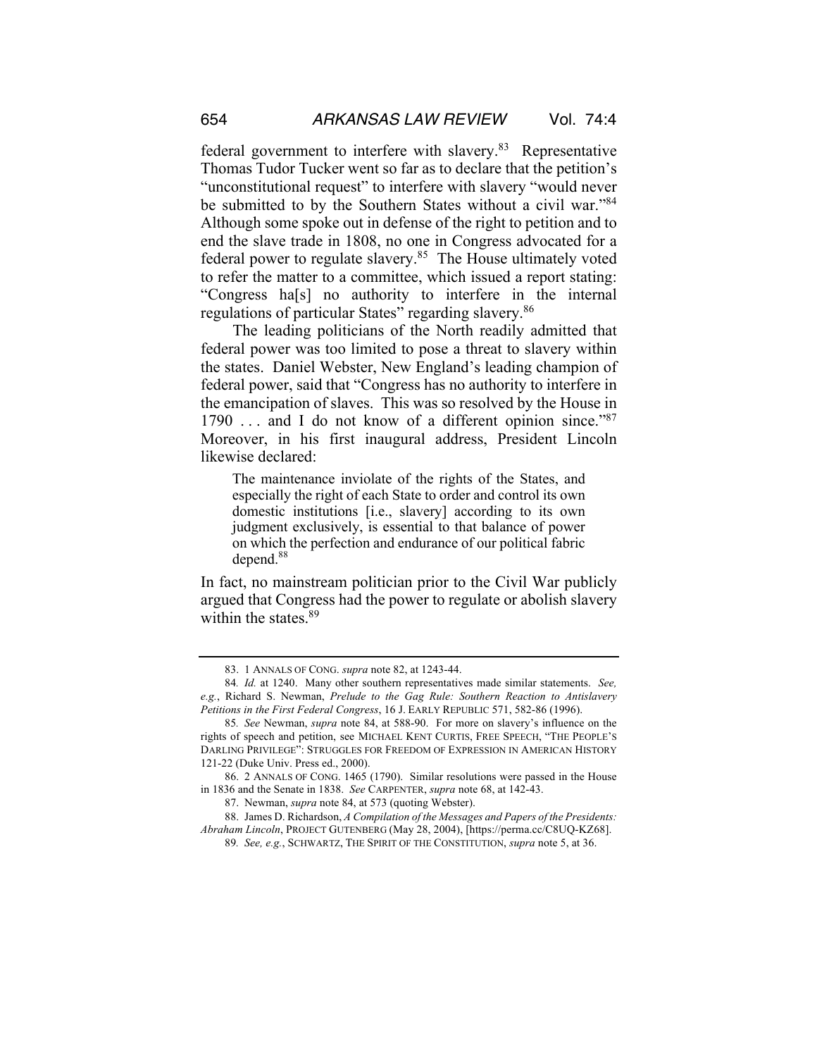federal government to interfere with slavery.[83] Representative Thomas Tudor Tucker went so far as to declare that the petition's "unconstitutional request" to interfere with slavery "would never be submitted to by the Southern States without a civil war."[84] Although some spoke out in defense of the right to petition and to end the slave trade in 1808, no one in Congress advocated for a federal power to regulate slavery.[85] The House ultimately voted to refer the matter to a committee, which issued a report stating: "Congress ha[s] no authority to interfere in the internal regulations of particular States" regarding slavery.[86]

The leading politicians of the North readily admitted that federal power was too limited to pose a threat to slavery within the states. Daniel Webster, New England's leading champion of federal power, said that "Congress has no authority to interfere in the emancipation of slaves. This was so resolved by the House in 1790 . . . and I do not know of a different opinion since."[87] Moreover, in his first inaugural address, President Lincoln likewise declared:

> The maintenance inviolate of the rights of the States, and especially the right of each State to order and control its own domestic institutions [i.e., slavery] according to its own judgment exclusively, is essential to that balance of power on which the perfection and endurance of our political fabric depend.[88]

In fact, no mainstream politician prior to the Civil War publicly argued that Congress had the power to regulate or abolish slavery within the states.[89]

---

83. 1 ANNALS OF CONG. *supra* note 82, at 1243-44.

84. *Id.* at 1240. Many other southern representatives made similar statements. *See, e.g.*, Richard S. Newman, *Prelude to the Gag Rule: Southern Reaction to Antislavery Petitions in the First Federal Congress*, 16 J. EARLY REPUBLIC 571, 582-86 (1996).

85. *See* Newman, *supra* note 84, at 588-90. For more on slavery's influence on the rights of speech and petition, see MICHAEL KENT CURTIS, FREE SPEECH, "THE PEOPLE'S DARLING PRIVILEGE": STRUGGLES FOR FREEDOM OF EXPRESSION IN AMERICAN HISTORY 121-22 (Duke Univ. Press ed., 2000).

86. 2 ANNALS OF CONG. 1465 (1790). Similar resolutions were passed in the House in 1836 and the Senate in 1838. *See* CARPENTER, *supra* note 68, at 142-43.

87. Newman, *supra* note 84, at 573 (quoting Webster).

88. James D. Richardson, *A Compilation of the Messages and Papers of the Presidents: Abraham Lincoln*, PROJECT GUTENBERG (May 28, 2004), [https://perma.cc/C8UQ-KZ68].

89. *See, e.g.*, SCHWARTZ, THE SPIRIT OF THE CONSTITUTION, *supra* note 5, at 36.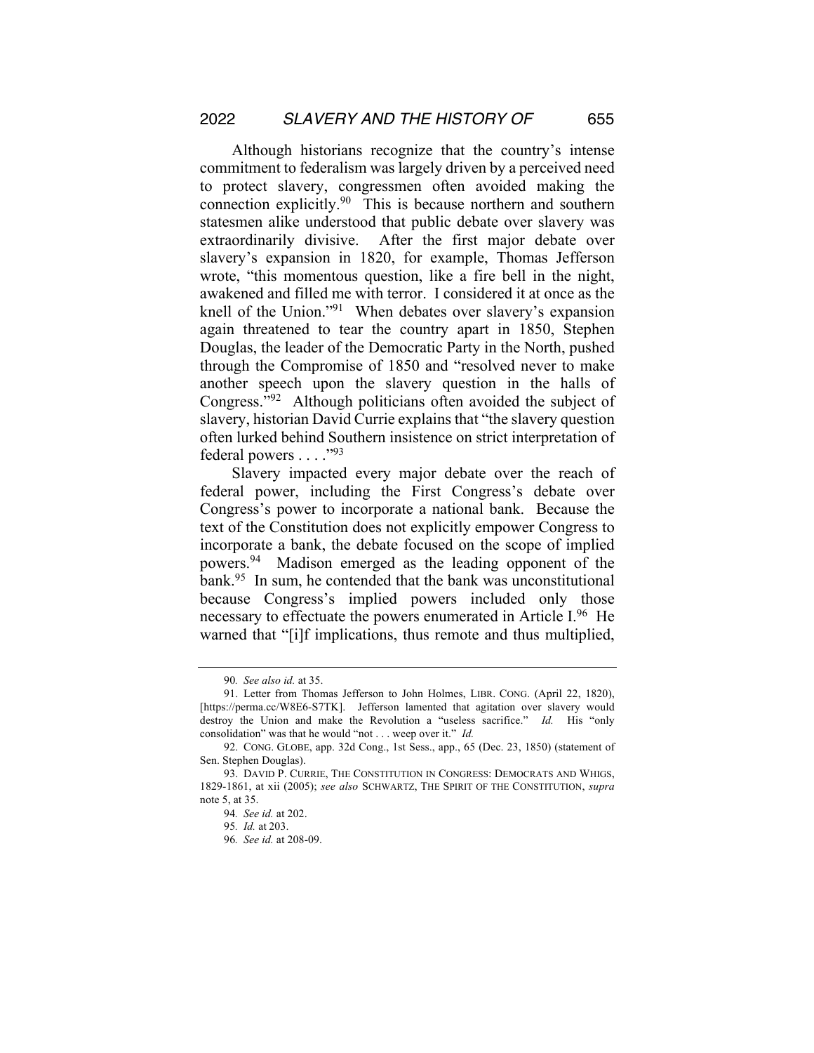Although historians recognize that the country's intense commitment to federalism was largely driven by a perceived need to protect slavery, congressmen often avoided making the connection explicitly.[90] This is because northern and southern statesmen alike understood that public debate over slavery was extraordinarily divisive. After the first major debate over slavery's expansion in 1820, for example, Thomas Jefferson wrote, "this momentous question, like a fire bell in the night, awakened and filled me with terror. I considered it at once as the knell of the Union."[91] When debates over slavery's expansion again threatened to tear the country apart in 1850, Stephen Douglas, the leader of the Democratic Party in the North, pushed through the Compromise of 1850 and "resolved never to make another speech upon the slavery question in the halls of Congress."[92] Although politicians often avoided the subject of slavery, historian David Currie explains that "the slavery question often lurked behind Southern insistence on strict interpretation of federal powers . . . ."[93]

Slavery impacted every major debate over the reach of federal power, including the First Congress's debate over Congress's power to incorporate a national bank. Because the text of the Constitution does not explicitly empower Congress to incorporate a bank, the debate focused on the scope of implied powers.[94] Madison emerged as the leading opponent of the bank.[95] In sum, he contended that the bank was unconstitutional because Congress's implied powers included only those necessary to effectuate the powers enumerated in Article I.[96] He warned that "[i]f implications, thus remote and thus multiplied,

---

90. *See also id.* at 35.

91. Letter from Thomas Jefferson to John Holmes, LIBR. CONG. (April 22, 1820), [https://perma.cc/W8E6-S7TK]. Jefferson lamented that agitation over slavery would destroy the Union and make the Revolution a "useless sacrifice." *Id.* His "only consolidation" was that he would "not . . . weep over it." *Id.*

92. CONG. GLOBE, app. 32d Cong., 1st Sess., app., 65 (Dec. 23, 1850) (statement of Sen. Stephen Douglas).

93. DAVID P. CURRIE, THE CONSTITUTION IN CONGRESS: DEMOCRATS AND WHIGS, 1829-1861, at xii (2005); *see also* SCHWARTZ, THE SPIRIT OF THE CONSTITUTION, *supra* note 5, at 35.

94. *See id.* at 202.

95. *Id.* at 203.

96. *See id.* at 208-09.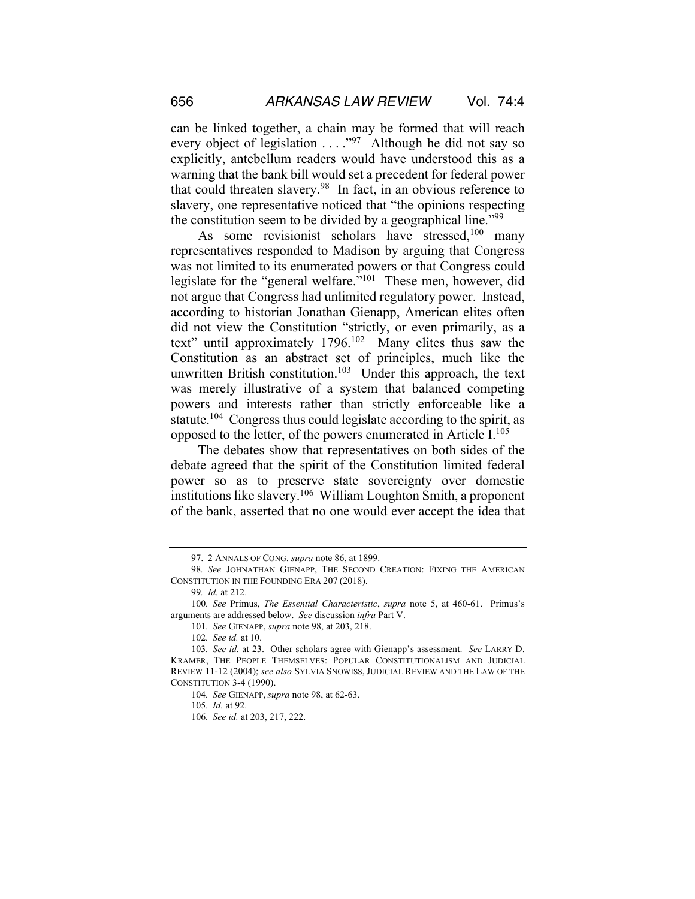can be linked together, a chain may be formed that will reach every object of legislation . . . ."[97] Although he did not say so explicitly, antebellum readers would have understood this as a warning that the bank bill would set a precedent for federal power that could threaten slavery.[98] In fact, in an obvious reference to slavery, one representative noticed that "the opinions respecting the constitution seem to be divided by a geographical line."[99]

As some revisionist scholars have stressed,[100] many representatives responded to Madison by arguing that Congress was not limited to its enumerated powers or that Congress could legislate for the "general welfare."[101] These men, however, did not argue that Congress had unlimited regulatory power. Instead, according to historian Jonathan Gienapp, American elites often did not view the Constitution "strictly, or even primarily, as a text" until approximately 1796.[102] Many elites thus saw the Constitution as an abstract set of principles, much like the unwritten British constitution.[103] Under this approach, the text was merely illustrative of a system that balanced competing powers and interests rather than strictly enforceable like a statute.[104] Congress thus could legislate according to the spirit, as opposed to the letter, of the powers enumerated in Article I.[105]

The debates show that representatives on both sides of the debate agreed that the spirit of the Constitution limited federal power so as to preserve state sovereignty over domestic institutions like slavery.[106] William Loughton Smith, a proponent of the bank, asserted that no one would ever accept the idea that

---

97. 2 ANNALS OF CONG. *supra* note 86, at 1899.

98. *See* JOHNATHAN GIENAPP, THE SECOND CREATION: FIXING THE AMERICAN CONSTITUTION IN THE FOUNDING ERA 207 (2018).

99. *Id.* at 212.

100. *See* Primus, *The Essential Characteristic*, *supra* note 5, at 460-61. Primus's arguments are addressed below. *See* discussion *infra* Part V.

101. *See* GIENAPP, *supra* note 98, at 203, 218.

102. *See id.* at 10.

103. *See id.* at 23. Other scholars agree with Gienapp's assessment. *See* LARRY D. KRAMER, THE PEOPLE THEMSELVES: POPULAR CONSTITUTIONALISM AND JUDICIAL REVIEW 11-12 (2004); *see also* SYLVIA SNOWISS, JUDICIAL REVIEW AND THE LAW OF THE CONSTITUTION 3-4 (1990).

104. *See* GIENAPP, *supra* note 98, at 62-63.

105. *Id.* at 92.

106. *See id.* at 203, 217, 222.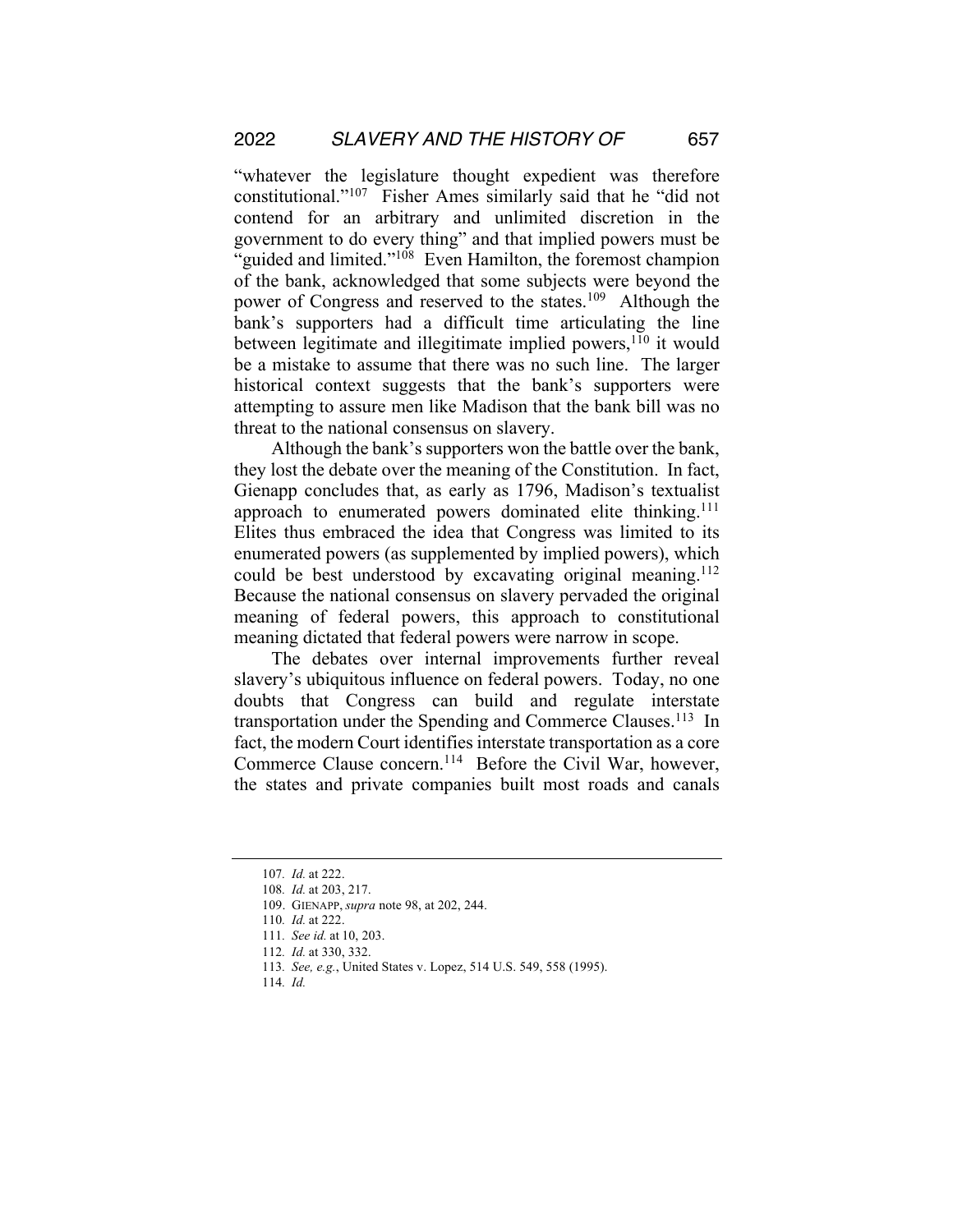"whatever the legislature thought expedient was therefore constitutional."[107] Fisher Ames similarly said that he "did not contend for an arbitrary and unlimited discretion in the government to do every thing" and that implied powers must be "guided and limited."[108] Even Hamilton, the foremost champion of the bank, acknowledged that some subjects were beyond the power of Congress and reserved to the states.[109] Although the bank's supporters had a difficult time articulating the line between legitimate and illegitimate implied powers,[110] it would be a mistake to assume that there was no such line. The larger historical context suggests that the bank's supporters were attempting to assure men like Madison that the bank bill was no threat to the national consensus on slavery.

Although the bank's supporters won the battle over the bank, they lost the debate over the meaning of the Constitution. In fact, Gienapp concludes that, as early as 1796, Madison's textualist approach to enumerated powers dominated elite thinking.[111] Elites thus embraced the idea that Congress was limited to its enumerated powers (as supplemented by implied powers), which could be best understood by excavating original meaning.[112] Because the national consensus on slavery pervaded the original meaning of federal powers, this approach to constitutional meaning dictated that federal powers were narrow in scope.

The debates over internal improvements further reveal slavery's ubiquitous influence on federal powers. Today, no one doubts that Congress can build and regulate interstate transportation under the Spending and Commerce Clauses.[113] In fact, the modern Court identifies interstate transportation as a core Commerce Clause concern.[114] Before the Civil War, however, the states and private companies built most roads and canals

---

107. *Id.* at 222.

108. *Id.* at 203, 217.

109. GIENAPP, *supra* note 98, at 202, 244.

110. *Id.* at 222.

111. *See id.* at 10, 203.

112. *Id.* at 330, 332.

113. *See, e.g.*, United States v. Lopez, 514 U.S. 549, 558 (1995).

114. *Id.*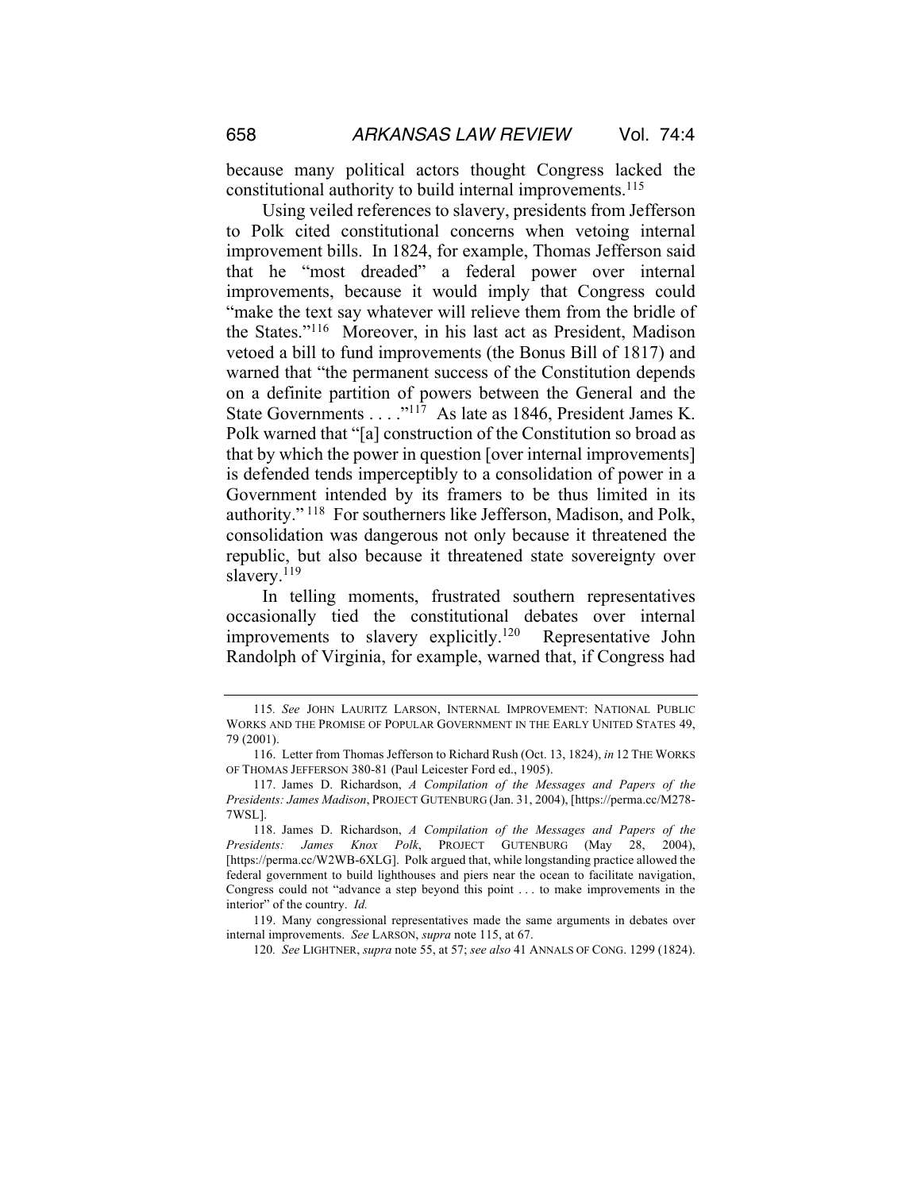because many political actors thought Congress lacked the constitutional authority to build internal improvements.[115]

Using veiled references to slavery, presidents from Jefferson to Polk cited constitutional concerns when vetoing internal improvement bills. In 1824, for example, Thomas Jefferson said that he "most dreaded" a federal power over internal improvements, because it would imply that Congress could "make the text say whatever will relieve them from the bridle of the States."[116] Moreover, in his last act as President, Madison vetoed a bill to fund improvements (the Bonus Bill of 1817) and warned that "the permanent success of the Constitution depends on a definite partition of powers between the General and the State Governments . . . ."[117] As late as 1846, President James K. Polk warned that "[a] construction of the Constitution so broad as that by which the power in question [over internal improvements] is defended tends imperceptibly to a consolidation of power in a Government intended by its framers to be thus limited in its authority."[118] For southerners like Jefferson, Madison, and Polk, consolidation was dangerous not only because it threatened the republic, but also because it threatened state sovereignty over slavery.[119]

In telling moments, frustrated southern representatives occasionally tied the constitutional debates over internal improvements to slavery explicitly.[120] Representative John Randolph of Virginia, for example, warned that, if Congress had

---

115. *See* JOHN LAURITZ LARSON, INTERNAL IMPROVEMENT: NATIONAL PUBLIC WORKS AND THE PROMISE OF POPULAR GOVERNMENT IN THE EARLY UNITED STATES 49, 79 (2001).

116. Letter from Thomas Jefferson to Richard Rush (Oct. 13, 1824), *in* 12 THE WORKS OF THOMAS JEFFERSON 380-81 (Paul Leicester Ford ed., 1905).

117. James D. Richardson, *A Compilation of the Messages and Papers of the Presidents: James Madison*, PROJECT GUTENBURG (Jan. 31, 2004), [https://perma.cc/M278-7WSL].

118. James D. Richardson, *A Compilation of the Messages and Papers of the Presidents: James Knox Polk*, PROJECT GUTENBURG (May 28, 2004), [https://perma.cc/W2WB-6XLG]. Polk argued that, while longstanding practice allowed the federal government to build lighthouses and piers near the ocean to facilitate navigation, Congress could not "advance a step beyond this point . . . to make improvements in the interior" of the country. *Id.*

119. Many congressional representatives made the same arguments in debates over internal improvements. *See* LARSON, *supra* note 115, at 67.

120. *See* LIGHTNER, *supra* note 55, at 57; *see also* 41 ANNALS OF CONG. 1299 (1824).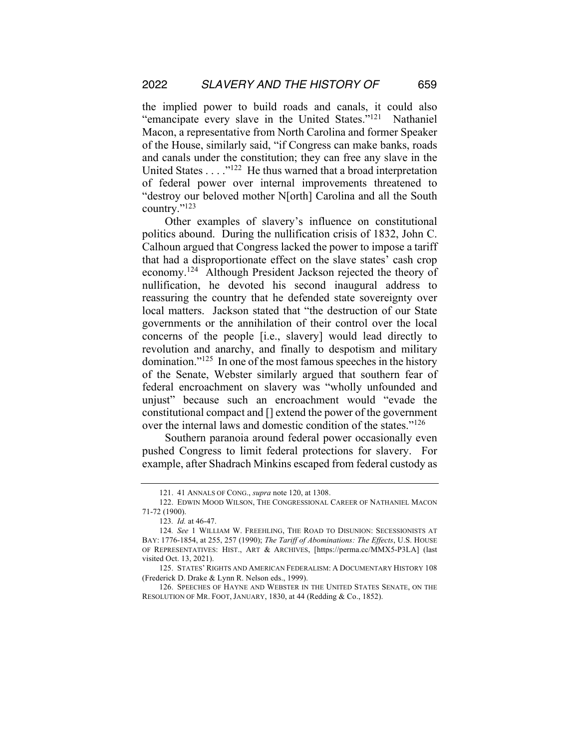the implied power to build roads and canals, it could also "emancipate every slave in the United States."[121] Nathaniel Macon, a representative from North Carolina and former Speaker of the House, similarly said, "if Congress can make banks, roads and canals under the constitution; they can free any slave in the United States . . . ."[122] He thus warned that a broad interpretation of federal power over internal improvements threatened to "destroy our beloved mother N[orth] Carolina and all the South country."[123]

Other examples of slavery's influence on constitutional politics abound. During the nullification crisis of 1832, John C. Calhoun argued that Congress lacked the power to impose a tariff that had a disproportionate effect on the slave states' cash crop economy.[124] Although President Jackson rejected the theory of nullification, he devoted his second inaugural address to reassuring the country that he defended state sovereignty over local matters. Jackson stated that "the destruction of our State governments or the annihilation of their control over the local concerns of the people [i.e., slavery] would lead directly to revolution and anarchy, and finally to despotism and military domination."[125] In one of the most famous speeches in the history of the Senate, Webster similarly argued that southern fear of federal encroachment on slavery was "wholly unfounded and unjust" because such an encroachment would "evade the constitutional compact and [] extend the power of the government over the internal laws and domestic condition of the states."[126]

Southern paranoia around federal power occasionally even pushed Congress to limit federal protections for slavery. For example, after Shadrach Minkins escaped from federal custody as

---

121. 41 ANNALS OF CONG., *supra* note 120, at 1308.

122. EDWIN MOOD WILSON, THE CONGRESSIONAL CAREER OF NATHANIEL MACON 71-72 (1900).

123. *Id.* at 46-47.

124. *See* 1 WILLIAM W. FREEHLING, THE ROAD TO DISUNION: SECESSIONISTS AT BAY: 1776-1854, at 255, 257 (1990); *The Tariff of Abominations: The Effects*, U.S. HOUSE OF REPRESENTATIVES: HIST., ART & ARCHIVES, [https://perma.cc/MMX5-P3LA] (last visited Oct. 13, 2021).

125. STATES' RIGHTS AND AMERICAN FEDERALISM: A DOCUMENTARY HISTORY 108 (Frederick D. Drake & Lynn R. Nelson eds., 1999).

126. SPEECHES OF HAYNE AND WEBSTER IN THE UNITED STATES SENATE, ON THE RESOLUTION OF MR. FOOT, JANUARY, 1830, at 44 (Redding & Co., 1852).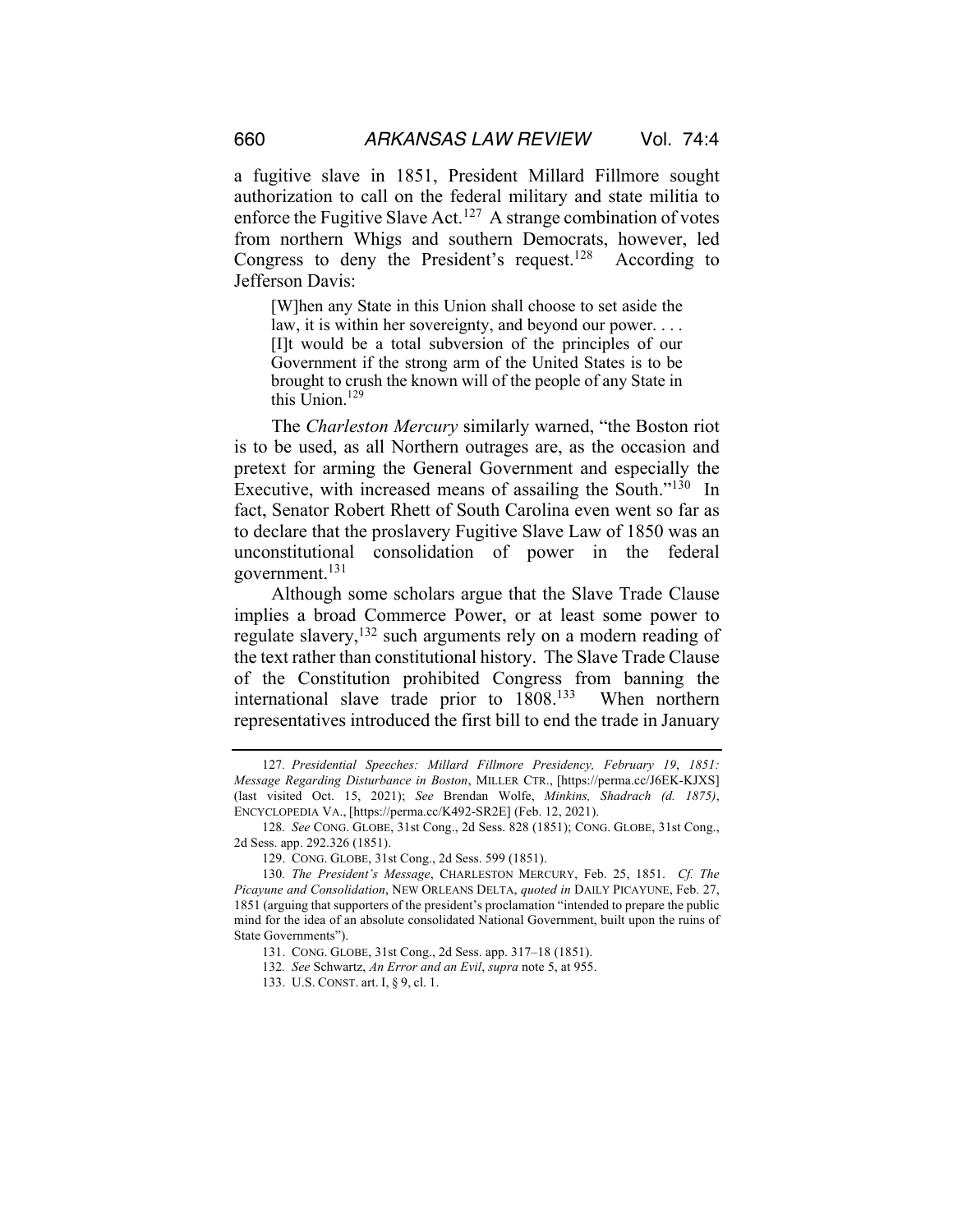a fugitive slave in 1851, President Millard Fillmore sought authorization to call on the federal military and state militia to enforce the Fugitive Slave Act.[127] A strange combination of votes from northern Whigs and southern Democrats, however, led Congress to deny the President's request.[128] According to Jefferson Davis:

> [W]hen any State in this Union shall choose to set aside the law, it is within her sovereignty, and beyond our power. . . . [I]t would be a total subversion of the principles of our Government if the strong arm of the United States is to be brought to crush the known will of the people of any State in this Union.[129]

The *Charleston Mercury* similarly warned, "the Boston riot is to be used, as all Northern outrages are, as the occasion and pretext for arming the General Government and especially the Executive, with increased means of assailing the South."[130] In fact, Senator Robert Rhett of South Carolina even went so far as to declare that the proslavery Fugitive Slave Law of 1850 was an unconstitutional consolidation of power in the federal government.[131]

Although some scholars argue that the Slave Trade Clause implies a broad Commerce Power, or at least some power to regulate slavery,[132] such arguments rely on a modern reading of the text rather than constitutional history. The Slave Trade Clause of the Constitution prohibited Congress from banning the international slave trade prior to 1808.[133] When northern representatives introduced the first bill to end the trade in January

---

127. *Presidential Speeches: Millard Fillmore Presidency, February 19, 1851: Message Regarding Disturbance in Boston*, MILLER CTR., [https://perma.cc/J6EK-KJXS] (last visited Oct. 15, 2021); *See* Brendan Wolfe, *Minkins, Shadrach (d. 1875)*, ENCYCLOPEDIA VA., [https://perma.cc/K492-SR2E] (Feb. 12, 2021).

128. *See* CONG. GLOBE, 31st Cong., 2d Sess. 828 (1851); CONG. GLOBE, 31st Cong., 2d Sess. app. 292.326 (1851).

129. CONG. GLOBE, 31st Cong., 2d Sess. 599 (1851).

130. *The President's Message*, CHARLESTON MERCURY, Feb. 25, 1851. *Cf. The Picayune and Consolidation*, NEW ORLEANS DELTA, *quoted in* DAILY PICAYUNE, Feb. 27, 1851 (arguing that supporters of the president's proclamation "intended to prepare the public mind for the idea of an absolute consolidated National Government, built upon the ruins of State Governments").

131. CONG. GLOBE, 31st Cong., 2d Sess. app. 317–18 (1851).

132. *See* Schwartz, *An Error and an Evil*, *supra* note 5, at 955.

133. U.S. CONST. art. I, § 9, cl. 1.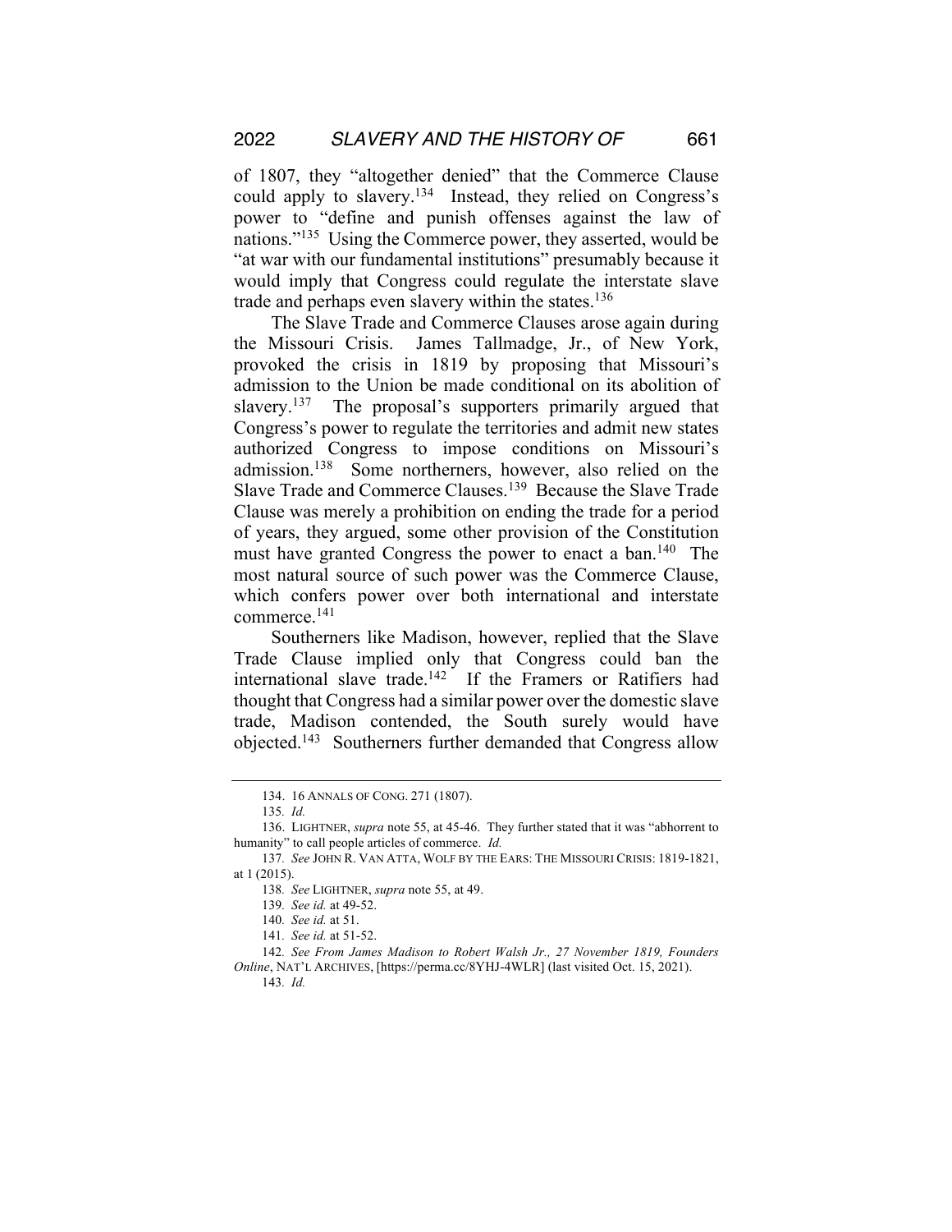of 1807, they "altogether denied" that the Commerce Clause could apply to slavery.[134] Instead, they relied on Congress's power to "define and punish offenses against the law of nations."[135] Using the Commerce power, they asserted, would be "at war with our fundamental institutions" presumably because it would imply that Congress could regulate the interstate slave trade and perhaps even slavery within the states.[136]

The Slave Trade and Commerce Clauses arose again during the Missouri Crisis. James Tallmadge, Jr., of New York, provoked the crisis in 1819 by proposing that Missouri's admission to the Union be made conditional on its abolition of slavery.[137] The proposal's supporters primarily argued that Congress's power to regulate the territories and admit new states authorized Congress to impose conditions on Missouri's admission.[138] Some northerners, however, also relied on the Slave Trade and Commerce Clauses.[139] Because the Slave Trade Clause was merely a prohibition on ending the trade for a period of years, they argued, some other provision of the Constitution must have granted Congress the power to enact a ban.[140] The most natural source of such power was the Commerce Clause, which confers power over both international and interstate commerce.[141]

Southerners like Madison, however, replied that the Slave Trade Clause implied only that Congress could ban the international slave trade.[142] If the Framers or Ratifiers had thought that Congress had a similar power over the domestic slave trade, Madison contended, the South surely would have objected.[143] Southerners further demanded that Congress allow

---

134. 16 ANNALS OF CONG. 271 (1807).

135. *Id.*

136. LIGHTNER, *supra* note 55, at 45-46. They further stated that it was "abhorrent to humanity" to call people articles of commerce. *Id.*

137. *See* JOHN R. VAN ATTA, WOLF BY THE EARS: THE MISSOURI CRISIS: 1819-1821, at 1 (2015).

138. *See* LIGHTNER, *supra* note 55, at 49.

139. *See id.* at 49-52.

140. *See id.* at 51.

141. *See id.* at 51-52.

142. *See From James Madison to Robert Walsh Jr., 27 November 1819, Founders Online*, NAT'L ARCHIVES, [https://perma.cc/8YHJ-4WLR] (last visited Oct. 15, 2021).

143. *Id.*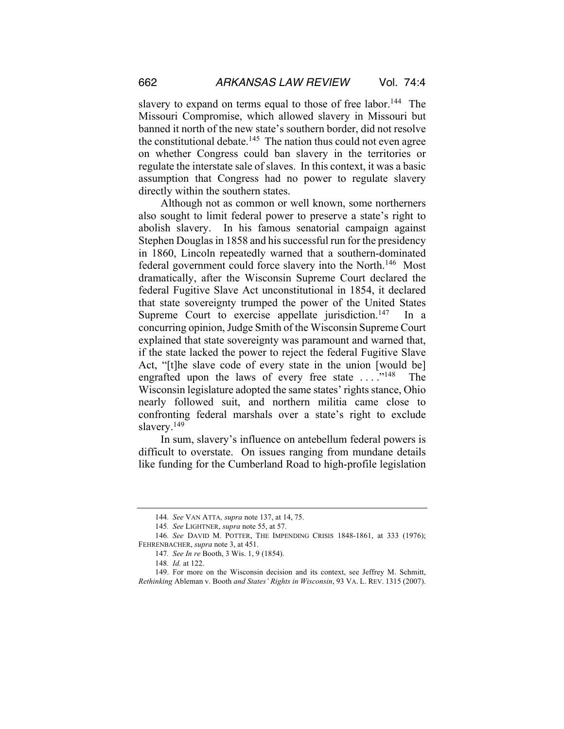slavery to expand on terms equal to those of free labor.[144] The Missouri Compromise, which allowed slavery in Missouri but banned it north of the new state's southern border, did not resolve the constitutional debate.[145] The nation thus could not even agree on whether Congress could ban slavery in the territories or regulate the interstate sale of slaves. In this context, it was a basic assumption that Congress had no power to regulate slavery directly within the southern states.

Although not as common or well known, some northerners also sought to limit federal power to preserve a state's right to abolish slavery. In his famous senatorial campaign against Stephen Douglas in 1858 and his successful run for the presidency in 1860, Lincoln repeatedly warned that a southern-dominated federal government could force slavery into the North.[146] Most dramatically, after the Wisconsin Supreme Court declared the federal Fugitive Slave Act unconstitutional in 1854, it declared that state sovereignty trumped the power of the United States Supreme Court to exercise appellate jurisdiction.[147] In a concurring opinion, Judge Smith of the Wisconsin Supreme Court explained that state sovereignty was paramount and warned that, if the state lacked the power to reject the federal Fugitive Slave Act, "[t]he slave code of every state in the union [would be] engrafted upon the laws of every free state . . . ."[148] The Wisconsin legislature adopted the same states' rights stance, Ohio nearly followed suit, and northern militia came close to confronting federal marshals over a state's right to exclude slavery.[149]

In sum, slavery's influence on antebellum federal powers is difficult to overstate. On issues ranging from mundane details like funding for the Cumberland Road to high-profile legislation

---

144. *See* VAN ATTA, *supra* note 137, at 14, 75.

145. *See* LIGHTNER, *supra* note 55, at 57.

146. *See* DAVID M. POTTER, THE IMPENDING CRISIS 1848-1861, at 333 (1976); FEHRENBACHER, *supra* note 3, at 451.

147. *See In re* Booth, 3 Wis. 1, 9 (1854).

148. *Id.* at 122.

149. For more on the Wisconsin decision and its context, see Jeffrey M. Schmitt, *Rethinking* Ableman v. Booth *and States' Rights in Wisconsin*, 93 VA. L. REV. 1315 (2007).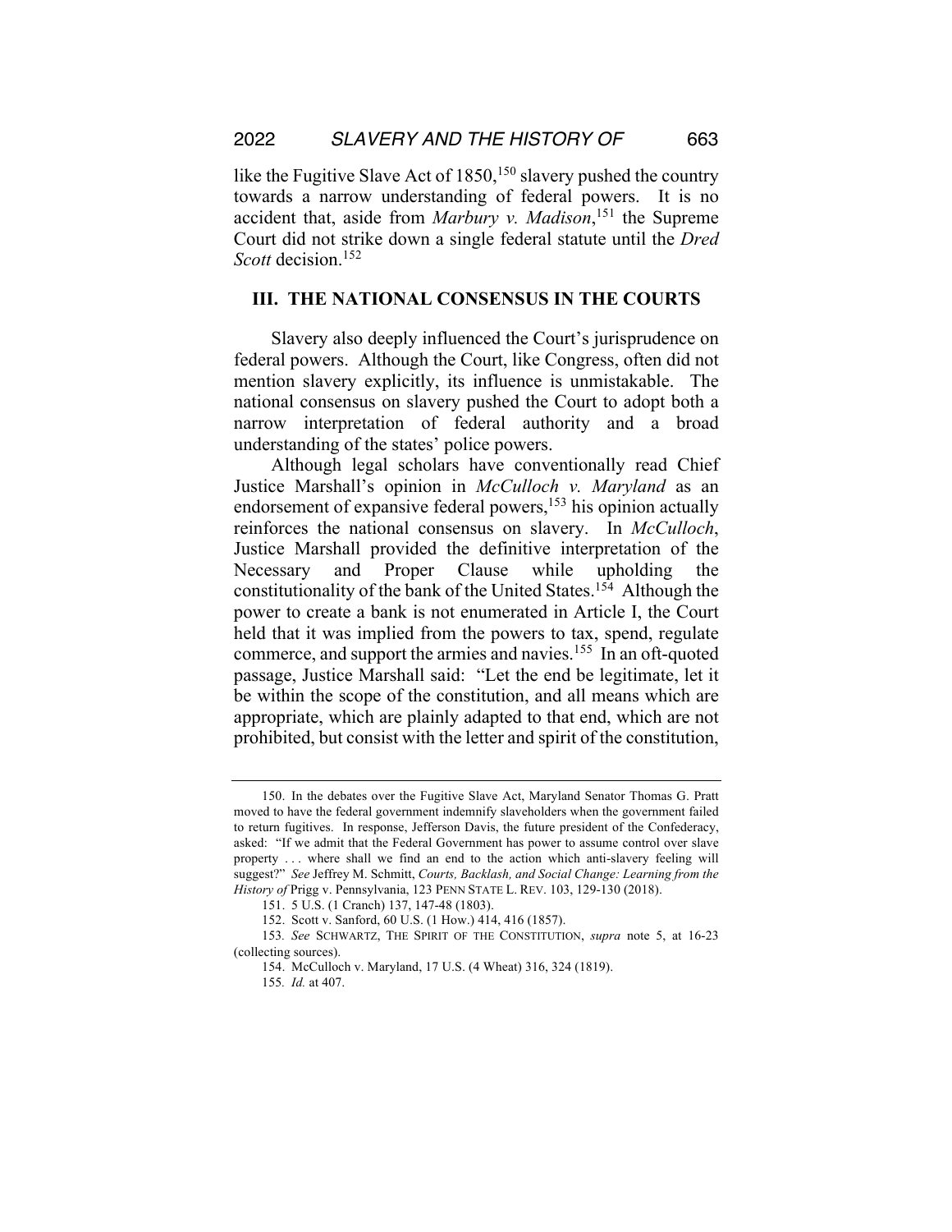like the Fugitive Slave Act of 1850,[150] slavery pushed the country towards a narrow understanding of federal powers. It is no accident that, aside from *Marbury v. Madison*,[151] the Supreme Court did not strike down a single federal statute until the *Dred Scott* decision.[152]

## III. THE NATIONAL CONSENSUS IN THE COURTS

Slavery also deeply influenced the Court's jurisprudence on federal powers. Although the Court, like Congress, often did not mention slavery explicitly, its influence is unmistakable. The national consensus on slavery pushed the Court to adopt both a narrow interpretation of federal authority and a broad understanding of the states' police powers.

Although legal scholars have conventionally read Chief Justice Marshall's opinion in *McCulloch v. Maryland* as an endorsement of expansive federal powers,[153] his opinion actually reinforces the national consensus on slavery. In *McCulloch*, Justice Marshall provided the definitive interpretation of the Necessary and Proper Clause while upholding the constitutionality of the bank of the United States.[154] Although the power to create a bank is not enumerated in Article I, the Court held that it was implied from the powers to tax, spend, regulate commerce, and support the armies and navies.[155] In an oft-quoted passage, Justice Marshall said: "Let the end be legitimate, let it be within the scope of the constitution, and all means which are appropriate, which are plainly adapted to that end, which are not prohibited, but consist with the letter and spirit of the constitution,

---

150. In the debates over the Fugitive Slave Act, Maryland Senator Thomas G. Pratt moved to have the federal government indemnify slaveholders when the government failed to return fugitives. In response, Jefferson Davis, the future president of the Confederacy, asked: "If we admit that the Federal Government has power to assume control over slave property . . . where shall we find an end to the action which anti-slavery feeling will suggest?" *See* Jeffrey M. Schmitt, *Courts, Backlash, and Social Change: Learning from the History of* Prigg v. Pennsylvania, 123 PENN STATE L. REV. 103, 129-130 (2018).

151. 5 U.S. (1 Cranch) 137, 147-48 (1803).

152. Scott v. Sanford, 60 U.S. (1 How.) 414, 416 (1857).

153. *See* SCHWARTZ, THE SPIRIT OF THE CONSTITUTION, *supra* note 5, at 16-23 (collecting sources).

154. McCulloch v. Maryland, 17 U.S. (4 Wheat) 316, 324 (1819).

155. *Id.* at 407.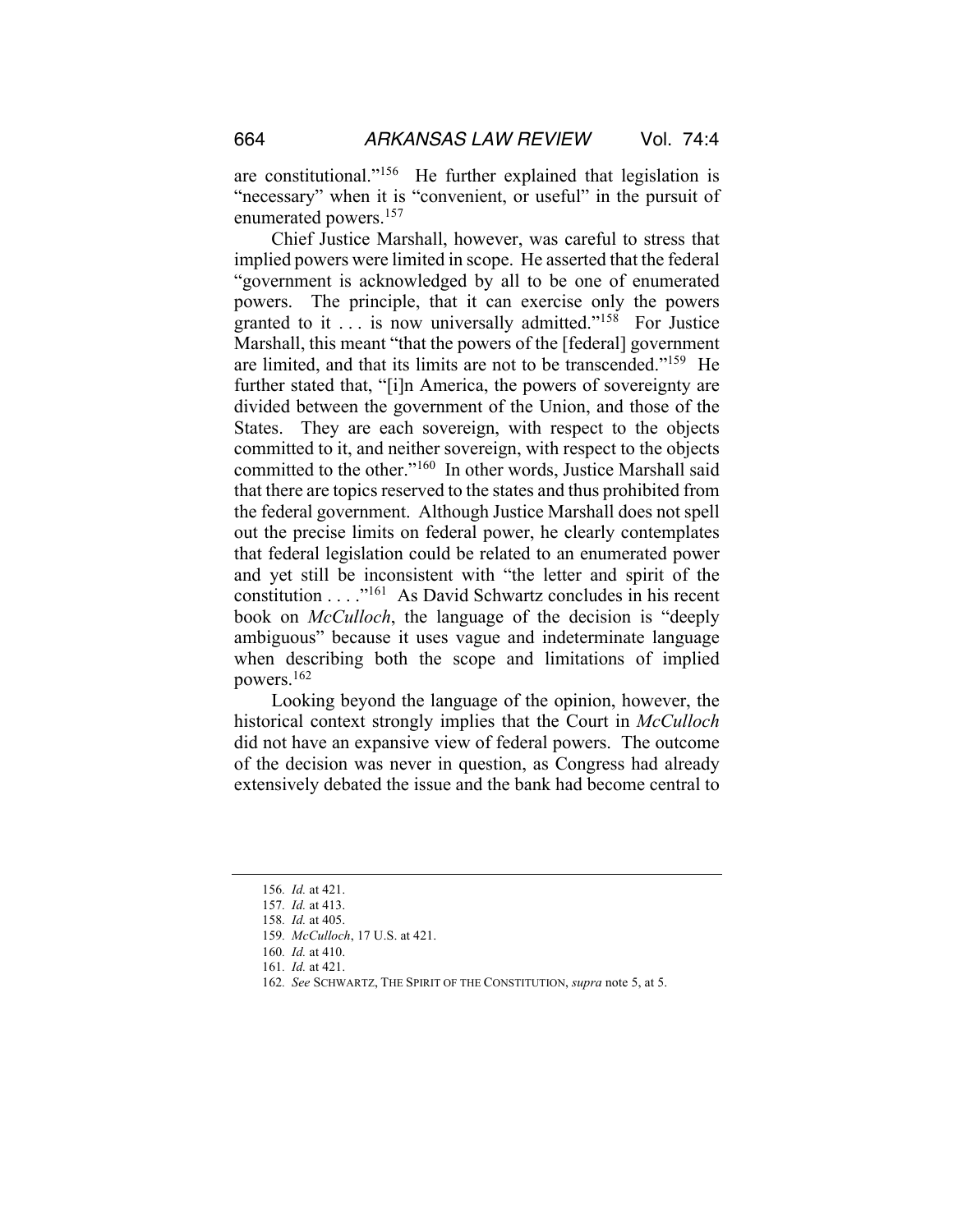are constitutional."[156] He further explained that legislation is "necessary" when it is "convenient, or useful" in the pursuit of enumerated powers.[157]

Chief Justice Marshall, however, was careful to stress that implied powers were limited in scope. He asserted that the federal "government is acknowledged by all to be one of enumerated powers. The principle, that it can exercise only the powers granted to it . . . is now universally admitted."[158] For Justice Marshall, this meant "that the powers of the [federal] government are limited, and that its limits are not to be transcended."[159] He further stated that, "[i]n America, the powers of sovereignty are divided between the government of the Union, and those of the States. They are each sovereign, with respect to the objects committed to it, and neither sovereign, with respect to the objects committed to the other."[160] In other words, Justice Marshall said that there are topics reserved to the states and thus prohibited from the federal government. Although Justice Marshall does not spell out the precise limits on federal power, he clearly contemplates that federal legislation could be related to an enumerated power and yet still be inconsistent with "the letter and spirit of the constitution . . . ."[161] As David Schwartz concludes in his recent book on *McCulloch*, the language of the decision is "deeply ambiguous" because it uses vague and indeterminate language when describing both the scope and limitations of implied powers.[162]

Looking beyond the language of the opinion, however, the historical context strongly implies that the Court in *McCulloch* did not have an expansive view of federal powers. The outcome of the decision was never in question, as Congress had already extensively debated the issue and the bank had become central to

---

156. *Id.* at 421.

157. *Id.* at 413.

158. *Id.* at 405.

159. *McCulloch*, 17 U.S. at 421.

160. *Id.* at 410.

161. *Id.* at 421.

162. *See* SCHWARTZ, THE SPIRIT OF THE CONSTITUTION, *supra* note 5, at 5.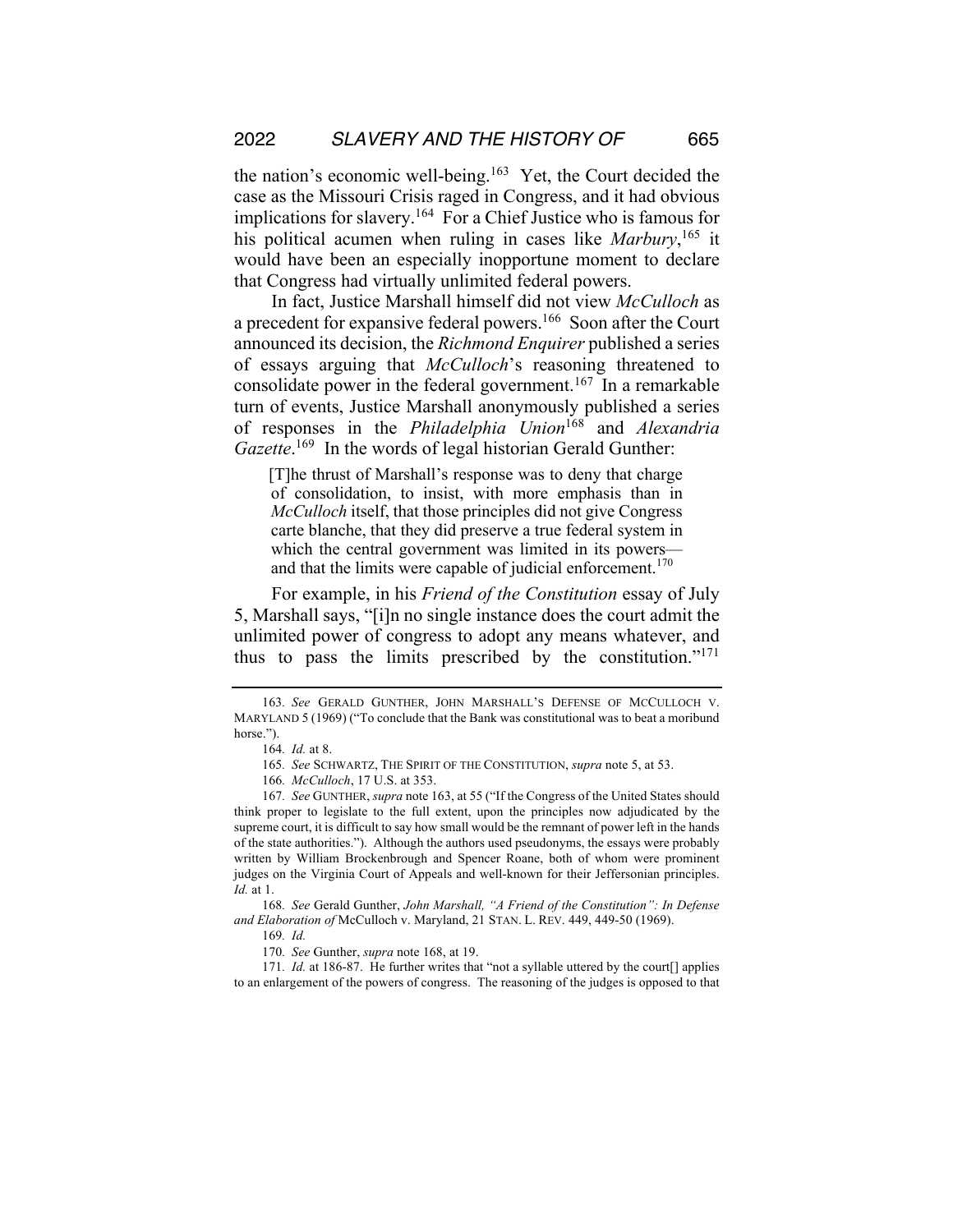the nation's economic well-being.[163] Yet, the Court decided the case as the Missouri Crisis raged in Congress, and it had obvious implications for slavery.[164] For a Chief Justice who is famous for his political acumen when ruling in cases like *Marbury*,[165] it would have been an especially inopportune moment to declare that Congress had virtually unlimited federal powers.

In fact, Justice Marshall himself did not view *McCulloch* as a precedent for expansive federal powers.[166] Soon after the Court announced its decision, the *Richmond Enquirer* published a series of essays arguing that *McCulloch*'s reasoning threatened to consolidate power in the federal government.[167] In a remarkable turn of events, Justice Marshall anonymously published a series of responses in the *Philadelphia Union*[168] and *Alexandria Gazette*.[169] In the words of legal historian Gerald Gunther:

> [T]he thrust of Marshall's response was to deny that charge of consolidation, to insist, with more emphasis than in *McCulloch* itself, that those principles did not give Congress carte blanche, that they did preserve a true federal system in which the central government was limited in its powers—and that the limits were capable of judicial enforcement.[170]

For example, in his *Friend of the Constitution* essay of July 5, Marshall says, "[i]n no single instance does the court admit the unlimited power of congress to adopt any means whatever, and thus to pass the limits prescribed by the constitution."[171]

---

163. *See* GERALD GUNTHER, JOHN MARSHALL'S DEFENSE OF MCCULLOCH V. MARYLAND 5 (1969) ("To conclude that the Bank was constitutional was to beat a moribund horse.").

164. *Id.* at 8.

165. *See* SCHWARTZ, THE SPIRIT OF THE CONSTITUTION, *supra* note 5, at 53.

166. *McCulloch*, 17 U.S. at 353.

167. *See* GUNTHER, *supra* note 163, at 55 ("If the Congress of the United States should think proper to legislate to the full extent, upon the principles now adjudicated by the supreme court, it is difficult to say how small would be the remnant of power left in the hands of the state authorities."). Although the authors used pseudonyms, the essays were probably written by William Brockenbrough and Spencer Roane, both of whom were prominent judges on the Virginia Court of Appeals and well-known for their Jeffersonian principles. *Id.* at 1.

168. *See* Gerald Gunther, *John Marshall, "A Friend of the Constitution": In Defense and Elaboration of* McCulloch v. Maryland, 21 STAN. L. REV. 449, 449-50 (1969).

169. *Id.*

170. *See* Gunther, *supra* note 168, at 19.

171. *Id.* at 186-87. He further writes that "not a syllable uttered by the court[] applies to an enlargement of the powers of congress. The reasoning of the judges is opposed to that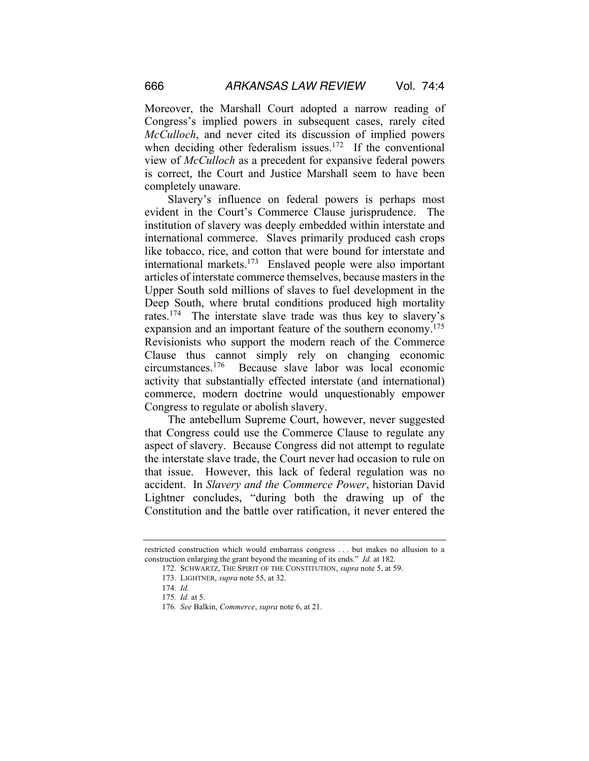Moreover, the Marshall Court adopted a narrow reading of Congress's implied powers in subsequent cases, rarely cited *McCulloch*, and never cited its discussion of implied powers when deciding other federalism issues.[172] If the conventional view of *McCulloch* as a precedent for expansive federal powers is correct, the Court and Justice Marshall seem to have been completely unaware.

Slavery's influence on federal powers is perhaps most evident in the Court's Commerce Clause jurisprudence. The institution of slavery was deeply embedded within interstate and international commerce. Slaves primarily produced cash crops like tobacco, rice, and cotton that were bound for interstate and international markets.[173] Enslaved people were also important articles of interstate commerce themselves, because masters in the Upper South sold millions of slaves to fuel development in the Deep South, where brutal conditions produced high mortality rates.[174] The interstate slave trade was thus key to slavery's expansion and an important feature of the southern economy.[175] Revisionists who support the modern reach of the Commerce Clause thus cannot simply rely on changing economic circumstances.[176] Because slave labor was local economic activity that substantially effected interstate (and international) commerce, modern doctrine would unquestionably empower Congress to regulate or abolish slavery.

The antebellum Supreme Court, however, never suggested that Congress could use the Commerce Clause to regulate any aspect of slavery. Because Congress did not attempt to regulate the interstate slave trade, the Court never had occasion to rule on that issue. However, this lack of federal regulation was no accident. In *Slavery and the Commerce Power*, historian David Lightner concludes, "during both the drawing up of the Constitution and the battle over ratification, it never entered the

---

restricted construction which would embarrass congress . . . but makes no allusion to a construction enlarging the grant beyond the meaning of its ends." *Id.* at 182.

172. SCHWARTZ, THE SPIRIT OF THE CONSTITUTION, *supra* note 5, at 59.

173. LIGHTNER, *supra* note 55, at 32.

174. *Id.*

175. *Id.* at 5.

176. *See* Balkin, *Commerce*, *supra* note 6, at 21.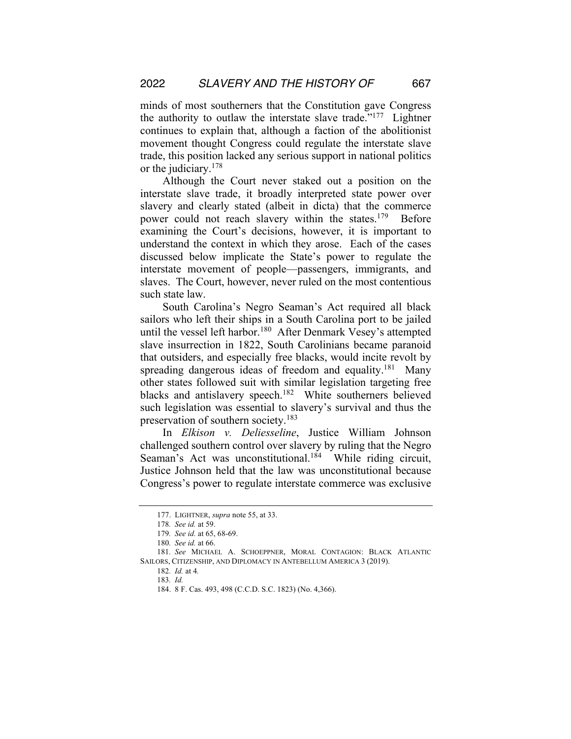minds of most southerners that the Constitution gave Congress the authority to outlaw the interstate slave trade."[177] Lightner continues to explain that, although a faction of the abolitionist movement thought Congress could regulate the interstate slave trade, this position lacked any serious support in national politics or the judiciary.[178]

Although the Court never staked out a position on the interstate slave trade, it broadly interpreted state power over slavery and clearly stated (albeit in dicta) that the commerce power could not reach slavery within the states.[179] Before examining the Court's decisions, however, it is important to understand the context in which they arose. Each of the cases discussed below implicate the State's power to regulate the interstate movement of people—passengers, immigrants, and slaves. The Court, however, never ruled on the most contentious such state law.

South Carolina's Negro Seaman's Act required all black sailors who left their ships in a South Carolina port to be jailed until the vessel left harbor.[180] After Denmark Vesey's attempted slave insurrection in 1822, South Carolinians became paranoid that outsiders, and especially free blacks, would incite revolt by spreading dangerous ideas of freedom and equality.[181] Many other states followed suit with similar legislation targeting free blacks and antislavery speech.[182] White southerners believed such legislation was essential to slavery's survival and thus the preservation of southern society.[183]

In *Elkison v. Deliesseline*, Justice William Johnson challenged southern control over slavery by ruling that the Negro Seaman's Act was unconstitutional.[184] While riding circuit, Justice Johnson held that the law was unconstitutional because Congress's power to regulate interstate commerce was exclusive

---

177. LIGHTNER, *supra* note 55, at 33.

178. *See id.* at 59.

179. *See id.* at 65, 68-69.

180. *See id.* at 66.

181. *See* MICHAEL A. SCHOEPPNER, MORAL CONTAGION: BLACK ATLANTIC SAILORS, CITIZENSHIP, AND DIPLOMACY IN ANTEBELLUM AMERICA 3 (2019).

182. *Id.* at 4*.*

183. *Id.*

184. 8 F. Cas. 493, 498 (C.C.D. S.C. 1823) (No. 4,366).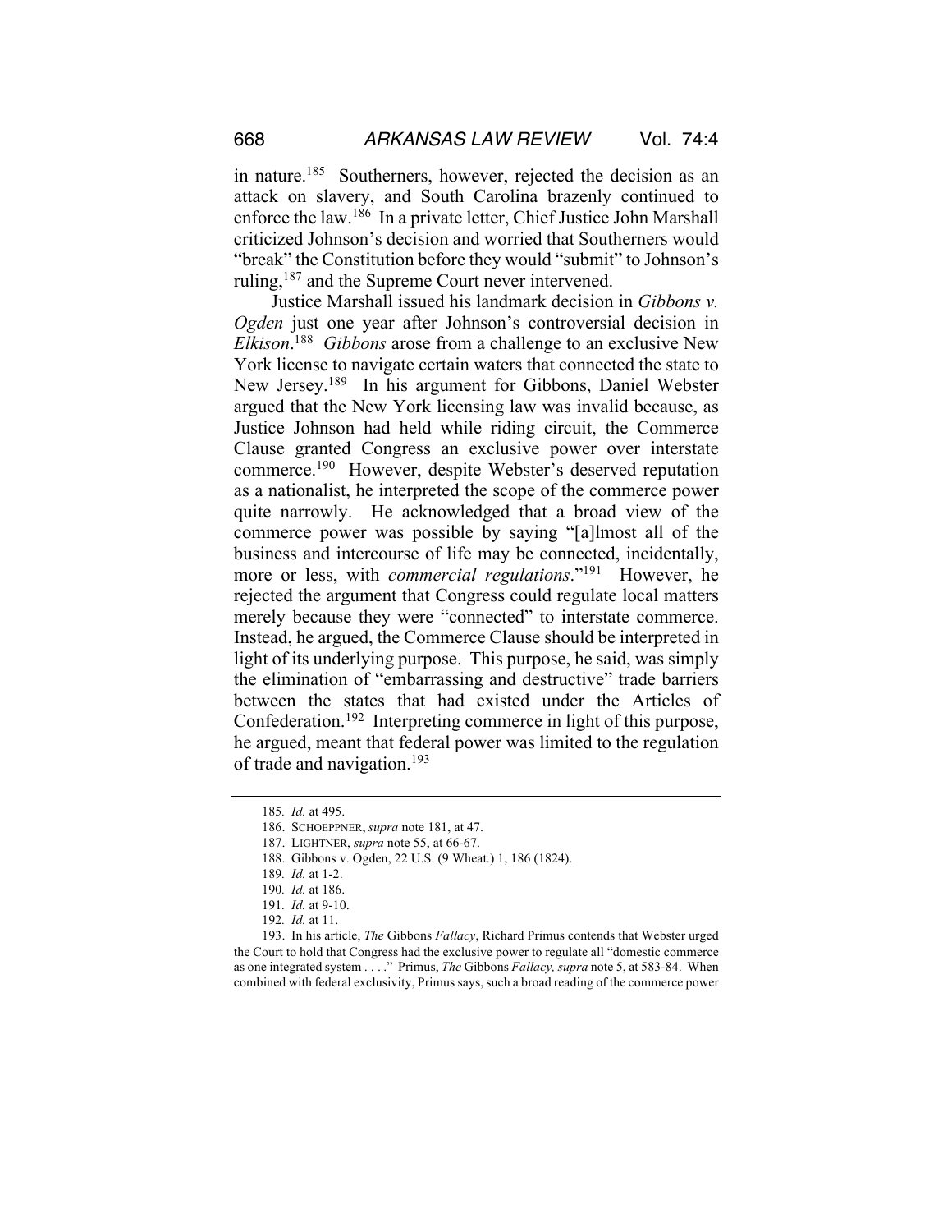in nature.[185] Southerners, however, rejected the decision as an attack on slavery, and South Carolina brazenly continued to enforce the law.[186] In a private letter, Chief Justice John Marshall criticized Johnson's decision and worried that Southerners would "break" the Constitution before they would "submit" to Johnson's ruling,[187] and the Supreme Court never intervened.

Justice Marshall issued his landmark decision in *Gibbons v. Ogden* just one year after Johnson's controversial decision in *Elkison*.[188] *Gibbons* arose from a challenge to an exclusive New York license to navigate certain waters that connected the state to New Jersey.[189] In his argument for Gibbons, Daniel Webster argued that the New York licensing law was invalid because, as Justice Johnson had held while riding circuit, the Commerce Clause granted Congress an exclusive power over interstate commerce.[190] However, despite Webster's deserved reputation as a nationalist, he interpreted the scope of the commerce power quite narrowly. He acknowledged that a broad view of the commerce power was possible by saying "[a]lmost all of the business and intercourse of life may be connected, incidentally, more or less, with *commercial regulations*."[191] However, he rejected the argument that Congress could regulate local matters merely because they were "connected" to interstate commerce. Instead, he argued, the Commerce Clause should be interpreted in light of its underlying purpose. This purpose, he said, was simply the elimination of "embarrassing and destructive" trade barriers between the states that had existed under the Articles of Confederation.[192] Interpreting commerce in light of this purpose, he argued, meant that federal power was limited to the regulation of trade and navigation.[193]

---

185. *Id.* at 495.

186. SCHOEPPNER, *supra* note 181, at 47.

187. LIGHTNER, *supra* note 55, at 66-67.

188. Gibbons v. Ogden, 22 U.S. (9 Wheat.) 1, 186 (1824).

189. *Id.* at 1-2.

190. *Id.* at 186.

191. *Id.* at 9-10.

192. *Id.* at 11.

193. In his article, *The* Gibbons *Fallacy*, Richard Primus contends that Webster urged the Court to hold that Congress had the exclusive power to regulate all "domestic commerce as one integrated system . . . ." Primus, *The* Gibbons *Fallacy, supra* note 5, at 583-84. When combined with federal exclusivity, Primus says, such a broad reading of the commerce power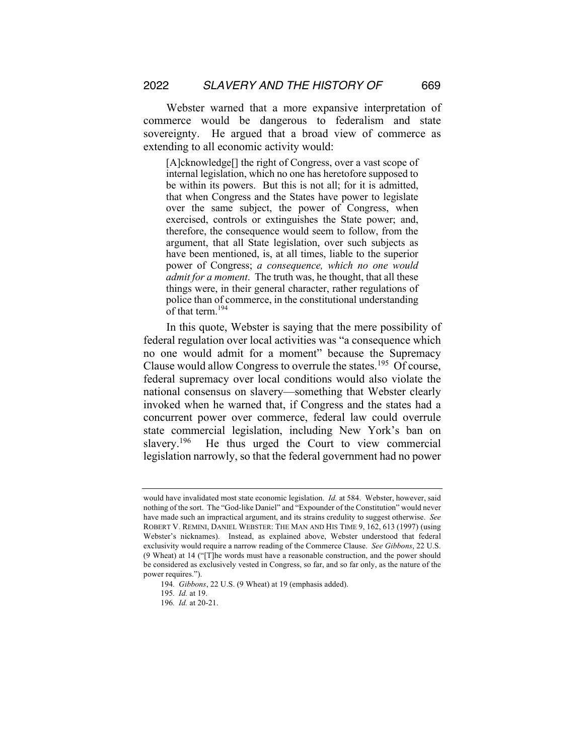Webster warned that a more expansive interpretation of commerce would be dangerous to federalism and state sovereignty. He argued that a broad view of commerce as extending to all economic activity would:

> [A]cknowledge[] the right of Congress, over a vast scope of internal legislation, which no one has heretofore supposed to be within its powers. But this is not all; for it is admitted, that when Congress and the States have power to legislate over the same subject, the power of Congress, when exercised, controls or extinguishes the State power; and, therefore, the consequence would seem to follow, from the argument, that all State legislation, over such subjects as have been mentioned, is, at all times, liable to the superior power of Congress; *a consequence, which no one would admit for a moment*. The truth was, he thought, that all these things were, in their general character, rather regulations of police than of commerce, in the constitutional understanding of that term.[194]

In this quote, Webster is saying that the mere possibility of federal regulation over local activities was "a consequence which no one would admit for a moment" because the Supremacy Clause would allow Congress to overrule the states.[195] Of course, federal supremacy over local conditions would also violate the national consensus on slavery—something that Webster clearly invoked when he warned that, if Congress and the states had a concurrent power over commerce, federal law could overrule state commercial legislation, including New York's ban on slavery.[196] He thus urged the Court to view commercial legislation narrowly, so that the federal government had no power

---

would have invalidated most state economic legislation. *Id.* at 584. Webster, however, said nothing of the sort. The "God-like Daniel" and "Expounder of the Constitution" would never have made such an impractical argument, and its strains credulity to suggest otherwise. *See* ROBERT V. REMINI, DANIEL WEBSTER: THE MAN AND HIS TIME 9, 162, 613 (1997) (using Webster's nicknames). Instead, as explained above, Webster understood that federal exclusivity would require a narrow reading of the Commerce Clause. *See Gibbons*, 22 U.S. (9 Wheat) at 14 ("[T]he words must have a reasonable construction, and the power should be considered as exclusively vested in Congress, so far, and so far only, as the nature of the power requires.").

194. *Gibbons*, 22 U.S. (9 Wheat) at 19 (emphasis added).

195. *Id.* at 19.

196. *Id.* at 20-21.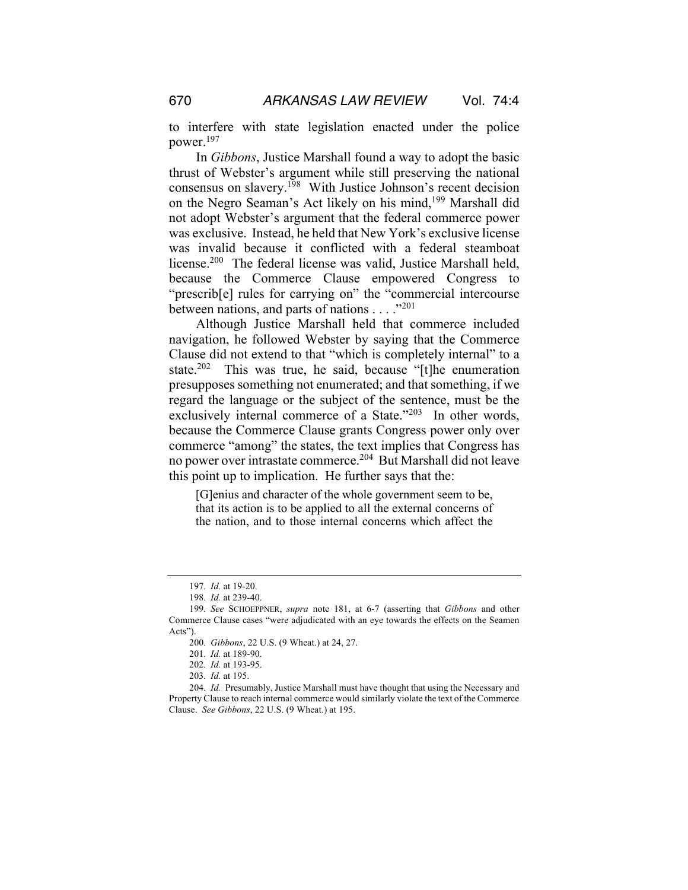to interfere with state legislation enacted under the police power.[197]

In *Gibbons*, Justice Marshall found a way to adopt the basic thrust of Webster's argument while still preserving the national consensus on slavery.[198] With Justice Johnson's recent decision on the Negro Seaman's Act likely on his mind,[199] Marshall did not adopt Webster's argument that the federal commerce power was exclusive. Instead, he held that New York's exclusive license was invalid because it conflicted with a federal steamboat license.[200] The federal license was valid, Justice Marshall held, because the Commerce Clause empowered Congress to "prescrib[e] rules for carrying on" the "commercial intercourse between nations, and parts of nations . . . ."[201]

Although Justice Marshall held that commerce included navigation, he followed Webster by saying that the Commerce Clause did not extend to that "which is completely internal" to a state.[202] This was true, he said, because "[t]he enumeration presupposes something not enumerated; and that something, if we regard the language or the subject of the sentence, must be the exclusively internal commerce of a State."[203] In other words, because the Commerce Clause grants Congress power only over commerce "among" the states, the text implies that Congress has no power over intrastate commerce.[204] But Marshall did not leave this point up to implication. He further says that the:

> [G]enius and character of the whole government seem to be, that its action is to be applied to all the external concerns of the nation, and to those internal concerns which affect the

---

197. *Id.* at 19-20.

198. *Id.* at 239-40.

199. *See* SCHOEPPNER, *supra* note 181, at 6-7 (asserting that *Gibbons* and other Commerce Clause cases "were adjudicated with an eye towards the effects on the Seamen Acts").

200. *Gibbons*, 22 U.S. (9 Wheat.) at 24, 27.

201. *Id.* at 189-90.

202. *Id.* at 193-95.

203. *Id.* at 195.

204. *Id.* Presumably, Justice Marshall must have thought that using the Necessary and Property Clause to reach internal commerce would similarly violate the text of the Commerce Clause. *See Gibbons*, 22 U.S. (9 Wheat.) at 195.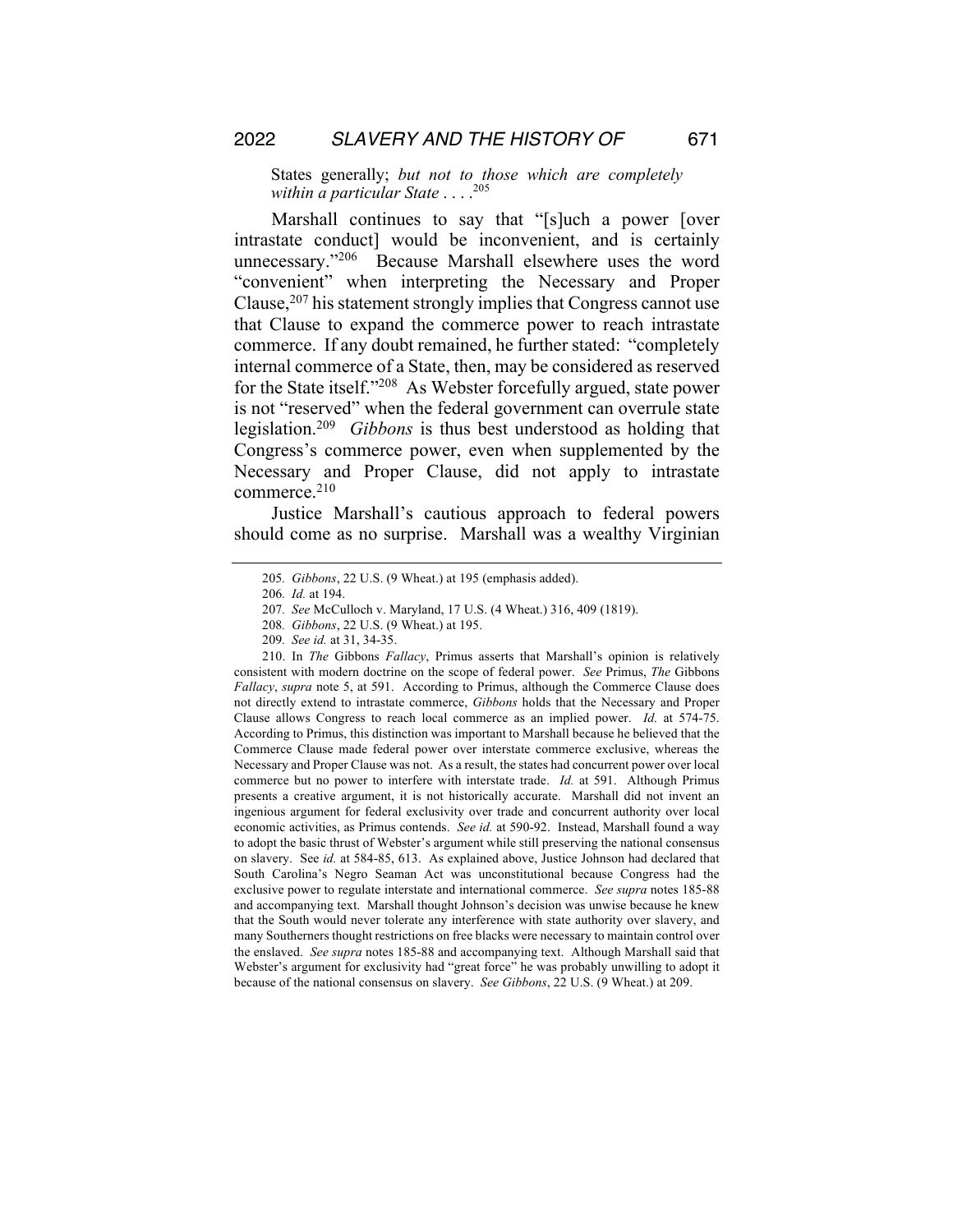States generally; *but not to those which are completely within a particular State* . . . .[205]

Marshall continues to say that "[s]uch a power [over intrastate conduct] would be inconvenient, and is certainly unnecessary."[206] Because Marshall elsewhere uses the word "convenient" when interpreting the Necessary and Proper Clause,[207] his statement strongly implies that Congress cannot use that Clause to expand the commerce power to reach intrastate commerce. If any doubt remained, he further stated: "completely internal commerce of a State, then, may be considered as reserved for the State itself."[208] As Webster forcefully argued, state power is not "reserved" when the federal government can overrule state legislation.[209] *Gibbons* is thus best understood as holding that Congress's commerce power, even when supplemented by the Necessary and Proper Clause, did not apply to intrastate commerce.[210]

Justice Marshall's cautious approach to federal powers should come as no surprise. Marshall was a wealthy Virginian

---

205. *Gibbons*, 22 U.S. (9 Wheat.) at 195 (emphasis added).

206. *Id.* at 194.

207. *See* McCulloch v. Maryland, 17 U.S. (4 Wheat.) 316, 409 (1819).

208. *Gibbons*, 22 U.S. (9 Wheat.) at 195.

209. *See id.* at 31, 34-35.

210. In *The* Gibbons *Fallacy*, Primus asserts that Marshall's opinion is relatively consistent with modern doctrine on the scope of federal power. *See* Primus, *The* Gibbons *Fallacy*, *supra* note 5, at 591. According to Primus, although the Commerce Clause does not directly extend to intrastate commerce, *Gibbons* holds that the Necessary and Proper Clause allows Congress to reach local commerce as an implied power. *Id.* at 574-75. According to Primus, this distinction was important to Marshall because he believed that the Commerce Clause made federal power over interstate commerce exclusive, whereas the Necessary and Proper Clause was not. As a result, the states had concurrent power over local commerce but no power to interfere with interstate trade. *Id.* at 591. Although Primus presents a creative argument, it is not historically accurate. Marshall did not invent an ingenious argument for federal exclusivity over trade and concurrent authority over local economic activities, as Primus contends. *See id.* at 590-92. Instead, Marshall found a way to adopt the basic thrust of Webster's argument while still preserving the national consensus on slavery. See *id.* at 584-85, 613. As explained above, Justice Johnson had declared that South Carolina's Negro Seaman Act was unconstitutional because Congress had the exclusive power to regulate interstate and international commerce. *See supra* notes 185-88 and accompanying text. Marshall thought Johnson's decision was unwise because he knew that the South would never tolerate any interference with state authority over slavery, and many Southerners thought restrictions on free blacks were necessary to maintain control over the enslaved. *See supra* notes 185-88 and accompanying text. Although Marshall said that Webster's argument for exclusivity had "great force" he was probably unwilling to adopt it because of the national consensus on slavery. *See Gibbons*, 22 U.S. (9 Wheat.) at 209.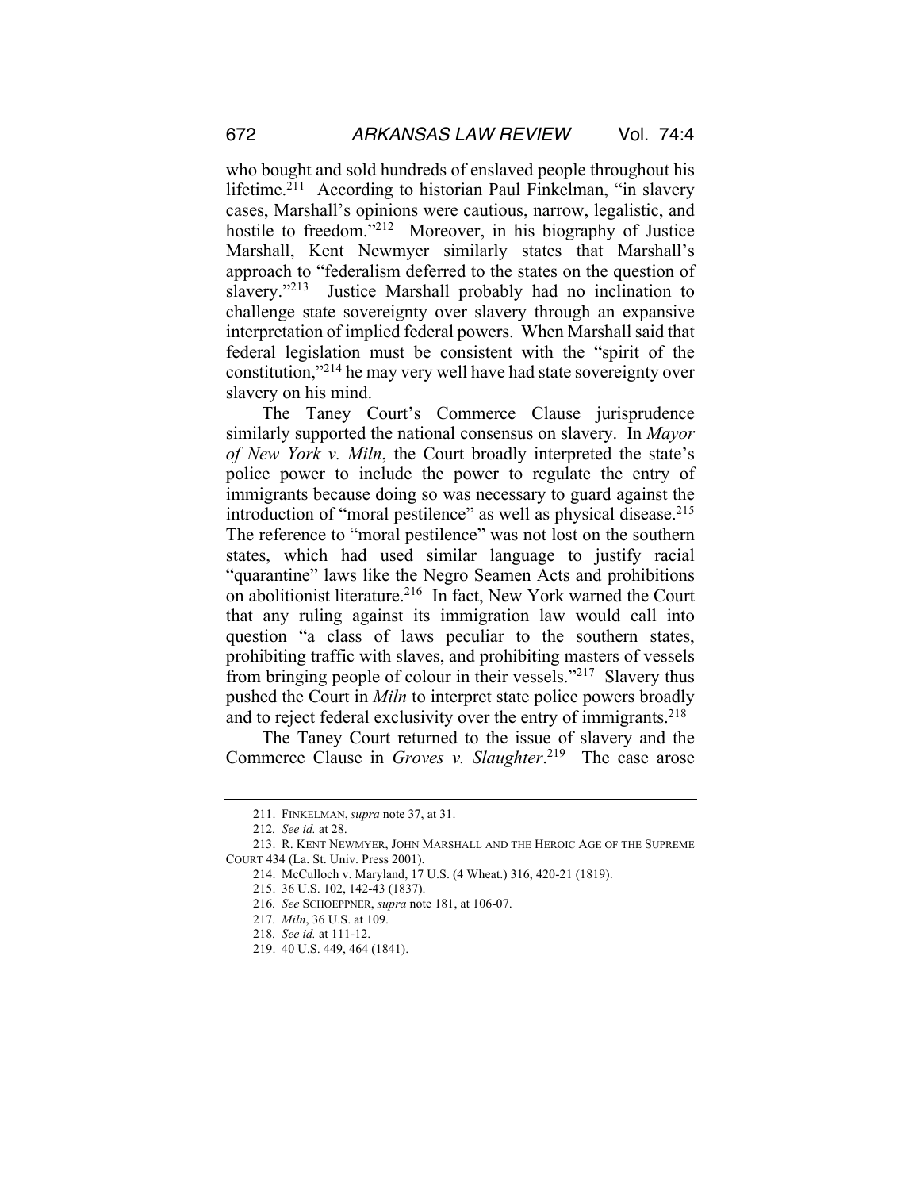who bought and sold hundreds of enslaved people throughout his lifetime.[211] According to historian Paul Finkelman, "in slavery cases, Marshall's opinions were cautious, narrow, legalistic, and hostile to freedom."[212] Moreover, in his biography of Justice Marshall, Kent Newmyer similarly states that Marshall's approach to "federalism deferred to the states on the question of slavery."[213] Justice Marshall probably had no inclination to challenge state sovereignty over slavery through an expansive interpretation of implied federal powers. When Marshall said that federal legislation must be consistent with the "spirit of the constitution,"[214] he may very well have had state sovereignty over slavery on his mind.

The Taney Court's Commerce Clause jurisprudence similarly supported the national consensus on slavery. In *Mayor of New York v. Miln*, the Court broadly interpreted the state's police power to include the power to regulate the entry of immigrants because doing so was necessary to guard against the introduction of "moral pestilence" as well as physical disease.[215] The reference to "moral pestilence" was not lost on the southern states, which had used similar language to justify racial "quarantine" laws like the Negro Seamen Acts and prohibitions on abolitionist literature.[216] In fact, New York warned the Court that any ruling against its immigration law would call into question "a class of laws peculiar to the southern states, prohibiting traffic with slaves, and prohibiting masters of vessels from bringing people of colour in their vessels."[217] Slavery thus pushed the Court in *Miln* to interpret state police powers broadly and to reject federal exclusivity over the entry of immigrants.[218]

The Taney Court returned to the issue of slavery and the Commerce Clause in *Groves v. Slaughter*.[219] The case arose

---

211. FINKELMAN, *supra* note 37, at 31.

212. *See id.* at 28.

213. R. KENT NEWMYER, JOHN MARSHALL AND THE HEROIC AGE OF THE SUPREME COURT 434 (La. St. Univ. Press 2001).

214. McCulloch v. Maryland, 17 U.S. (4 Wheat.) 316, 420-21 (1819).

215. 36 U.S. 102, 142-43 (1837).

216. *See* SCHOEPPNER, *supra* note 181, at 106-07.

217. *Miln*, 36 U.S. at 109.

218. *See id.* at 111-12.

219. 40 U.S. 449, 464 (1841).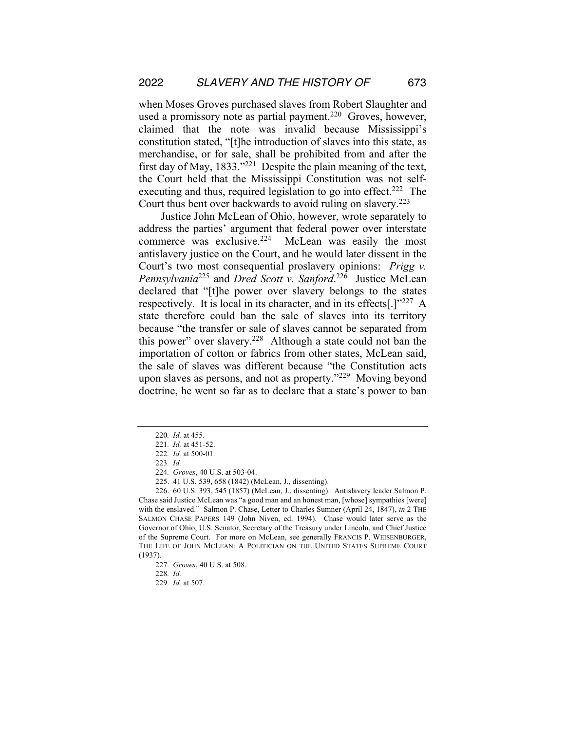when Moses Groves purchased slaves from Robert Slaughter and used a promissory note as partial payment.[220] Groves, however, claimed that the note was invalid because Mississippi's constitution stated, "[t]he introduction of slaves into this state, as merchandise, or for sale, shall be prohibited from and after the first day of May, 1833."[221] Despite the plain meaning of the text, the Court held that the Mississippi Constitution was not self-executing and thus, required legislation to go into effect.[222] The Court thus bent over backwards to avoid ruling on slavery.[223]

Justice John McLean of Ohio, however, wrote separately to address the parties' argument that federal power over interstate commerce was exclusive.[224] McLean was easily the most antislavery justice on the Court, and he would later dissent in the Court's two most consequential proslavery opinions: *Prigg v. Pennsylvania*[225] and *Dred Scott v. Sanford*.[226] Justice McLean declared that "[t]he power over slavery belongs to the states respectively. It is local in its character, and in its effects[.]"[227] A state therefore could ban the sale of slaves into its territory because "the transfer or sale of slaves cannot be separated from this power" over slavery.[228] Although a state could not ban the importation of cotton or fabrics from other states, McLean said, the sale of slaves was different because "the Constitution acts upon slaves as persons, and not as property."[229] Moving beyond doctrine, he went so far as to declare that a state's power to ban

---

220. *Id.* at 455.

221. *Id.* at 451-52.

222. *Id.* at 500-01.

223. *Id.*

224. *Groves*, 40 U.S. at 503-04.

225. 41 U.S. 539, 658 (1842) (McLean, J., dissenting).

226. 60 U.S. 393, 545 (1857) (McLean, J., dissenting). Antislavery leader Salmon P. Chase said Justice McLean was "a good man and an honest man, [whose] sympathies [were] with the enslaved." Salmon P. Chase, Letter to Charles Sumner (April 24, 1847), *in* 2 THE SALMON CHASE PAPERS 149 (John Niven, ed. 1994). Chase would later serve as the Governor of Ohio, U.S. Senator, Secretary of the Treasury under Lincoln, and Chief Justice of the Supreme Court. For more on McLean, see generally FRANCIS P. WEISENBURGER, THE LIFE OF JOHN MCLEAN: A POLITICIAN ON THE UNITED STATES SUPREME COURT (1937).

227. *Groves*, 40 U.S. at 508.

228. *Id.*

229. *Id.* at 507.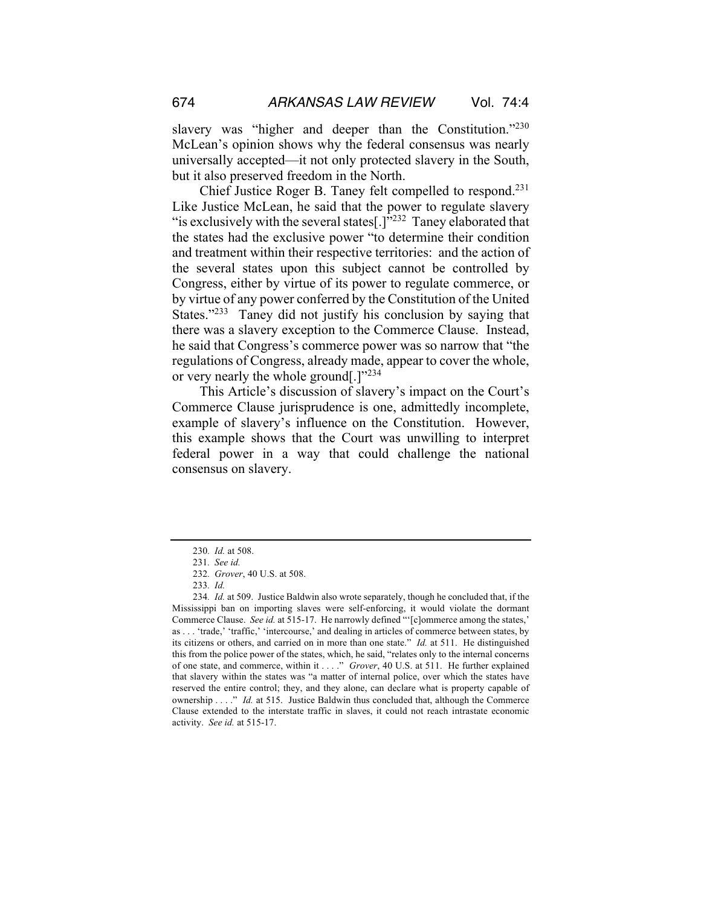slavery was "higher and deeper than the Constitution."[230] McLean's opinion shows why the federal consensus was nearly universally accepted—it not only protected slavery in the South, but it also preserved freedom in the North.

Chief Justice Roger B. Taney felt compelled to respond.[231] Like Justice McLean, he said that the power to regulate slavery "is exclusively with the several states[.]"[232] Taney elaborated that the states had the exclusive power "to determine their condition and treatment within their respective territories: and the action of the several states upon this subject cannot be controlled by Congress, either by virtue of its power to regulate commerce, or by virtue of any power conferred by the Constitution of the United States."[233] Taney did not justify his conclusion by saying that there was a slavery exception to the Commerce Clause. Instead, he said that Congress's commerce power was so narrow that "the regulations of Congress, already made, appear to cover the whole, or very nearly the whole ground[.]"[234]

This Article's discussion of slavery's impact on the Court's Commerce Clause jurisprudence is one, admittedly incomplete, example of slavery's influence on the Constitution. However, this example shows that the Court was unwilling to interpret federal power in a way that could challenge the national consensus on slavery.

---

230. *Id.* at 508.

231. *See id.*

232. *Grover*, 40 U.S. at 508.

233. *Id.*

234. *Id.* at 509. Justice Baldwin also wrote separately, though he concluded that, if the Mississippi ban on importing slaves were self-enforcing, it would violate the dormant Commerce Clause. *See id.* at 515-17. He narrowly defined "'[c]ommerce among the states,' as . . . 'trade,' 'traffic,' 'intercourse,' and dealing in articles of commerce between states, by its citizens or others, and carried on in more than one state." *Id.* at 511. He distinguished this from the police power of the states, which, he said, "relates only to the internal concerns of one state, and commerce, within it . . . ." *Grover*, 40 U.S. at 511. He further explained that slavery within the states was "a matter of internal police, over which the states have reserved the entire control; they, and they alone, can declare what is property capable of ownership . . . ." *Id.* at 515. Justice Baldwin thus concluded that, although the Commerce Clause extended to the interstate traffic in slaves, it could not reach intrastate economic activity. *See id.* at 515-17.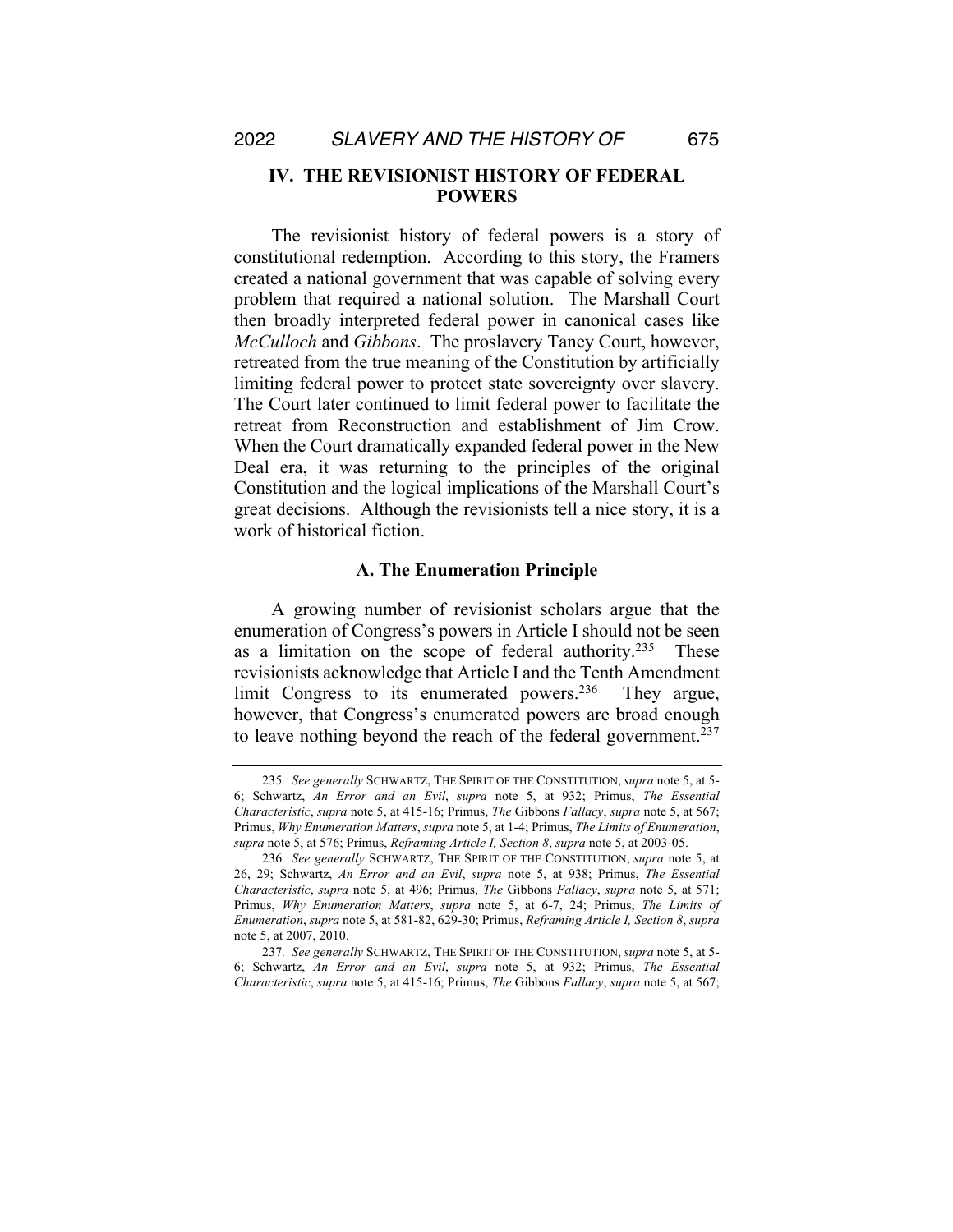## IV. THE REVISIONIST HISTORY OF FEDERAL POWERS

The revisionist history of federal powers is a story of constitutional redemption. According to this story, the Framers created a national government that was capable of solving every problem that required a national solution. The Marshall Court then broadly interpreted federal power in canonical cases like *McCulloch* and *Gibbons*. The proslavery Taney Court, however, retreated from the true meaning of the Constitution by artificially limiting federal power to protect state sovereignty over slavery. The Court later continued to limit federal power to facilitate the retreat from Reconstruction and establishment of Jim Crow. When the Court dramatically expanded federal power in the New Deal era, it was returning to the principles of the original Constitution and the logical implications of the Marshall Court's great decisions. Although the revisionists tell a nice story, it is a work of historical fiction.

### A. The Enumeration Principle

A growing number of revisionist scholars argue that the enumeration of Congress's powers in Article I should not be seen as a limitation on the scope of federal authority.[235] These revisionists acknowledge that Article I and the Tenth Amendment limit Congress to its enumerated powers.[236] They argue, however, that Congress's enumerated powers are broad enough to leave nothing beyond the reach of the federal government.[237]

---

235. *See generally* SCHWARTZ, THE SPIRIT OF THE CONSTITUTION, *supra* note 5, at 5-6; Schwartz, *An Error and an Evil*, *supra* note 5, at 932; Primus, *The Essential Characteristic*, *supra* note 5, at 415-16; Primus, *The* Gibbons *Fallacy*, *supra* note 5, at 567; Primus, *Why Enumeration Matters*, *supra* note 5, at 1-4; Primus, *The Limits of Enumeration*, *supra* note 5, at 576; Primus, *Reframing Article I, Section 8*, *supra* note 5, at 2003-05.

236. *See generally* SCHWARTZ, THE SPIRIT OF THE CONSTITUTION, *supra* note 5, at 26, 29; Schwartz, *An Error and an Evil*, *supra* note 5, at 938; Primus, *The Essential Characteristic*, *supra* note 5, at 496; Primus, *The* Gibbons *Fallacy*, *supra* note 5, at 571; Primus, *Why Enumeration Matters*, *supra* note 5, at 6-7, 24; Primus, *The Limits of Enumeration*, *supra* note 5, at 581-82, 629-30; Primus, *Reframing Article I, Section 8*, *supra* note 5, at 2007, 2010.

237. *See generally* SCHWARTZ, THE SPIRIT OF THE CONSTITUTION, *supra* note 5, at 5-6; Schwartz, *An Error and an Evil*, *supra* note 5, at 932; Primus, *The Essential Characteristic*, *supra* note 5, at 415-16; Primus, *The* Gibbons *Fallacy*, *supra* note 5, at 567;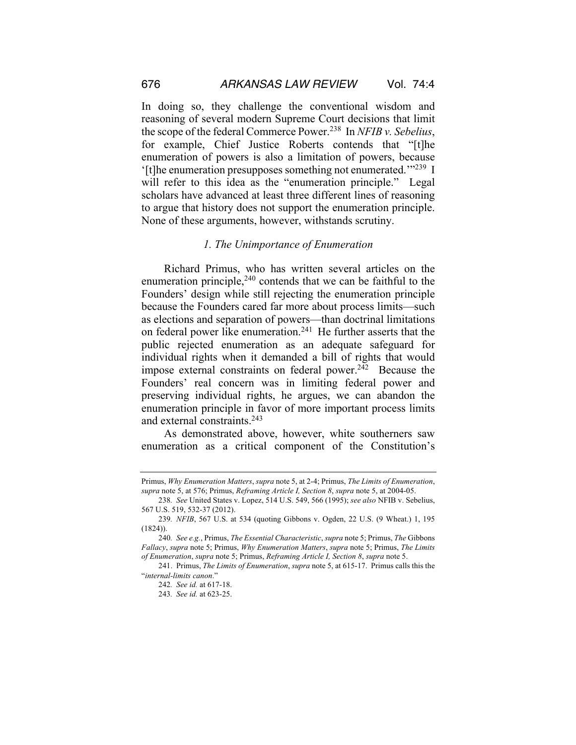In doing so, they challenge the conventional wisdom and reasoning of several modern Supreme Court decisions that limit the scope of the federal Commerce Power.[238] In *NFIB v. Sebelius*, for example, Chief Justice Roberts contends that "[t]he enumeration of powers is also a limitation of powers, because '[t]he enumeration presupposes something not enumerated.'"[239] I will refer to this idea as the "enumeration principle." Legal scholars have advanced at least three different lines of reasoning to argue that history does not support the enumeration principle. None of these arguments, however, withstands scrutiny.

### *1. The Unimportance of Enumeration*

Richard Primus, who has written several articles on the enumeration principle,[240] contends that we can be faithful to the Founders' design while still rejecting the enumeration principle because the Founders cared far more about process limits—such as elections and separation of powers—than doctrinal limitations on federal power like enumeration.[241] He further asserts that the public rejected enumeration as an adequate safeguard for individual rights when it demanded a bill of rights that would impose external constraints on federal power.[242] Because the Founders' real concern was in limiting federal power and preserving individual rights, he argues, we can abandon the enumeration principle in favor of more important process limits and external constraints.[243]

As demonstrated above, however, white southerners saw enumeration as a critical component of the Constitution's

---

Primus, *Why Enumeration Matters*, *supra* note 5, at 2-4; Primus, *The Limits of Enumeration*, *supra* note 5, at 576; Primus, *Reframing Article I, Section 8*, *supra* note 5, at 2004-05.

238. *See* United States v. Lopez, 514 U.S. 549, 566 (1995); *see also* NFIB v. Sebelius, 567 U.S. 519, 532-37 (2012).

239. *NFIB*, 567 U.S. at 534 (quoting Gibbons v. Ogden, 22 U.S. (9 Wheat.) 1, 195 (1824)).

240. *See e.g.*, Primus, *The Essential Characteristic*, *supra* note 5; Primus, *The* Gibbons *Fallacy*, *supra* note 5; Primus, *Why Enumeration Matters*, *supra* note 5; Primus, *The Limits of Enumeration*, *supra* note 5; Primus, *Reframing Article I, Section 8*, *supra* note 5.

241. Primus, *The Limits of Enumeration*, *supra* note 5, at 615-17. Primus calls this the "*internal-limits canon*."

242. *See id.* at 617-18.

243. *See id.* at 623-25.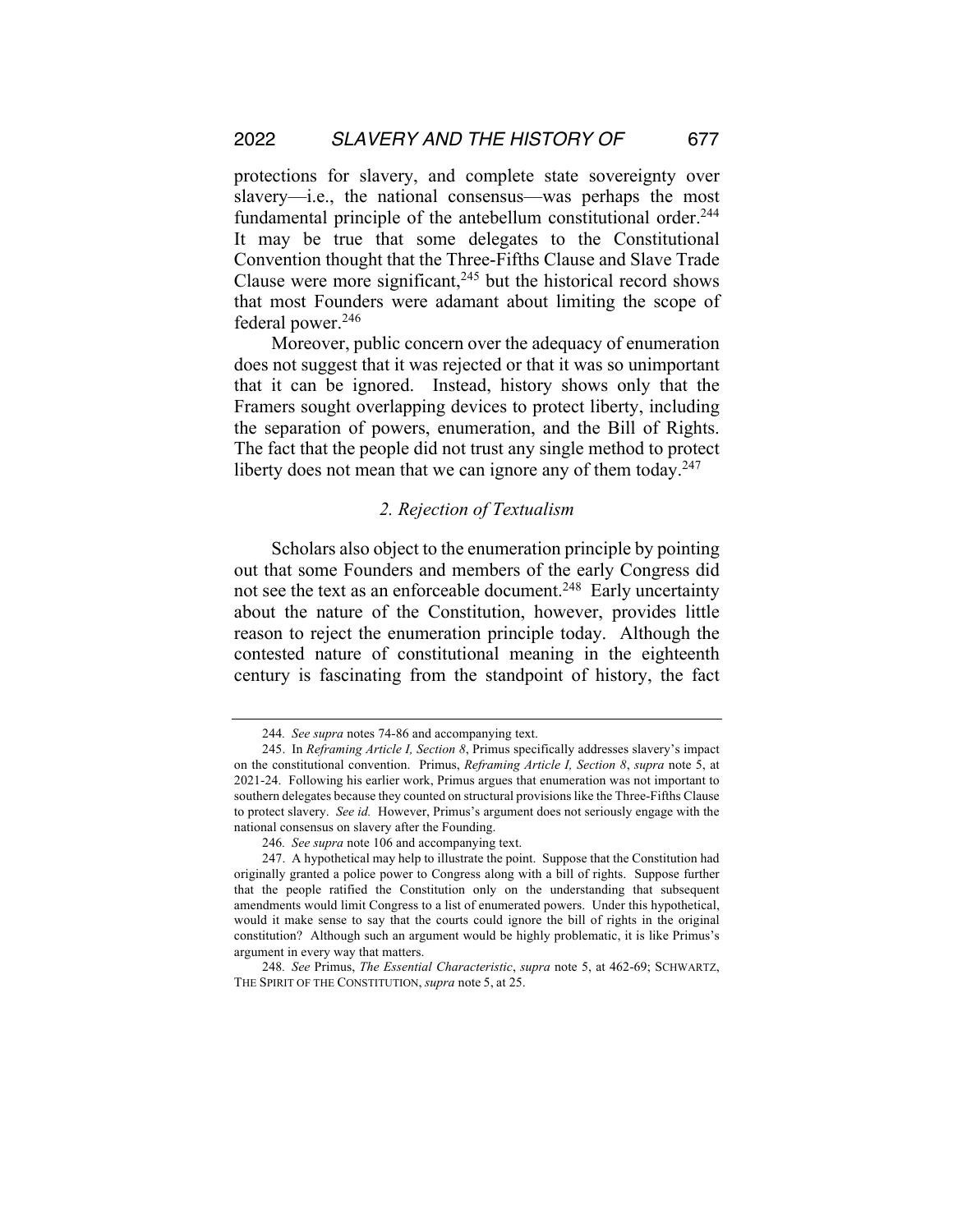protections for slavery, and complete state sovereignty over slavery—i.e., the national consensus—was perhaps the most fundamental principle of the antebellum constitutional order.[244] It may be true that some delegates to the Constitutional Convention thought that the Three-Fifths Clause and Slave Trade Clause were more significant,[245] but the historical record shows that most Founders were adamant about limiting the scope of federal power.[246]

Moreover, public concern over the adequacy of enumeration does not suggest that it was rejected or that it was so unimportant that it can be ignored. Instead, history shows only that the Framers sought overlapping devices to protect liberty, including the separation of powers, enumeration, and the Bill of Rights. The fact that the people did not trust any single method to protect liberty does not mean that we can ignore any of them today.[247]

### *2. Rejection of Textualism*

Scholars also object to the enumeration principle by pointing out that some Founders and members of the early Congress did not see the text as an enforceable document.[248] Early uncertainty about the nature of the Constitution, however, provides little reason to reject the enumeration principle today. Although the contested nature of constitutional meaning in the eighteenth century is fascinating from the standpoint of history, the fact

---

244. *See supra* notes 74-86 and accompanying text.

245. In *Reframing Article I, Section 8*, Primus specifically addresses slavery's impact on the constitutional convention. Primus, *Reframing Article I, Section 8*, *supra* note 5, at 2021-24. Following his earlier work, Primus argues that enumeration was not important to southern delegates because they counted on structural provisions like the Three-Fifths Clause to protect slavery. *See id.* However, Primus's argument does not seriously engage with the national consensus on slavery after the Founding.

246. *See supra* note 106 and accompanying text.

247. A hypothetical may help to illustrate the point. Suppose that the Constitution had originally granted a police power to Congress along with a bill of rights. Suppose further that the people ratified the Constitution only on the understanding that subsequent amendments would limit Congress to a list of enumerated powers. Under this hypothetical, would it make sense to say that the courts could ignore the bill of rights in the original constitution? Although such an argument would be highly problematic, it is like Primus's argument in every way that matters.

248. *See* Primus, *The Essential Characteristic*, *supra* note 5, at 462-69; SCHWARTZ, THE SPIRIT OF THE CONSTITUTION, *supra* note 5, at 25.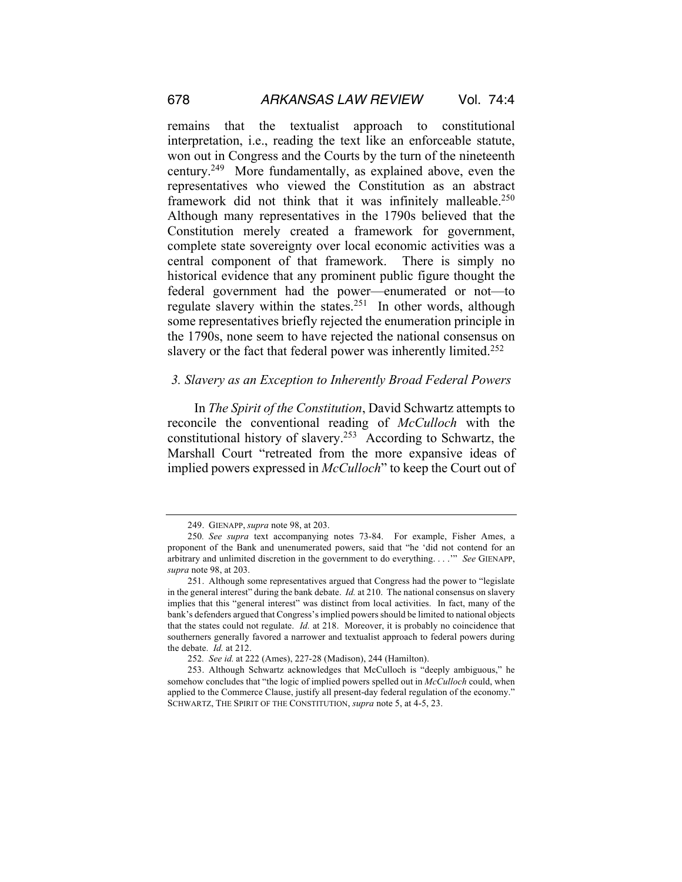remains that the textualist approach to constitutional interpretation, i.e., reading the text like an enforceable statute, won out in Congress and the Courts by the turn of the nineteenth century.[249] More fundamentally, as explained above, even the representatives who viewed the Constitution as an abstract framework did not think that it was infinitely malleable.[250] Although many representatives in the 1790s believed that the Constitution merely created a framework for government, complete state sovereignty over local economic activities was a central component of that framework. There is simply no historical evidence that any prominent public figure thought the federal government had the power—enumerated or not—to regulate slavery within the states.[251] In other words, although some representatives briefly rejected the enumeration principle in the 1790s, none seem to have rejected the national consensus on slavery or the fact that federal power was inherently limited.[252]

### *3. Slavery as an Exception to Inherently Broad Federal Powers*

In *The Spirit of the Constitution*, David Schwartz attempts to reconcile the conventional reading of *McCulloch* with the constitutional history of slavery.[253] According to Schwartz, the Marshall Court "retreated from the more expansive ideas of implied powers expressed in *McCulloch*" to keep the Court out of

---

249. GIENAPP, *supra* note 98, at 203.

250. *See supra* text accompanying notes 73-84. For example, Fisher Ames, a proponent of the Bank and unenumerated powers, said that "he 'did not contend for an arbitrary and unlimited discretion in the government to do everything. . . .'" *See* GIENAPP, *supra* note 98, at 203.

251. Although some representatives argued that Congress had the power to "legislate in the general interest" during the bank debate. *Id.* at 210. The national consensus on slavery implies that this "general interest" was distinct from local activities. In fact, many of the bank's defenders argued that Congress's implied powers should be limited to national objects that the states could not regulate. *Id.* at 218. Moreover, it is probably no coincidence that southerners generally favored a narrower and textualist approach to federal powers during the debate. *Id.* at 212.

252. *See id.* at 222 (Ames), 227-28 (Madison), 244 (Hamilton).

253. Although Schwartz acknowledges that McCulloch is "deeply ambiguous," he somehow concludes that "the logic of implied powers spelled out in *McCulloch* could, when applied to the Commerce Clause, justify all present-day federal regulation of the economy." SCHWARTZ, THE SPIRIT OF THE CONSTITUTION, *supra* note 5, at 4-5, 23.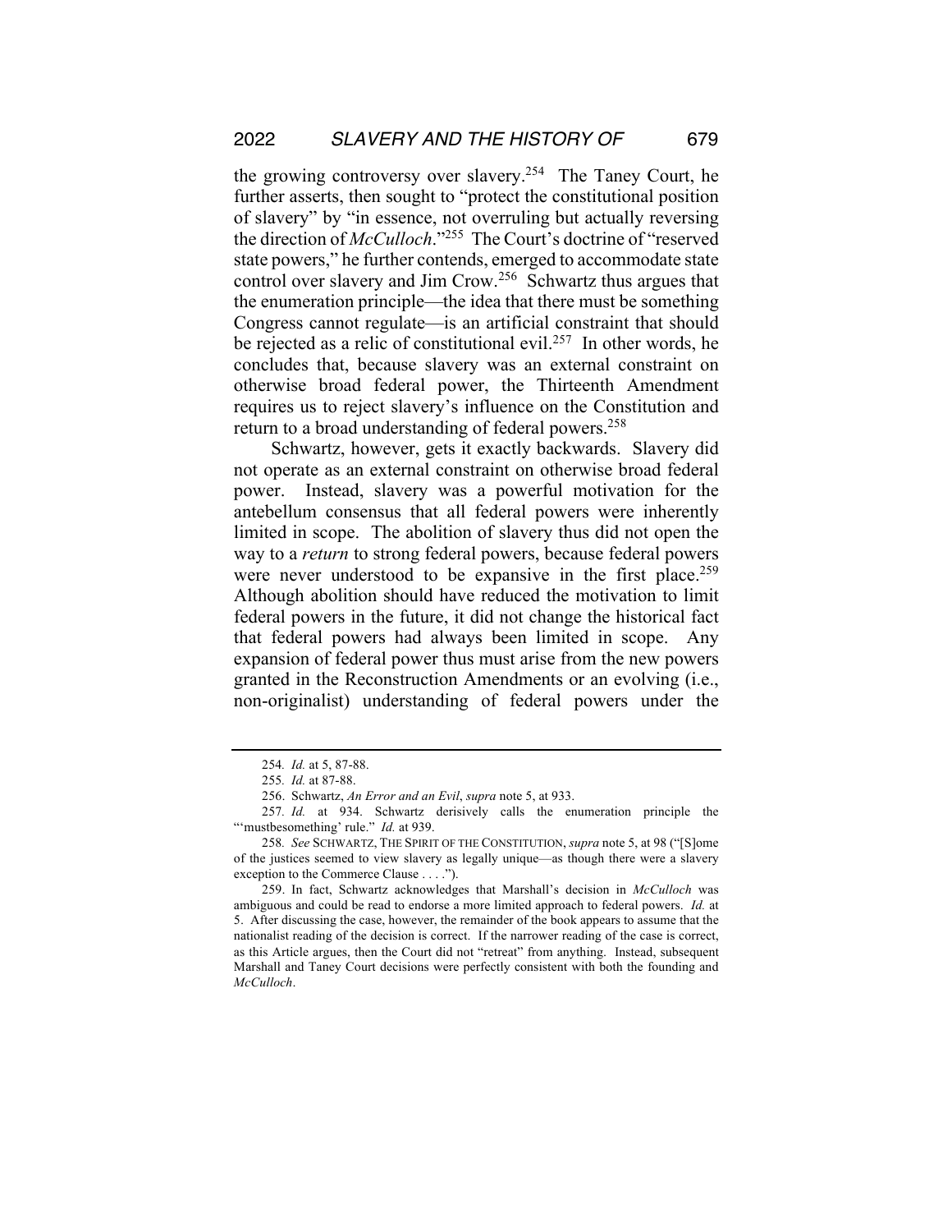the growing controversy over slavery.[254] The Taney Court, he further asserts, then sought to "protect the constitutional position of slavery" by "in essence, not overruling but actually reversing the direction of *McCulloch*."[255] The Court's doctrine of "reserved state powers," he further contends, emerged to accommodate state control over slavery and Jim Crow.[256] Schwartz thus argues that the enumeration principle—the idea that there must be something Congress cannot regulate—is an artificial constraint that should be rejected as a relic of constitutional evil.[257] In other words, he concludes that, because slavery was an external constraint on otherwise broad federal power, the Thirteenth Amendment requires us to reject slavery's influence on the Constitution and return to a broad understanding of federal powers.[258]

Schwartz, however, gets it exactly backwards. Slavery did not operate as an external constraint on otherwise broad federal power. Instead, slavery was a powerful motivation for the antebellum consensus that all federal powers were inherently limited in scope. The abolition of slavery thus did not open the way to a *return* to strong federal powers, because federal powers were never understood to be expansive in the first place.[259] Although abolition should have reduced the motivation to limit federal powers in the future, it did not change the historical fact that federal powers had always been limited in scope. Any expansion of federal power thus must arise from the new powers granted in the Reconstruction Amendments or an evolving (i.e., non-originalist) understanding of federal powers under the

---

254. *Id.* at 5, 87-88.

255. *Id.* at 87-88.

256. Schwartz, *An Error and an Evil*, *supra* note 5, at 933.

257. *Id.* at 934. Schwartz derisively calls the enumeration principle the "'mustbesomething' rule." *Id.* at 939.

258. *See* SCHWARTZ, THE SPIRIT OF THE CONSTITUTION, *supra* note 5, at 98 ("[S]ome of the justices seemed to view slavery as legally unique—as though there were a slavery exception to the Commerce Clause . . . .").

259. In fact, Schwartz acknowledges that Marshall's decision in *McCulloch* was ambiguous and could be read to endorse a more limited approach to federal powers. *Id.* at 5. After discussing the case, however, the remainder of the book appears to assume that the nationalist reading of the decision is correct. If the narrower reading of the case is correct, as this Article argues, then the Court did not "retreat" from anything. Instead, subsequent Marshall and Taney Court decisions were perfectly consistent with both the founding and *McCulloch*.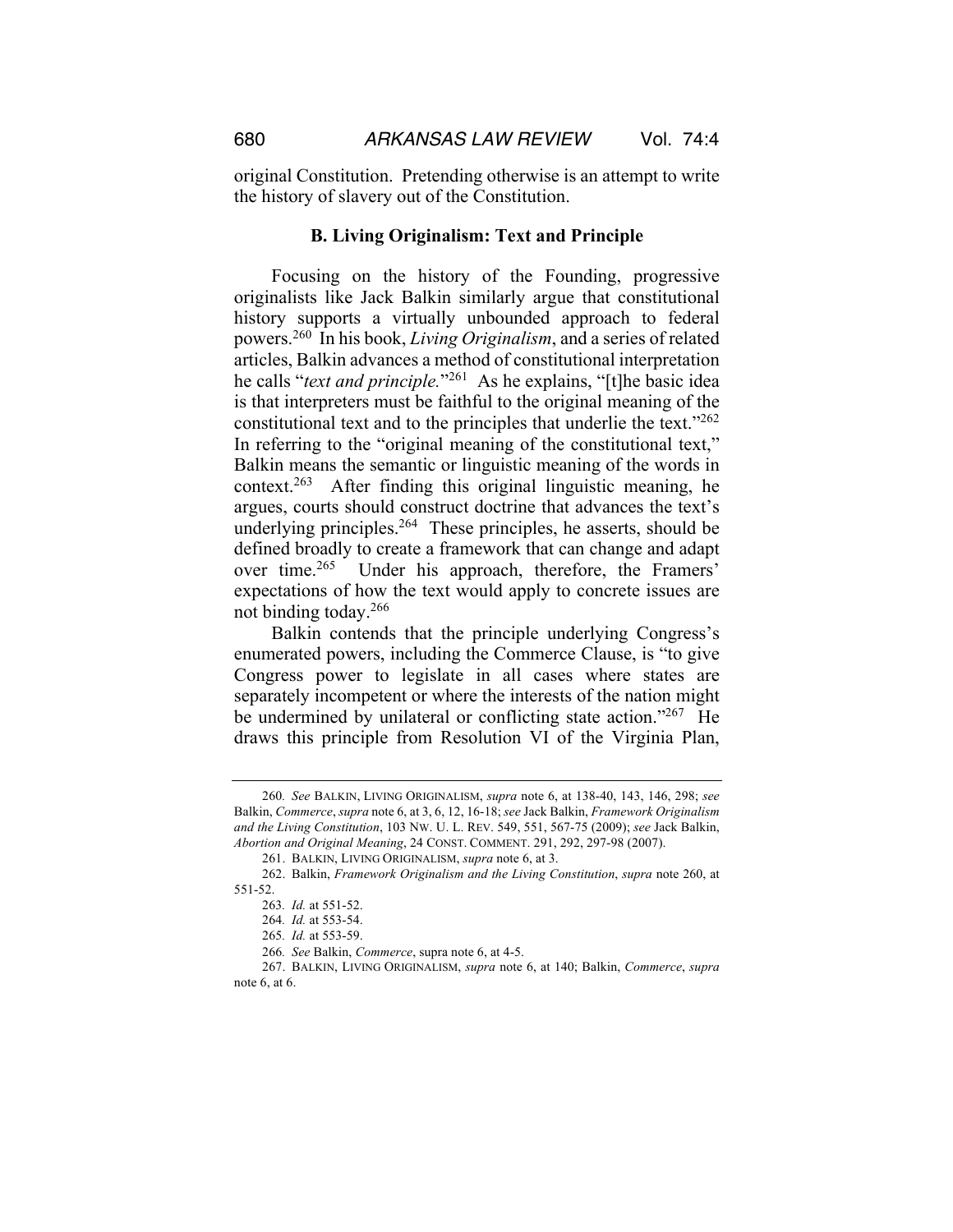original Constitution. Pretending otherwise is an attempt to write the history of slavery out of the Constitution.

### B. Living Originalism: Text and Principle

Focusing on the history of the Founding, progressive originalists like Jack Balkin similarly argue that constitutional history supports a virtually unbounded approach to federal powers.[260] In his book, *Living Originalism*, and a series of related articles, Balkin advances a method of constitutional interpretation he calls "*text and principle.*"[261] As he explains, "[t]he basic idea is that interpreters must be faithful to the original meaning of the constitutional text and to the principles that underlie the text."[262] In referring to the "original meaning of the constitutional text," Balkin means the semantic or linguistic meaning of the words in context.[263] After finding this original linguistic meaning, he argues, courts should construct doctrine that advances the text's underlying principles.[264] These principles, he asserts, should be defined broadly to create a framework that can change and adapt over time.[265] Under his approach, therefore, the Framers' expectations of how the text would apply to concrete issues are not binding today.[266]

Balkin contends that the principle underlying Congress's enumerated powers, including the Commerce Clause, is "to give Congress power to legislate in all cases where states are separately incompetent or where the interests of the nation might be undermined by unilateral or conflicting state action."[267] He draws this principle from Resolution VI of the Virginia Plan,

---

260. *See* BALKIN, LIVING ORIGINALISM, *supra* note 6, at 138-40, 143, 146, 298; *see* Balkin, *Commerce*, *supra* note 6, at 3, 6, 12, 16-18; *see* Jack Balkin, *Framework Originalism and the Living Constitution*, 103 NW. U. L. REV. 549, 551, 567-75 (2009); *see* Jack Balkin, *Abortion and Original Meaning*, 24 CONST. COMMENT. 291, 292, 297-98 (2007).

261. BALKIN, LIVING ORIGINALISM, *supra* note 6, at 3.

262. Balkin, *Framework Originalism and the Living Constitution*, *supra* note 260, at 551-52.

263. *Id.* at 551-52.

264. *Id.* at 553-54.

265. *Id.* at 553-59.

266. *See* Balkin, *Commerce*, supra note 6, at 4-5.

267. BALKIN, LIVING ORIGINALISM, *supra* note 6, at 140; Balkin, *Commerce*, *supra* note 6, at 6.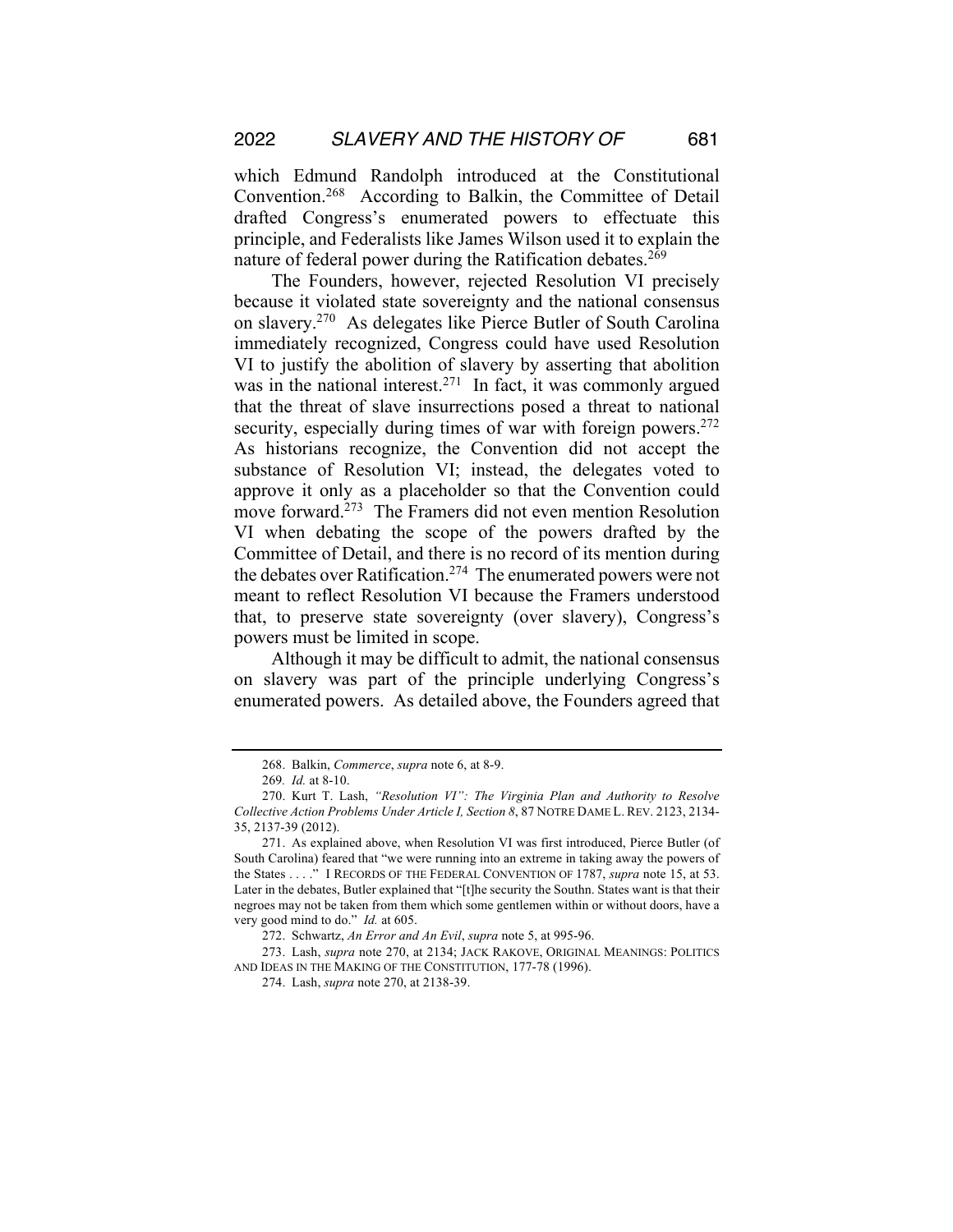which Edmund Randolph introduced at the Constitutional Convention.[268] According to Balkin, the Committee of Detail drafted Congress's enumerated powers to effectuate this principle, and Federalists like James Wilson used it to explain the nature of federal power during the Ratification debates.[269]

The Founders, however, rejected Resolution VI precisely because it violated state sovereignty and the national consensus on slavery.[270] As delegates like Pierce Butler of South Carolina immediately recognized, Congress could have used Resolution VI to justify the abolition of slavery by asserting that abolition was in the national interest.[271] In fact, it was commonly argued that the threat of slave insurrections posed a threat to national security, especially during times of war with foreign powers.[272] As historians recognize, the Convention did not accept the substance of Resolution VI; instead, the delegates voted to approve it only as a placeholder so that the Convention could move forward.[273] The Framers did not even mention Resolution VI when debating the scope of the powers drafted by the Committee of Detail, and there is no record of its mention during the debates over Ratification.[274] The enumerated powers were not meant to reflect Resolution VI because the Framers understood that, to preserve state sovereignty (over slavery), Congress's powers must be limited in scope.

Although it may be difficult to admit, the national consensus on slavery was part of the principle underlying Congress's enumerated powers. As detailed above, the Founders agreed that

---

268. Balkin, *Commerce*, *supra* note 6, at 8-9.

269. *Id.* at 8-10.

270. Kurt T. Lash, *"Resolution VI": The Virginia Plan and Authority to Resolve Collective Action Problems Under Article I, Section 8*, 87 NOTRE DAME L. REV. 2123, 2134-35, 2137-39 (2012).

271. As explained above, when Resolution VI was first introduced, Pierce Butler (of South Carolina) feared that "we were running into an extreme in taking away the powers of the States . . . ." I RECORDS OF THE FEDERAL CONVENTION OF 1787, *supra* note 15, at 53. Later in the debates, Butler explained that "[t]he security the Southn. States want is that their negroes may not be taken from them which some gentlemen within or without doors, have a very good mind to do." *Id.* at 605.

272. Schwartz, *An Error and An Evil*, *supra* note 5, at 995-96.

273. Lash, *supra* note 270, at 2134; JACK RAKOVE, ORIGINAL MEANINGS: POLITICS AND IDEAS IN THE MAKING OF THE CONSTITUTION, 177-78 (1996).

274. Lash, *supra* note 270, at 2138-39.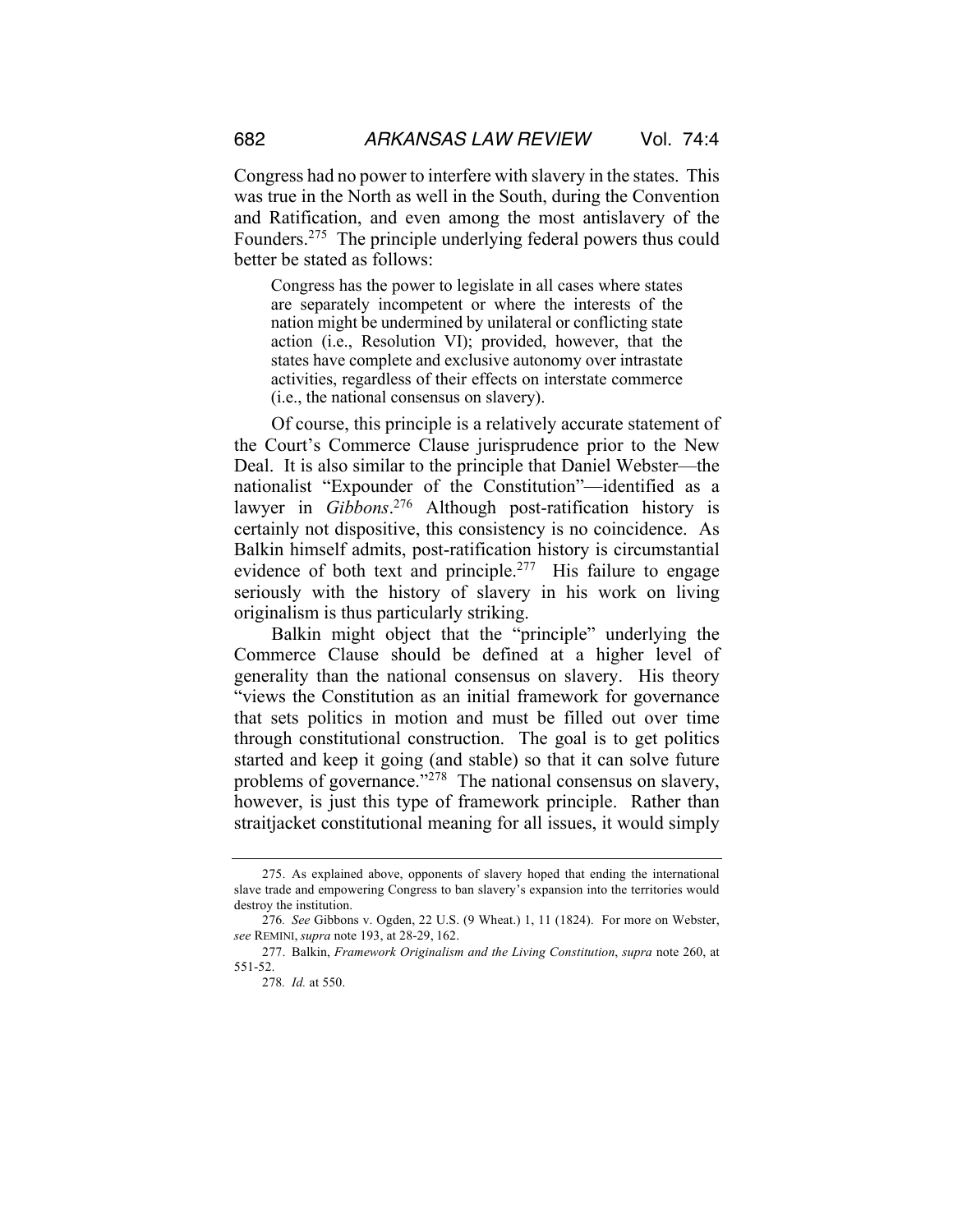Congress had no power to interfere with slavery in the states. This was true in the North as well in the South, during the Convention and Ratification, and even among the most antislavery of the Founders.[275] The principle underlying federal powers thus could better be stated as follows:

> Congress has the power to legislate in all cases where states are separately incompetent or where the interests of the nation might be undermined by unilateral or conflicting state action (i.e., Resolution VI); provided, however, that the states have complete and exclusive autonomy over intrastate activities, regardless of their effects on interstate commerce (i.e., the national consensus on slavery).

Of course, this principle is a relatively accurate statement of the Court's Commerce Clause jurisprudence prior to the New Deal. It is also similar to the principle that Daniel Webster—the nationalist "Expounder of the Constitution"—identified as a lawyer in *Gibbons*.[276] Although post-ratification history is certainly not dispositive, this consistency is no coincidence. As Balkin himself admits, post-ratification history is circumstantial evidence of both text and principle.[277] His failure to engage seriously with the history of slavery in his work on living originalism is thus particularly striking.

Balkin might object that the "principle" underlying the Commerce Clause should be defined at a higher level of generality than the national consensus on slavery. His theory "views the Constitution as an initial framework for governance that sets politics in motion and must be filled out over time through constitutional construction. The goal is to get politics started and keep it going (and stable) so that it can solve future problems of governance."[278] The national consensus on slavery, however, is just this type of framework principle. Rather than straitjacket constitutional meaning for all issues, it would simply

---

275. As explained above, opponents of slavery hoped that ending the international slave trade and empowering Congress to ban slavery's expansion into the territories would destroy the institution.

276. *See* Gibbons v. Ogden, 22 U.S. (9 Wheat.) 1, 11 (1824). For more on Webster, *see* REMINI, *supra* note 193, at 28-29, 162.

277. Balkin, *Framework Originalism and the Living Constitution*, *supra* note 260, at 551-52.

278. *Id.* at 550.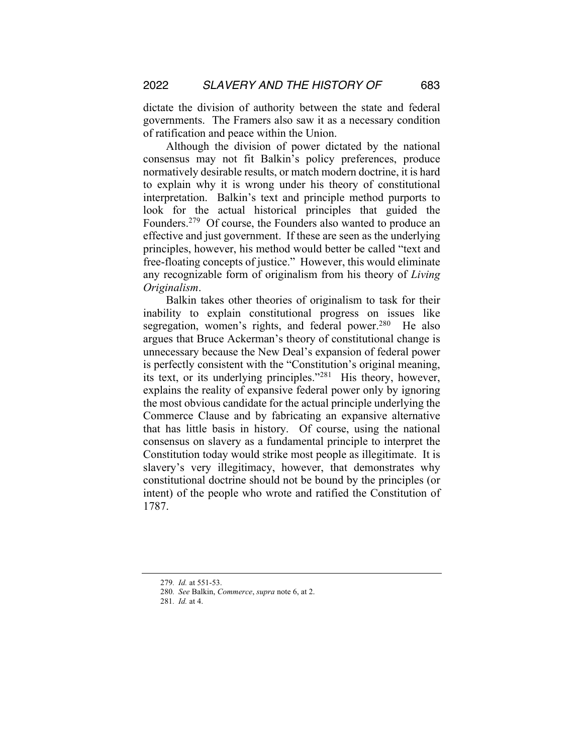dictate the division of authority between the state and federal governments. The Framers also saw it as a necessary condition of ratification and peace within the Union.

Although the division of power dictated by the national consensus may not fit Balkin's policy preferences, produce normatively desirable results, or match modern doctrine, it is hard to explain why it is wrong under his theory of constitutional interpretation. Balkin's text and principle method purports to look for the actual historical principles that guided the Founders.[279] Of course, the Founders also wanted to produce an effective and just government. If these are seen as the underlying principles, however, his method would better be called "text and free-floating concepts of justice." However, this would eliminate any recognizable form of originalism from his theory of *Living Originalism*.

Balkin takes other theories of originalism to task for their inability to explain constitutional progress on issues like segregation, women's rights, and federal power.[280] He also argues that Bruce Ackerman's theory of constitutional change is unnecessary because the New Deal's expansion of federal power is perfectly consistent with the "Constitution's original meaning, its text, or its underlying principles."[281] His theory, however, explains the reality of expansive federal power only by ignoring the most obvious candidate for the actual principle underlying the Commerce Clause and by fabricating an expansive alternative that has little basis in history. Of course, using the national consensus on slavery as a fundamental principle to interpret the Constitution today would strike most people as illegitimate. It is slavery's very illegitimacy, however, that demonstrates why constitutional doctrine should not be bound by the principles (or intent) of the people who wrote and ratified the Constitution of 1787.

---

279. *Id.* at 551-53.

280. *See* Balkin, *Commerce*, *supra* note 6, at 2.

281. *Id.* at 4.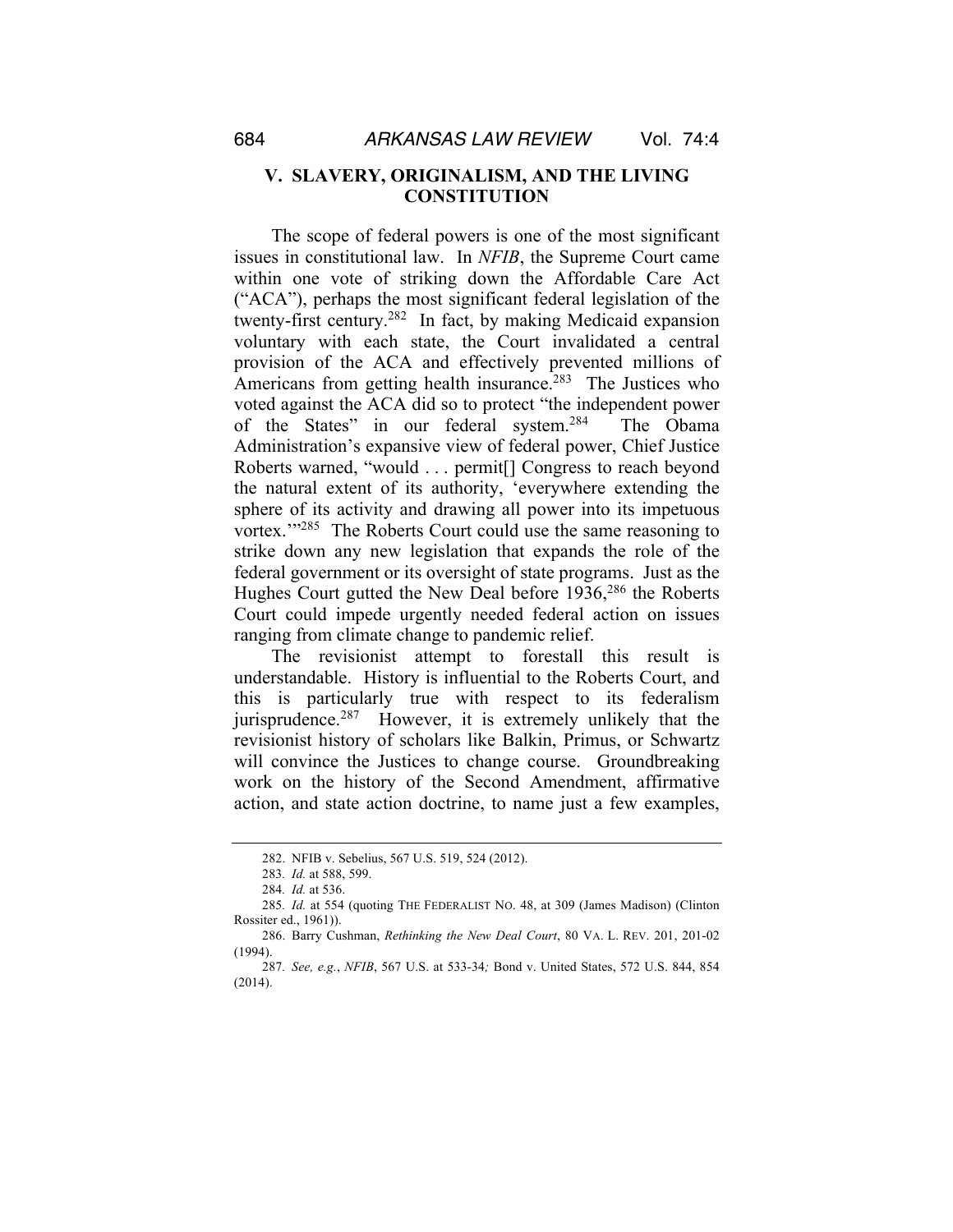## V. SLAVERY, ORIGINALISM, AND THE LIVING CONSTITUTION

The scope of federal powers is one of the most significant issues in constitutional law. In *NFIB*, the Supreme Court came within one vote of striking down the Affordable Care Act ("ACA"), perhaps the most significant federal legislation of the twenty-first century.[282] In fact, by making Medicaid expansion voluntary with each state, the Court invalidated a central provision of the ACA and effectively prevented millions of Americans from getting health insurance.[283] The Justices who voted against the ACA did so to protect "the independent power of the States" in our federal system.[284] The Obama Administration's expansive view of federal power, Chief Justice Roberts warned, "would . . . permit[] Congress to reach beyond the natural extent of its authority, 'everywhere extending the sphere of its activity and drawing all power into its impetuous vortex.'"[285] The Roberts Court could use the same reasoning to strike down any new legislation that expands the role of the federal government or its oversight of state programs. Just as the Hughes Court gutted the New Deal before 1936,[286] the Roberts Court could impede urgently needed federal action on issues ranging from climate change to pandemic relief.

The revisionist attempt to forestall this result is understandable. History is influential to the Roberts Court, and this is particularly true with respect to its federalism jurisprudence.[287] However, it is extremely unlikely that the revisionist history of scholars like Balkin, Primus, or Schwartz will convince the Justices to change course. Groundbreaking work on the history of the Second Amendment, affirmative action, and state action doctrine, to name just a few examples,

---

282. NFIB v. Sebelius, 567 U.S. 519, 524 (2012).

283. *Id.* at 588, 599.

284. *Id.* at 536.

285. *Id.* at 554 (quoting THE FEDERALIST NO. 48, at 309 (James Madison) (Clinton Rossiter ed., 1961)).

286. Barry Cushman, *Rethinking the New Deal Court*, 80 VA. L. REV. 201, 201-02 (1994).

287. *See, e.g.*, *NFIB*, 567 U.S. at 533-34*;* Bond v. United States, 572 U.S. 844, 854 (2014).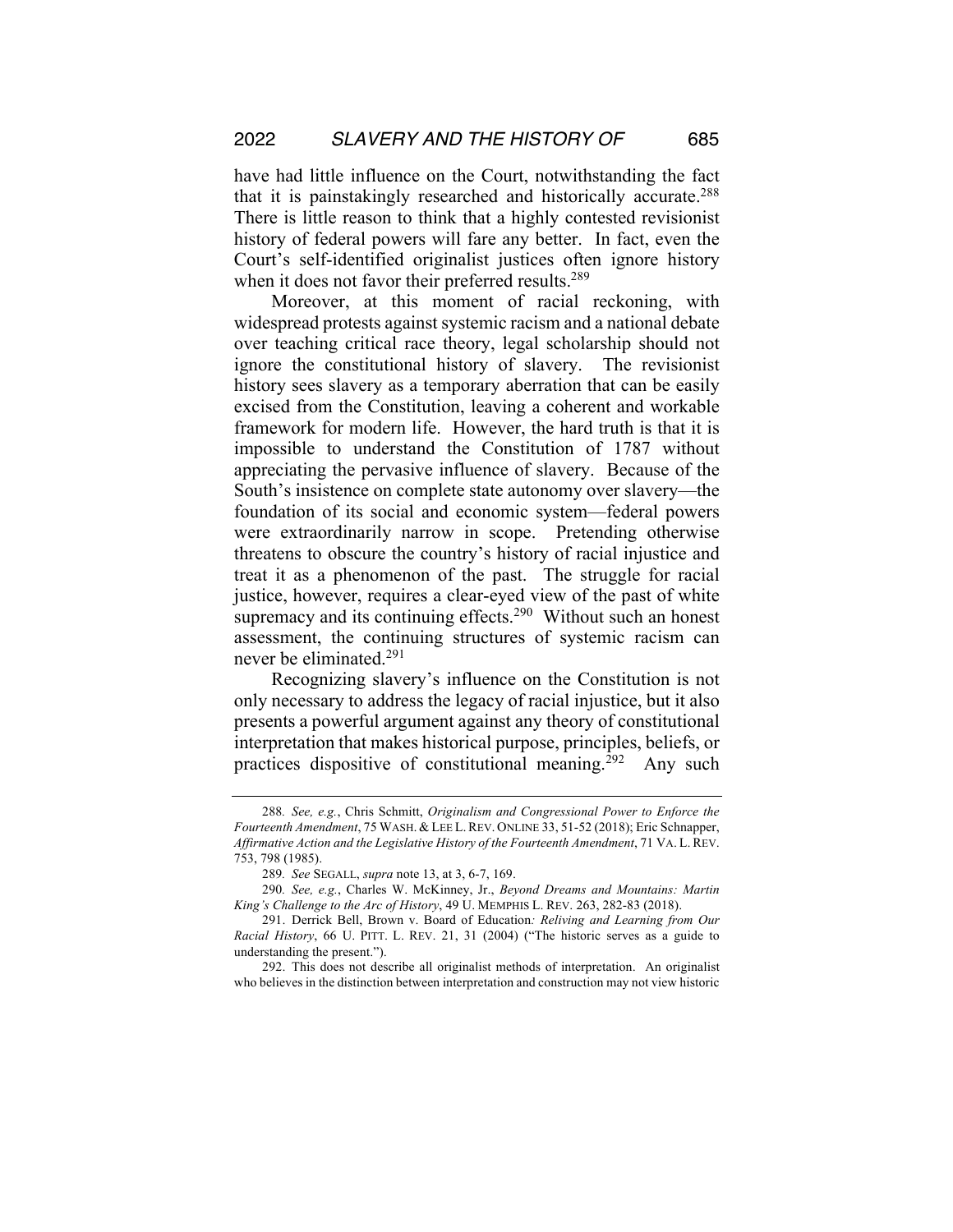have had little influence on the Court, notwithstanding the fact that it is painstakingly researched and historically accurate.[288] There is little reason to think that a highly contested revisionist history of federal powers will fare any better. In fact, even the Court's self-identified originalist justices often ignore history when it does not favor their preferred results.[289]

Moreover, at this moment of racial reckoning, with widespread protests against systemic racism and a national debate over teaching critical race theory, legal scholarship should not ignore the constitutional history of slavery. The revisionist history sees slavery as a temporary aberration that can be easily excised from the Constitution, leaving a coherent and workable framework for modern life. However, the hard truth is that it is impossible to understand the Constitution of 1787 without appreciating the pervasive influence of slavery. Because of the South's insistence on complete state autonomy over slavery—the foundation of its social and economic system—federal powers were extraordinarily narrow in scope. Pretending otherwise threatens to obscure the country's history of racial injustice and treat it as a phenomenon of the past. The struggle for racial justice, however, requires a clear-eyed view of the past of white supremacy and its continuing effects.[290] Without such an honest assessment, the continuing structures of systemic racism can never be eliminated.[291]

Recognizing slavery's influence on the Constitution is not only necessary to address the legacy of racial injustice, but it also presents a powerful argument against any theory of constitutional interpretation that makes historical purpose, principles, beliefs, or practices dispositive of constitutional meaning.[292] Any such

---

288. *See, e.g.*, Chris Schmitt, *Originalism and Congressional Power to Enforce the Fourteenth Amendment*, 75 WASH. & LEE L. REV. ONLINE 33, 51-52 (2018); Eric Schnapper, *Affirmative Action and the Legislative History of the Fourteenth Amendment*, 71 VA. L. REV. 753, 798 (1985).

289. *See* SEGALL, *supra* note 13, at 3, 6-7, 169.

290. *See, e.g.*, Charles W. McKinney, Jr., *Beyond Dreams and Mountains: Martin King's Challenge to the Arc of History*, 49 U. MEMPHIS L. REV. 263, 282-83 (2018).

291. Derrick Bell, *Brown v. Board of Education: Reliving and Learning from Our Racial History*, 66 U. PITT. L. REV. 21, 31 (2004) ("The historic serves as a guide to understanding the present.").

292. This does not describe all originalist methods of interpretation. An originalist who believes in the distinction between interpretation and construction may not view historic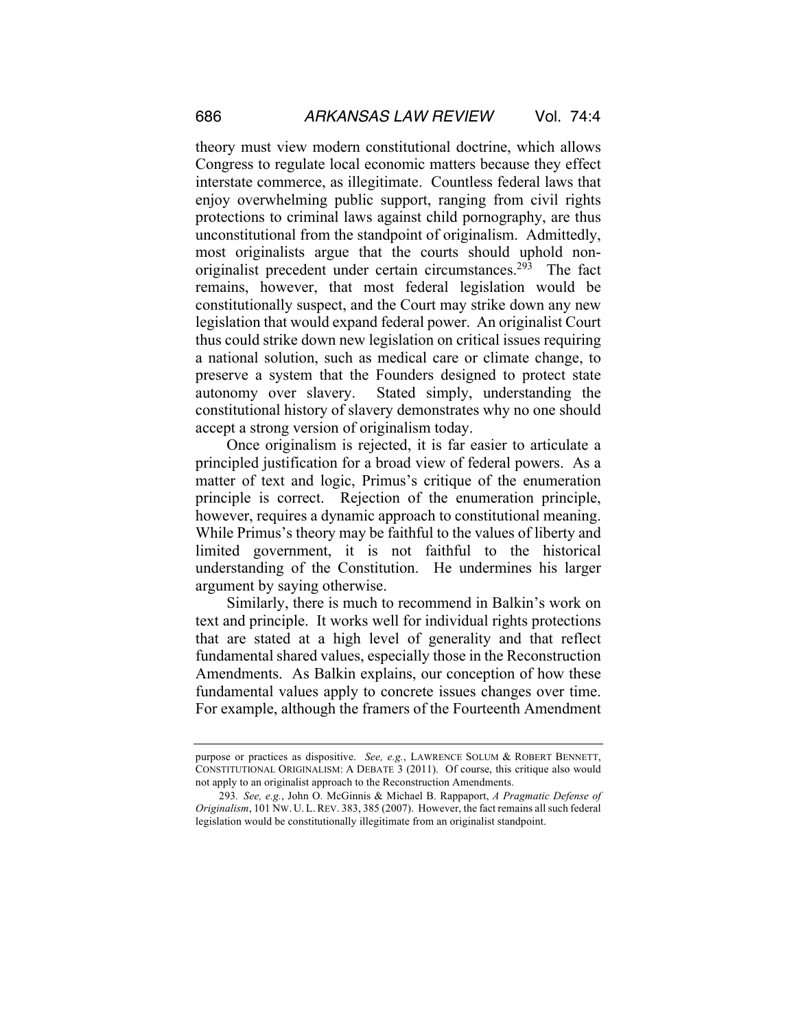theory must view modern constitutional doctrine, which allows Congress to regulate local economic matters because they effect interstate commerce, as illegitimate. Countless federal laws that enjoy overwhelming public support, ranging from civil rights protections to criminal laws against child pornography, are thus unconstitutional from the standpoint of originalism. Admittedly, most originalists argue that the courts should uphold non-originalist precedent under certain circumstances.[293] The fact remains, however, that most federal legislation would be constitutionally suspect, and the Court may strike down any new legislation that would expand federal power. An originalist Court thus could strike down new legislation on critical issues requiring a national solution, such as medical care or climate change, to preserve a system that the Founders designed to protect state autonomy over slavery. Stated simply, understanding the constitutional history of slavery demonstrates why no one should accept a strong version of originalism today.

Once originalism is rejected, it is far easier to articulate a principled justification for a broad view of federal powers. As a matter of text and logic, Primus's critique of the enumeration principle is correct. Rejection of the enumeration principle, however, requires a dynamic approach to constitutional meaning. While Primus's theory may be faithful to the values of liberty and limited government, it is not faithful to the historical understanding of the Constitution. He undermines his larger argument by saying otherwise.

Similarly, there is much to recommend in Balkin's work on text and principle. It works well for individual rights protections that are stated at a high level of generality and that reflect fundamental shared values, especially those in the Reconstruction Amendments. As Balkin explains, our conception of how these fundamental values apply to concrete issues changes over time. For example, although the framers of the Fourteenth Amendment

---

purpose or practices as dispositive. *See, e.g.*, LAWRENCE SOLUM & ROBERT BENNETT, CONSTITUTIONAL ORIGINALISM: A DEBATE 3 (2011). Of course, this critique also would not apply to an originalist approach to the Reconstruction Amendments.

293. *See, e.g.*, John O. McGinnis & Michael B. Rappaport, *A Pragmatic Defense of Originalism*, 101 NW. U. L. REV. 383, 385 (2007). However, the fact remains all such federal legislation would be constitutionally illegitimate from an originalist standpoint.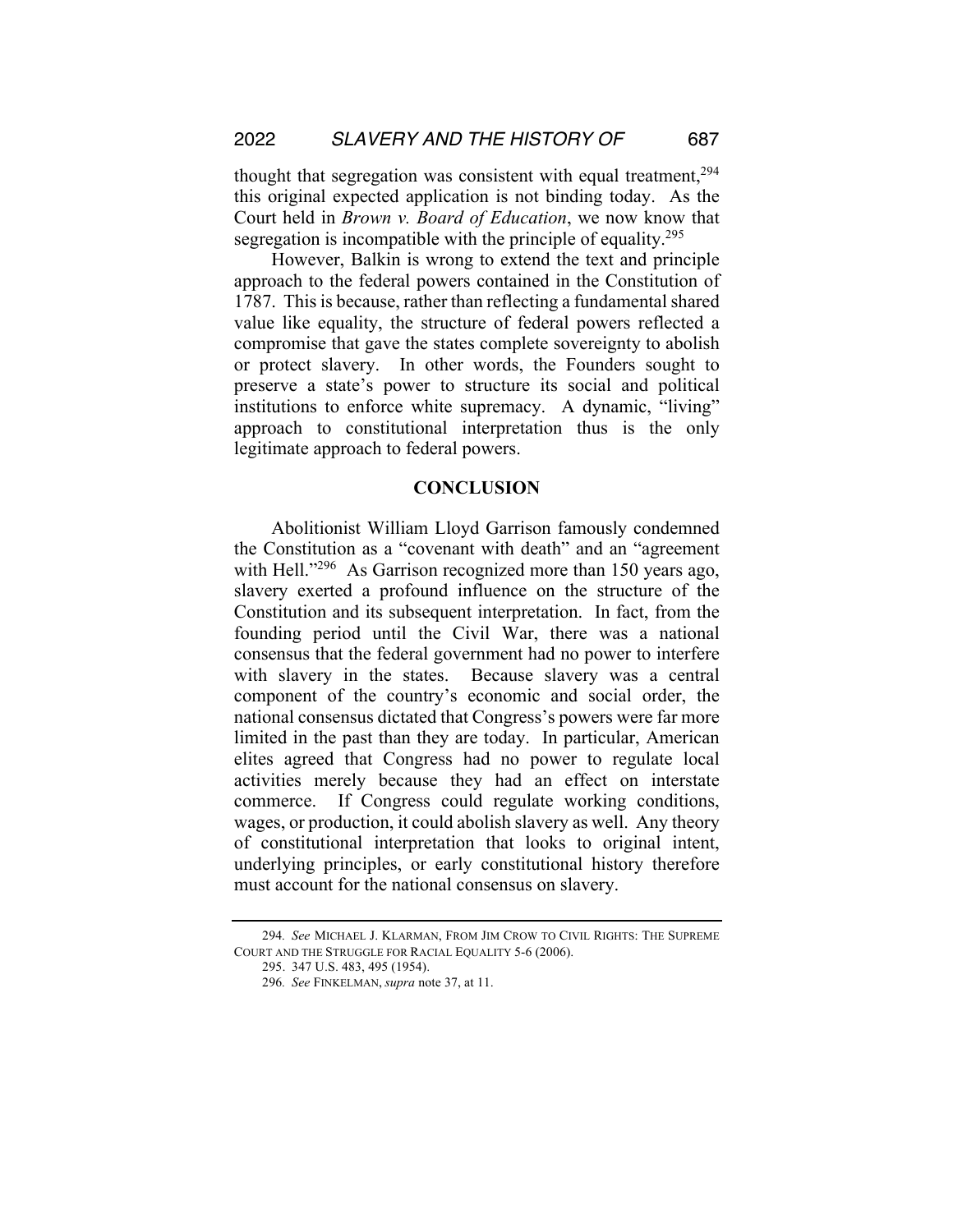thought that segregation was consistent with equal treatment,[294] this original expected application is not binding today. As the Court held in *Brown v. Board of Education*, we now know that segregation is incompatible with the principle of equality.[295]

However, Balkin is wrong to extend the text and principle approach to the federal powers contained in the Constitution of 1787. This is because, rather than reflecting a fundamental shared value like equality, the structure of federal powers reflected a compromise that gave the states complete sovereignty to abolish or protect slavery. In other words, the Founders sought to preserve a state's power to structure its social and political institutions to enforce white supremacy. A dynamic, "living" approach to constitutional interpretation thus is the only legitimate approach to federal powers.

## CONCLUSION

Abolitionist William Lloyd Garrison famously condemned the Constitution as a "covenant with death" and an "agreement with Hell."[296] As Garrison recognized more than 150 years ago, slavery exerted a profound influence on the structure of the Constitution and its subsequent interpretation. In fact, from the founding period until the Civil War, there was a national consensus that the federal government had no power to interfere with slavery in the states. Because slavery was a central component of the country's economic and social order, the national consensus dictated that Congress's powers were far more limited in the past than they are today. In particular, American elites agreed that Congress had no power to regulate local activities merely because they had an effect on interstate commerce. If Congress could regulate working conditions, wages, or production, it could abolish slavery as well. Any theory of constitutional interpretation that looks to original intent, underlying principles, or early constitutional history therefore must account for the national consensus on slavery.

---

294. *See* MICHAEL J. KLARMAN, FROM JIM CROW TO CIVIL RIGHTS: THE SUPREME COURT AND THE STRUGGLE FOR RACIAL EQUALITY 5-6 (2006).

295. 347 U.S. 483, 495 (1954).

296. *See* FINKELMAN, *supra* note 37, at 11.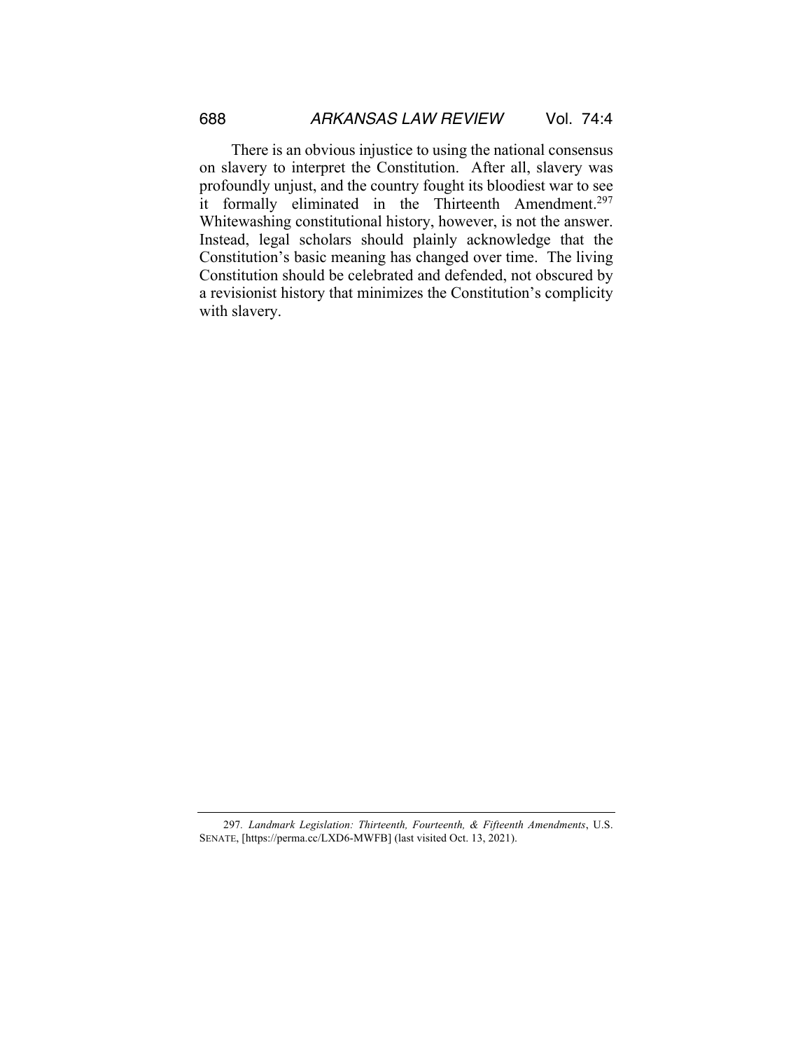There is an obvious injustice to using the national consensus on slavery to interpret the Constitution. After all, slavery was profoundly unjust, and the country fought its bloodiest war to see it formally eliminated in the Thirteenth Amendment.[297] Whitewashing constitutional history, however, is not the answer. Instead, legal scholars should plainly acknowledge that the Constitution's basic meaning has changed over time. The living Constitution should be celebrated and defended, not obscured by a revisionist history that minimizes the Constitution's complicity with slavery.

---

297. *Landmark Legislation: Thirteenth, Fourteenth, & Fifteenth Amendments*, U.S. SENATE, [https://perma.cc/LXD6-MWFB] (last visited Oct. 13, 2021).